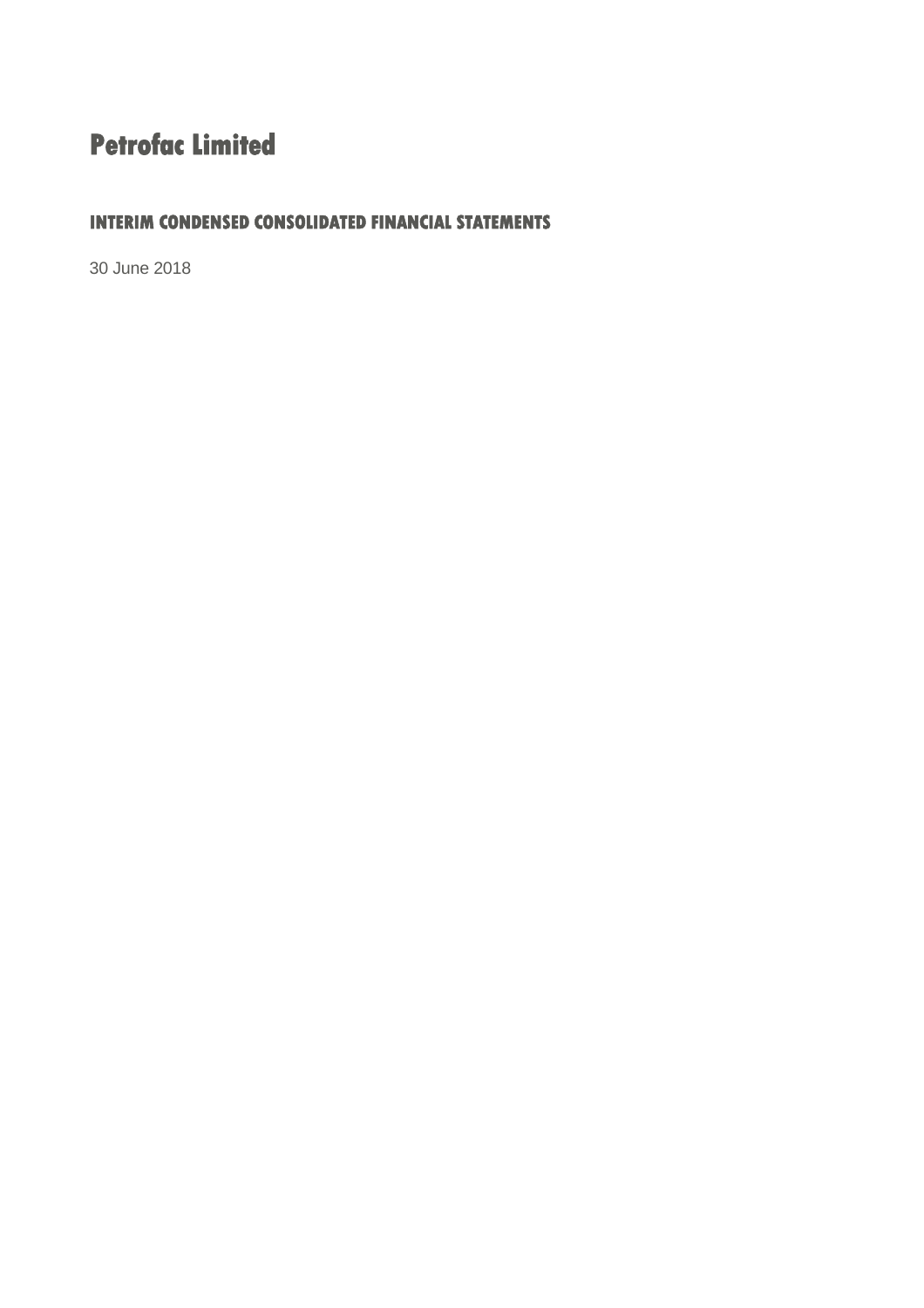# Petrofac Limited

## INTERIM CONDENSED CONSOLIDATED FINANCIAL STATEMENTS

30 June 2018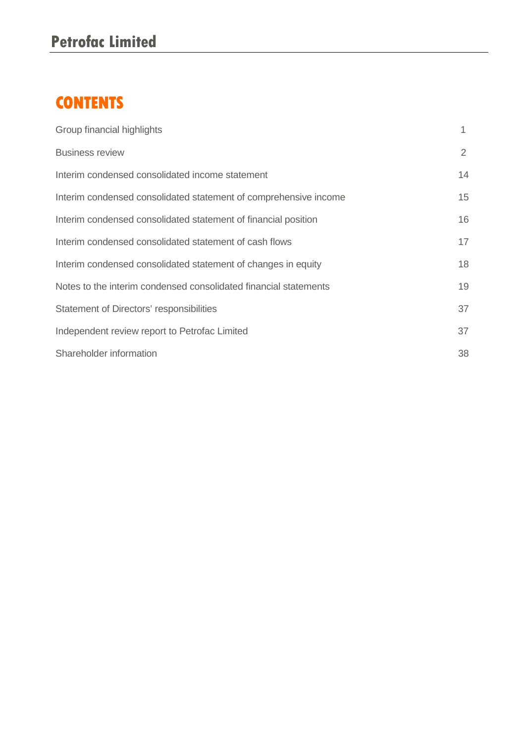# CONTENTS

| | |
|---|---|
| Group financial highlights | 1 |
| Business review | 2 |
| Interim condensed consolidated income statement | 14 |
| Interim condensed consolidated statement of comprehensive income | 15 |
| Interim condensed consolidated statement of financial position | 16 |
| Interim condensed consolidated statement of cash flows | 17 |
| Interim condensed consolidated statement of changes in equity | 18 |
| Notes to the interim condensed consolidated financial statements | 19 |
| Statement of Directors' responsibilities | 37 |
| Independent review report to Petrofac Limited | 37 |
| Shareholder information | 38 |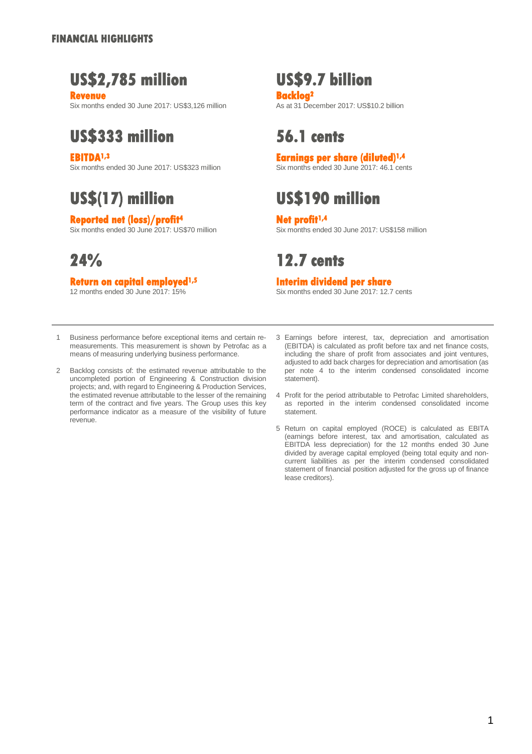## FINANCIAL HIGHLIGHTS

**US$2,785 million**
**Revenue**
Six months ended 30 June 2017: US$3,126 million

**US$9.7 billion**
**Backlog[2]**
As at 31 December 2017: US$10.2 billion

**US$333 million**
**EBITDA[1,3]**
Six months ended 30 June 2017: US$323 million

**56.1 cents**
**Earnings per share (diluted)[1,4]**
Six months ended 30 June 2017: 46.1 cents

**US$(17) million**
**Reported net (loss)/profit[4]**
Six months ended 30 June 2017: US$70 million

**US$190 million**
**Net profit[1,4]**
Six months ended 30 June 2017: US$158 million

**24%**
**Return on capital employed[1,5]**
12 months ended 30 June 2017: 15%

**12.7 cents**
**Interim dividend per share**
Six months ended 30 June 2017: 12.7 cents

---

1. Business performance before exceptional items and certain re-measurements. This measurement is shown by Petrofac as a means of measuring underlying business performance.
2. Backlog consists of: the estimated revenue attributable to the uncompleted portion of Engineering & Construction division projects; and, with regard to Engineering & Production Services, the estimated revenue attributable to the lesser of the remaining term of the contract and five years. The Group uses this key performance indicator as a measure of the visibility of future revenue.
3. Earnings before interest, tax, depreciation and amortisation (EBITDA) is calculated as profit before tax and net finance costs, including the share of profit from associates and joint ventures, adjusted to add back charges for depreciation and amortisation (as per note 4 to the interim condensed consolidated income statement).
4. Profit for the period attributable to Petrofac Limited shareholders, as reported in the interim condensed consolidated income statement.
5. Return on capital employed (ROCE) is calculated as EBITA (earnings before interest, tax and amortisation, calculated as EBITDA less depreciation) for the 12 months ended 30 June divided by average capital employed (being total equity and non-current liabilities as per the interim condensed consolidated statement of financial position adjusted for the gross up of finance lease creditors).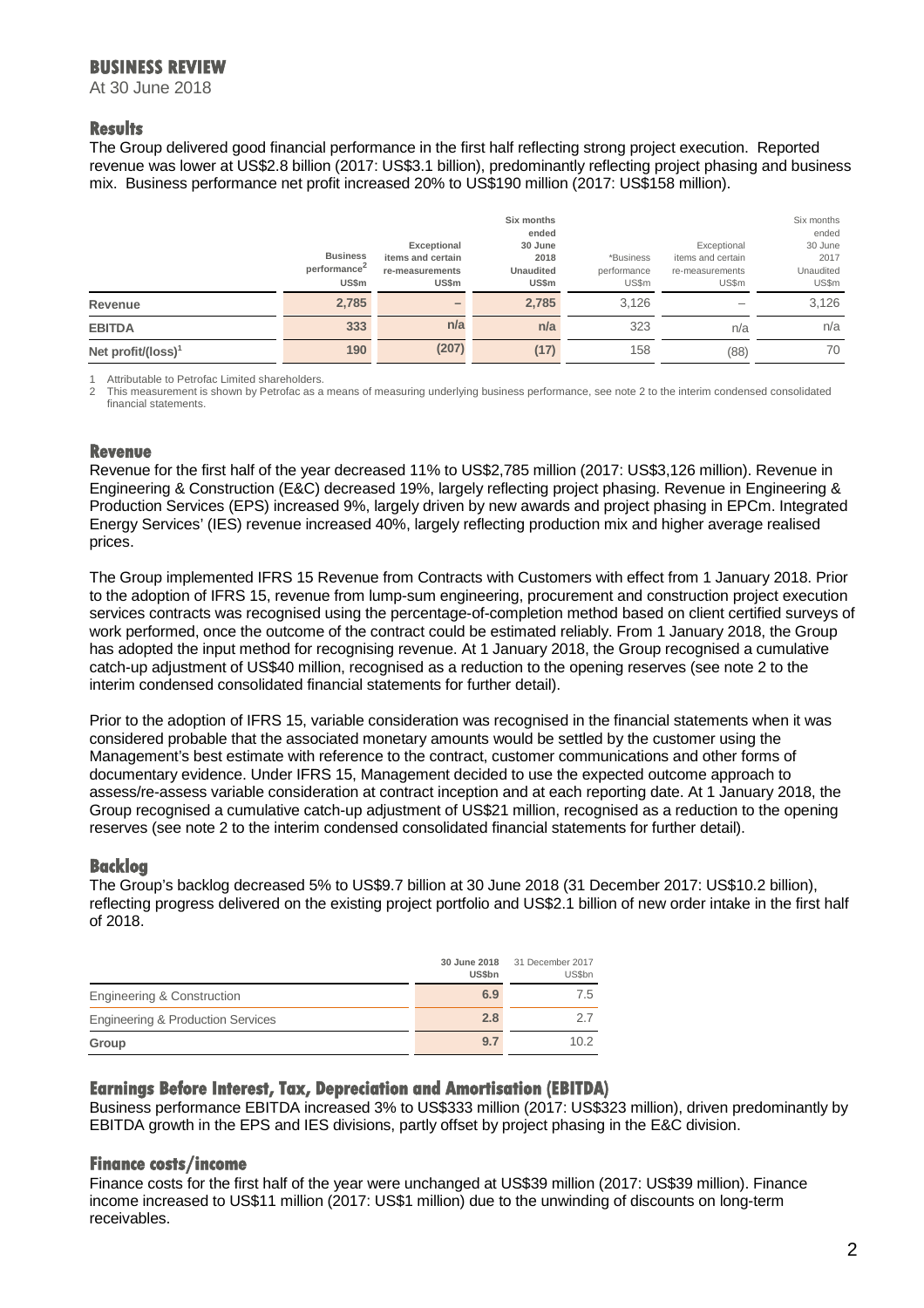# BUSINESS REVIEW

At 30 June 2018

## Results

The Group delivered good financial performance in the first half reflecting strong project execution. Reported revenue was lower at US$2.8 billion (2017: US$3.1 billion), predominantly reflecting project phasing and business mix. Business performance net profit increased 20% to US$190 million (2017: US$158 million).

| | Business performance[2] US$m | Exceptional items and certain re-measurements US$m | Six months ended 30 June 2018 Unaudited US$m | *Business performance US$m | Exceptional items and certain re-measurements US$m | Six months ended 30 June 2017 Unaudited US$m |
|---|---|---|---|---|---|---|
| Revenue | 2,785 | – | 2,785 | 3,126 | – | 3,126 |
| EBITDA | 333 | n/a | n/a | 323 | n/a | n/a |
| Net profit/(loss)[1] | 190 | (207) | (17) | 158 | (88) | 70 |

1 Attributable to Petrofac Limited shareholders.
2 This measurement is shown by Petrofac as a means of measuring underlying business performance, see note 2 to the interim condensed consolidated financial statements.

## Revenue

Revenue for the first half of the year decreased 11% to US$2,785 million (2017: US$3,126 million). Revenue in Engineering & Construction (E&C) decreased 19%, largely reflecting project phasing. Revenue in Engineering & Production Services (EPS) increased 9%, largely driven by new awards and project phasing in EPCm. Integrated Energy Services' (IES) revenue increased 40%, largely reflecting production mix and higher average realised prices.

The Group implemented IFRS 15 Revenue from Contracts with Customers with effect from 1 January 2018. Prior to the adoption of IFRS 15, revenue from lump-sum engineering, procurement and construction project execution services contracts was recognised using the percentage-of-completion method based on client certified surveys of work performed, once the outcome of the contract could be estimated reliably. From 1 January 2018, the Group has adopted the input method for recognising revenue. At 1 January 2018, the Group recognised a cumulative catch-up adjustment of US$40 million, recognised as a reduction to the opening reserves (see note 2 to the interim condensed consolidated financial statements for further detail).

Prior to the adoption of IFRS 15, variable consideration was recognised in the financial statements when it was considered probable that the associated monetary amounts would be settled by the customer using the Management's best estimate with reference to the contract, customer communications and other forms of documentary evidence. Under IFRS 15, Management decided to use the expected outcome approach to assess/re-assess variable consideration at contract inception and at each reporting date. At 1 January 2018, the Group recognised a cumulative catch-up adjustment of US$21 million, recognised as a reduction to the opening reserves (see note 2 to the interim condensed consolidated financial statements for further detail).

## Backlog

The Group's backlog decreased 5% to US$9.7 billion at 30 June 2018 (31 December 2017: US$10.2 billion), reflecting progress delivered on the existing project portfolio and US$2.1 billion of new order intake in the first half of 2018.

| | 30 June 2018 US$bn | 31 December 2017 US$bn |
|---|---|---|
| Engineering & Construction | 6.9 | 7.5 |
| Engineering & Production Services | 2.8 | 2.7 |
| Group | 9.7 | 10.2 |

## Earnings Before Interest, Tax, Depreciation and Amortisation (EBITDA)

Business performance EBITDA increased 3% to US$333 million (2017: US$323 million), driven predominantly by EBITDA growth in the EPS and IES divisions, partly offset by project phasing in the E&C division.

## Finance costs/income

Finance costs for the first half of the year were unchanged at US$39 million (2017: US$39 million). Finance income increased to US$11 million (2017: US$1 million) due to the unwinding of discounts on long-term receivables.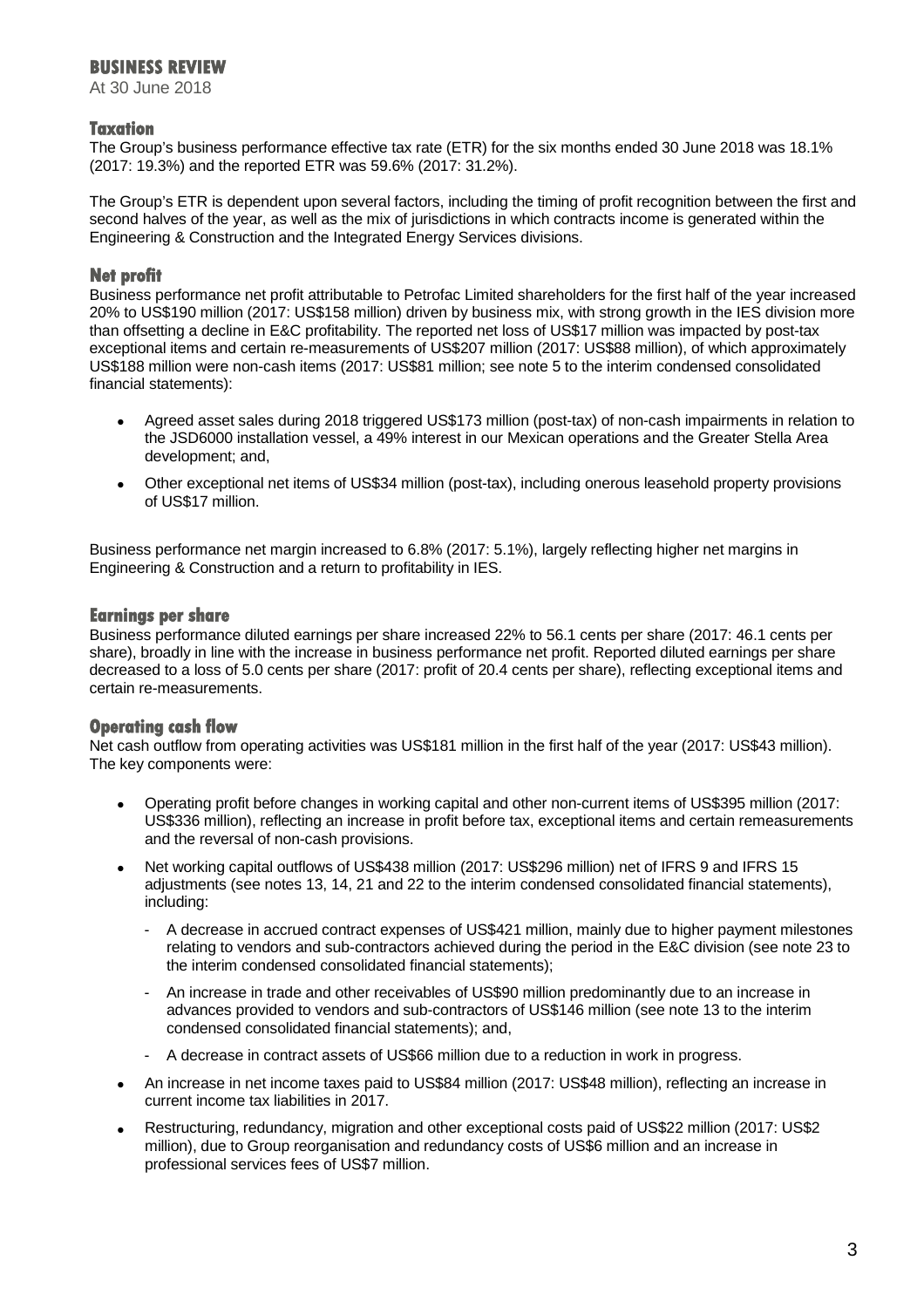# BUSINESS REVIEW

At 30 June 2018

## Taxation

The Group's business performance effective tax rate (ETR) for the six months ended 30 June 2018 was 18.1% (2017: 19.3%) and the reported ETR was 59.6% (2017: 31.2%).

The Group's ETR is dependent upon several factors, including the timing of profit recognition between the first and second halves of the year, as well as the mix of jurisdictions in which contracts income is generated within the Engineering & Construction and the Integrated Energy Services divisions.

## Net profit

Business performance net profit attributable to Petrofac Limited shareholders for the first half of the year increased 20% to US$190 million (2017: US$158 million) driven by business mix, with strong growth in the IES division more than offsetting a decline in E&C profitability. The reported net loss of US$17 million was impacted by post-tax exceptional items and certain re-measurements of US$207 million (2017: US$88 million), of which approximately US$188 million were non-cash items (2017: US$81 million; see note 5 to the interim condensed consolidated financial statements):

- Agreed asset sales during 2018 triggered US$173 million (post-tax) of non-cash impairments in relation to the JSD6000 installation vessel, a 49% interest in our Mexican operations and the Greater Stella Area development; and,
- Other exceptional net items of US$34 million (post-tax), including onerous leasehold property provisions of US$17 million.

Business performance net margin increased to 6.8% (2017: 5.1%), largely reflecting higher net margins in Engineering & Construction and a return to profitability in IES.

## Earnings per share

Business performance diluted earnings per share increased 22% to 56.1 cents per share (2017: 46.1 cents per share), broadly in line with the increase in business performance net profit. Reported diluted earnings per share decreased to a loss of 5.0 cents per share (2017: profit of 20.4 cents per share), reflecting exceptional items and certain re-measurements.

## Operating cash flow

Net cash outflow from operating activities was US$181 million in the first half of the year (2017: US$43 million). The key components were:

- Operating profit before changes in working capital and other non-current items of US$395 million (2017: US$336 million), reflecting an increase in profit before tax, exceptional items and certain remeasurements and the reversal of non-cash provisions.
- Net working capital outflows of US$438 million (2017: US$296 million) net of IFRS 9 and IFRS 15 adjustments (see notes 13, 14, 21 and 22 to the interim condensed consolidated financial statements), including:
  - A decrease in accrued contract expenses of US$421 million, mainly due to higher payment milestones relating to vendors and sub-contractors achieved during the period in the E&C division (see note 23 to the interim condensed consolidated financial statements);
  - An increase in trade and other receivables of US$90 million predominantly due to an increase in advances provided to vendors and sub-contractors of US$146 million (see note 13 to the interim condensed consolidated financial statements); and,
  - A decrease in contract assets of US$66 million due to a reduction in work in progress.
- An increase in net income taxes paid to US$84 million (2017: US$48 million), reflecting an increase in current income tax liabilities in 2017.
- Restructuring, redundancy, migration and other exceptional costs paid of US$22 million (2017: US$2 million), due to Group reorganisation and redundancy costs of US$6 million and an increase in professional services fees of US$7 million.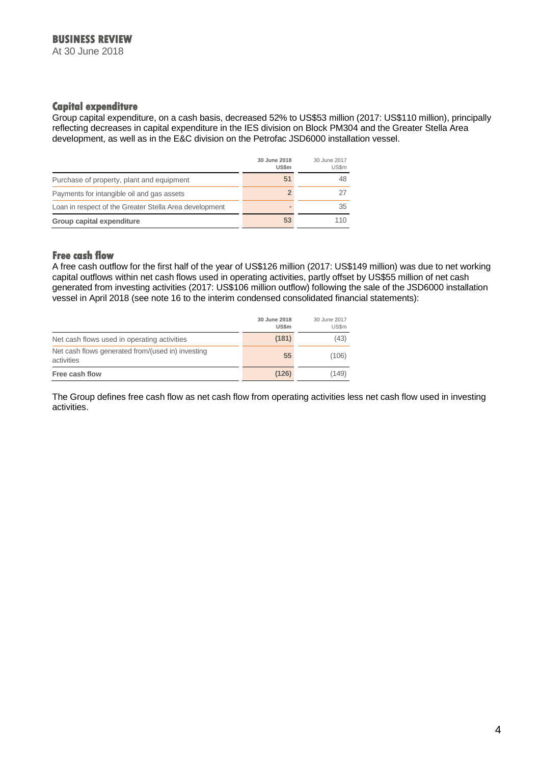# BUSINESS REVIEW

At 30 June 2018

## Capital expenditure

Group capital expenditure, on a cash basis, decreased 52% to US$53 million (2017: US$110 million), principally reflecting decreases in capital expenditure in the IES division on Block PM304 and the Greater Stella Area development, as well as in the E&C division on the Petrofac JSD6000 installation vessel.

| | **30 June 2018 US$m** | 30 June 2017 US$m |
|---|---|---|
| Purchase of property, plant and equipment | **51** | 48 |
| Payments for intangible oil and gas assets | **2** | 27 |
| Loan in respect of the Greater Stella Area development | **-** | 35 |
| **Group capital expenditure** | **53** | 110 |

## Free cash flow

A free cash outflow for the first half of the year of US$126 million (2017: US$149 million) was due to net working capital outflows within net cash flows used in operating activities, partly offset by US$55 million of net cash generated from investing activities (2017: US$106 million outflow) following the sale of the JSD6000 installation vessel in April 2018 (see note 16 to the interim condensed consolidated financial statements):

| | **30 June 2018 US$m** | 30 June 2017 US$m |
|---|---|---|
| Net cash flows used in operating activities | **(181)** | (43) |
| Net cash flows generated from/(used in) investing activities | **55** | (106) |
| **Free cash flow** | **(126)** | (149) |

The Group defines free cash flow as net cash flow from operating activities less net cash flow used in investing activities.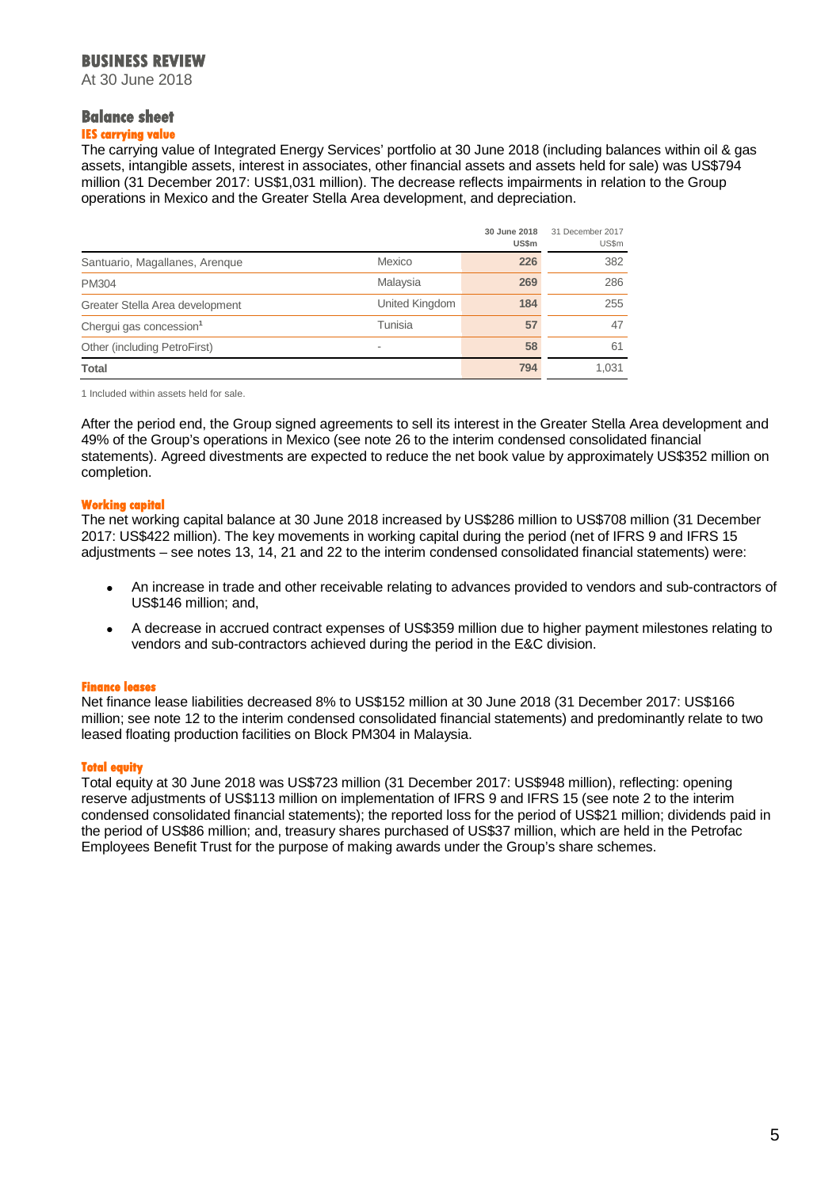# BUSINESS REVIEW

At 30 June 2018

## Balance sheet

### IES carrying value

The carrying value of Integrated Energy Services' portfolio at 30 June 2018 (including balances within oil & gas assets, intangible assets, interest in associates, other financial assets and assets held for sale) was US$794 million (31 December 2017: US$1,031 million). The decrease reflects impairments in relation to the Group operations in Mexico and the Greater Stella Area development, and depreciation.

| | | **30 June 2018 US$m** | 31 December 2017 US$m |
|---|---|---|---|
| Santuario, Magallanes, Arenque | Mexico | **226** | 382 |
| PM304 | Malaysia | **269** | 286 |
| Greater Stella Area development | United Kingdom | **184** | 255 |
| Chergui gas concession[1] | Tunisia | **57** | 47 |
| Other (including PetroFirst) | - | **58** | 61 |
| **Total** | | **794** | 1,031 |

1 Included within assets held for sale.

After the period end, the Group signed agreements to sell its interest in the Greater Stella Area development and 49% of the Group's operations in Mexico (see note 26 to the interim condensed consolidated financial statements). Agreed divestments are expected to reduce the net book value by approximately US$352 million on completion.

### Working capital

The net working capital balance at 30 June 2018 increased by US$286 million to US$708 million (31 December 2017: US$422 million). The key movements in working capital during the period (net of IFRS 9 and IFRS 15 adjustments – see notes 13, 14, 21 and 22 to the interim condensed consolidated financial statements) were:

- An increase in trade and other receivable relating to advances provided to vendors and sub-contractors of US$146 million; and,
- A decrease in accrued contract expenses of US$359 million due to higher payment milestones relating to vendors and sub-contractors achieved during the period in the E&C division.

### Finance leases

Net finance lease liabilities decreased 8% to US$152 million at 30 June 2018 (31 December 2017: US$166 million; see note 12 to the interim condensed consolidated financial statements) and predominantly relate to two leased floating production facilities on Block PM304 in Malaysia.

### Total equity

Total equity at 30 June 2018 was US$723 million (31 December 2017: US$948 million), reflecting: opening reserve adjustments of US$113 million on implementation of IFRS 9 and IFRS 15 (see note 2 to the interim condensed consolidated financial statements); the reported loss for the period of US$21 million; dividends paid in the period of US$86 million; and, treasury shares purchased of US$37 million, which are held in the Petrofac Employees Benefit Trust for the purpose of making awards under the Group's share schemes.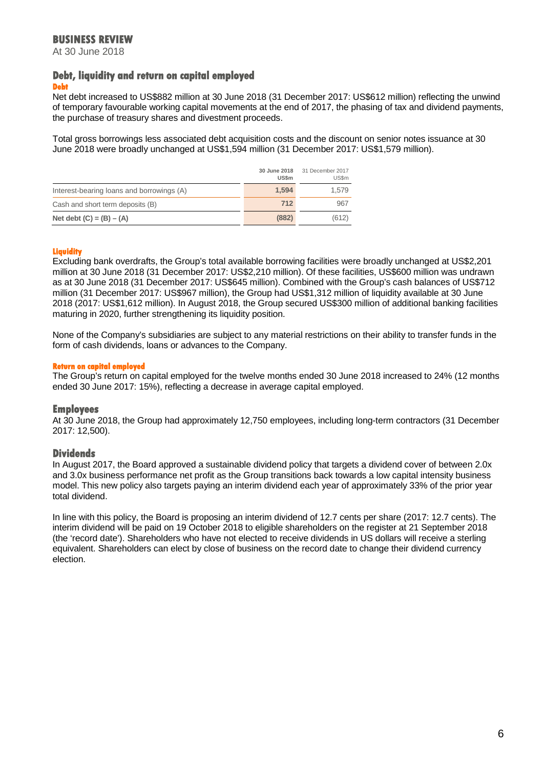# BUSINESS REVIEW

At 30 June 2018

## Debt, liquidity and return on capital employed

### Debt

Net debt increased to US$882 million at 30 June 2018 (31 December 2017: US$612 million) reflecting the unwind of temporary favourable working capital movements at the end of 2017, the phasing of tax and dividend payments, the purchase of treasury shares and divestment proceeds.

Total gross borrowings less associated debt acquisition costs and the discount on senior notes issuance at 30 June 2018 were broadly unchanged at US$1,594 million (31 December 2017: US$1,579 million).

| | **30 June 2018 US$m** | 31 December 2017 US$m |
|---|---|---|
| Interest-bearing loans and borrowings (A) | **1,594** | 1,579 |
| Cash and short term deposits (B) | **712** | 967 |
| **Net debt (C) = (B) – (A)** | **(882)** | (612) |

### Liquidity

Excluding bank overdrafts, the Group's total available borrowing facilities were broadly unchanged at US$2,201 million at 30 June 2018 (31 December 2017: US$2,210 million). Of these facilities, US$600 million was undrawn as at 30 June 2018 (31 December 2017: US$645 million). Combined with the Group's cash balances of US$712 million (31 December 2017: US$967 million), the Group had US$1,312 million of liquidity available at 30 June 2018 (2017: US$1,612 million). In August 2018, the Group secured US$300 million of additional banking facilities maturing in 2020, further strengthening its liquidity position.

None of the Company's subsidiaries are subject to any material restrictions on their ability to transfer funds in the form of cash dividends, loans or advances to the Company.

### Return on capital employed

The Group's return on capital employed for the twelve months ended 30 June 2018 increased to 24% (12 months ended 30 June 2017: 15%), reflecting a decrease in average capital employed.

## Employees

At 30 June 2018, the Group had approximately 12,750 employees, including long-term contractors (31 December 2017: 12,500).

## Dividends

In August 2017, the Board approved a sustainable dividend policy that targets a dividend cover of between 2.0x and 3.0x business performance net profit as the Group transitions back towards a low capital intensity business model. This new policy also targets paying an interim dividend each year of approximately 33% of the prior year total dividend.

In line with this policy, the Board is proposing an interim dividend of 12.7 cents per share (2017: 12.7 cents). The interim dividend will be paid on 19 October 2018 to eligible shareholders on the register at 21 September 2018 (the 'record date'). Shareholders who have not elected to receive dividends in US dollars will receive a sterling equivalent. Shareholders can elect by close of business on the record date to change their dividend currency election.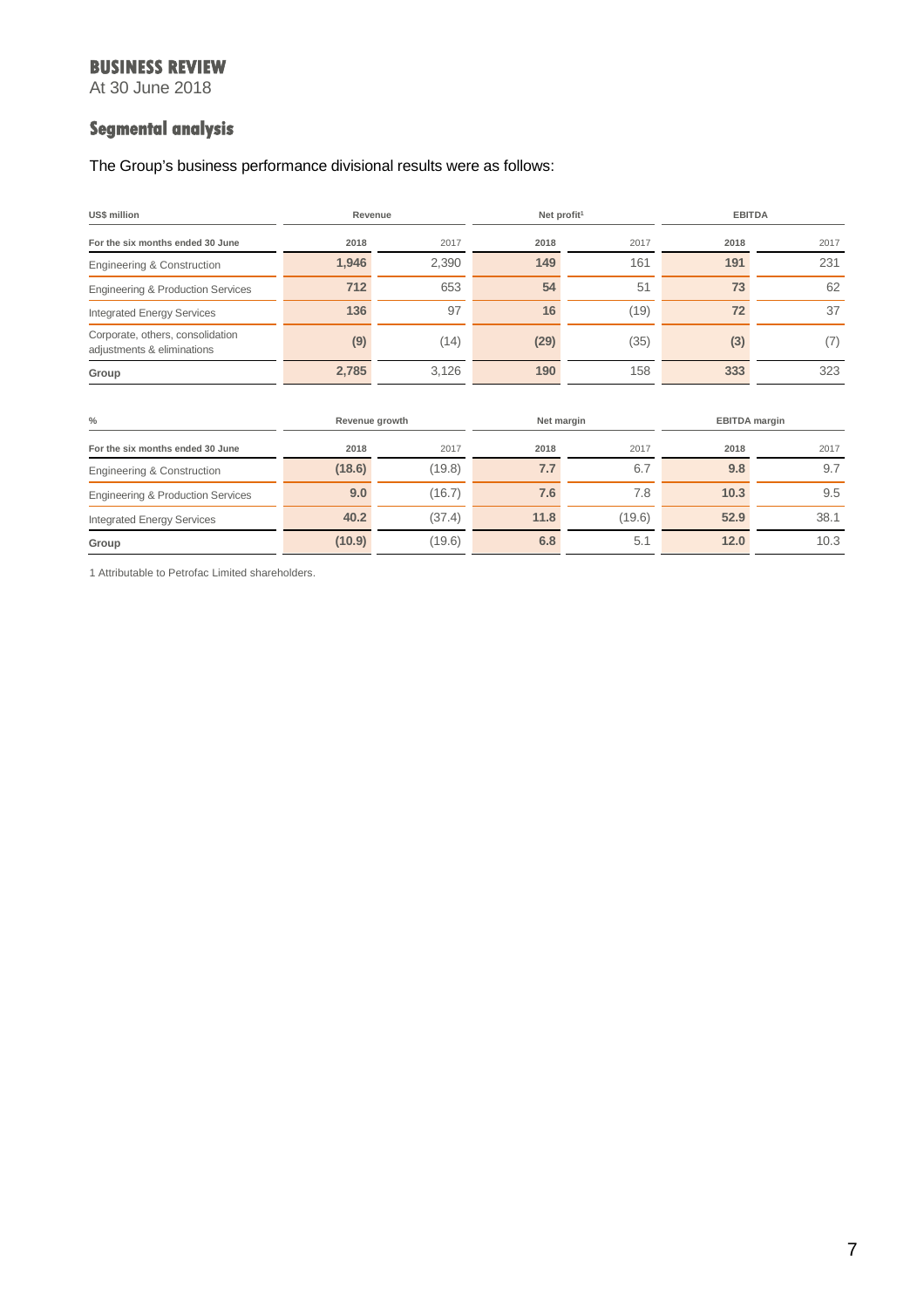# BUSINESS REVIEW

At 30 June 2018

## Segmental analysis

The Group's business performance divisional results were as follows:

| US$ million | Revenue | | Net profit[1] | | EBITDA | |
|---|---|---|---|---|---|---|
| For the six months ended 30 June | 2018 | 2017 | 2018 | 2017 | 2018 | 2017 |
| Engineering & Construction | **1,946** | 2,390 | **149** | 161 | **191** | 231 |
| Engineering & Production Services | **712** | 653 | **54** | 51 | **73** | 62 |
| Integrated Energy Services | **136** | 97 | **16** | (19) | **72** | 37 |
| Corporate, others, consolidation adjustments & eliminations | **(9)** | (14) | **(29)** | (35) | **(3)** | (7) |
| **Group** | **2,785** | 3,126 | **190** | 158 | **333** | 323 |

| % | Revenue growth | | Net margin | | EBITDA margin | |
|---|---|---|---|---|---|---|
| For the six months ended 30 June | 2018 | 2017 | 2018 | 2017 | 2018 | 2017 |
| Engineering & Construction | **(18.6)** | (19.8) | **7.7** | 6.7 | **9.8** | 9.7 |
| Engineering & Production Services | **9.0** | (16.7) | **7.6** | 7.8 | **10.3** | 9.5 |
| Integrated Energy Services | **40.2** | (37.4) | **11.8** | (19.6) | **52.9** | 38.1 |
| **Group** | **(10.9)** | (19.6) | **6.8** | 5.1 | **12.0** | 10.3 |

1 Attributable to Petrofac Limited shareholders.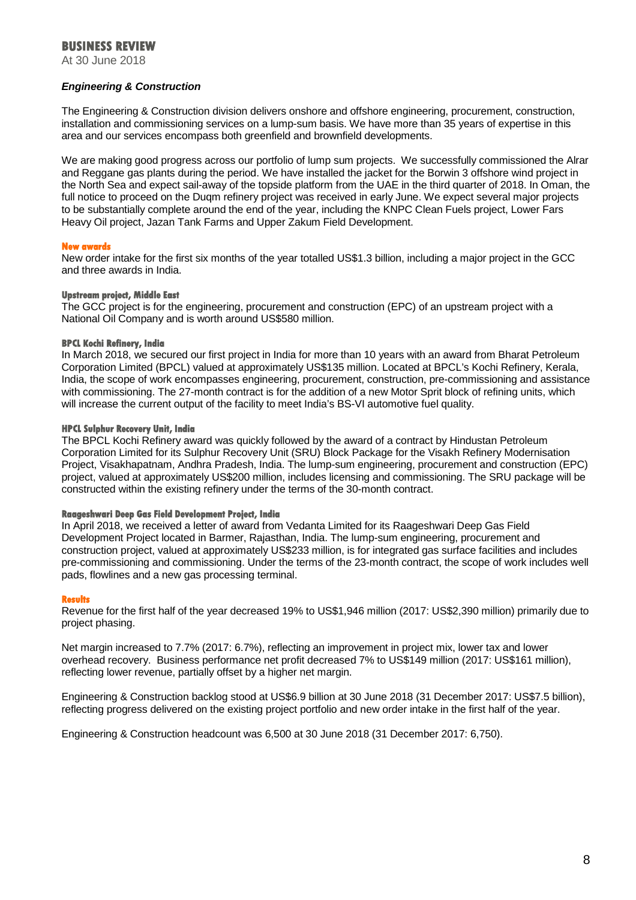# BUSINESS REVIEW

At 30 June 2018

### *Engineering & Construction*

The Engineering & Construction division delivers onshore and offshore engineering, procurement, construction, installation and commissioning services on a lump-sum basis. We have more than 35 years of expertise in this area and our services encompass both greenfield and brownfield developments.

We are making good progress across our portfolio of lump sum projects. We successfully commissioned the Alrar and Reggane gas plants during the period. We have installed the jacket for the Borwin 3 offshore wind project in the North Sea and expect sail-away of the topside platform from the UAE in the third quarter of 2018. In Oman, the full notice to proceed on the Duqm refinery project was received in early June. We expect several major projects to be substantially complete around the end of the year, including the KNPC Clean Fuels project, Lower Fars Heavy Oil project, Jazan Tank Farms and Upper Zakum Field Development.

#### New awards

New order intake for the first six months of the year totalled US$1.3 billion, including a major project in the GCC and three awards in India.

#### Upstream project, Middle East

The GCC project is for the engineering, procurement and construction (EPC) of an upstream project with a National Oil Company and is worth around US$580 million.

#### BPCL Kochi Refinery, India

In March 2018, we secured our first project in India for more than 10 years with an award from Bharat Petroleum Corporation Limited (BPCL) valued at approximately US$135 million. Located at BPCL's Kochi Refinery, Kerala, India, the scope of work encompasses engineering, procurement, construction, pre-commissioning and assistance with commissioning. The 27-month contract is for the addition of a new Motor Sprit block of refining units, which will increase the current output of the facility to meet India's BS-VI automotive fuel quality.

#### HPCL Sulphur Recovery Unit, India

The BPCL Kochi Refinery award was quickly followed by the award of a contract by Hindustan Petroleum Corporation Limited for its Sulphur Recovery Unit (SRU) Block Package for the Visakh Refinery Modernisation Project, Visakhapatnam, Andhra Pradesh, India. The lump-sum engineering, procurement and construction (EPC) project, valued at approximately US$200 million, includes licensing and commissioning. The SRU package will be constructed within the existing refinery under the terms of the 30-month contract.

#### Raageshwari Deep Gas Field Development Project, India

In April 2018, we received a letter of award from Vedanta Limited for its Raageshwari Deep Gas Field Development Project located in Barmer, Rajasthan, India. The lump-sum engineering, procurement and construction project, valued at approximately US$233 million, is for integrated gas surface facilities and includes pre-commissioning and commissioning. Under the terms of the 23-month contract, the scope of work includes well pads, flowlines and a new gas processing terminal.

#### Results

Revenue for the first half of the year decreased 19% to US$1,946 million (2017: US$2,390 million) primarily due to project phasing.

Net margin increased to 7.7% (2017: 6.7%), reflecting an improvement in project mix, lower tax and lower overhead recovery. Business performance net profit decreased 7% to US$149 million (2017: US$161 million), reflecting lower revenue, partially offset by a higher net margin.

Engineering & Construction backlog stood at US$6.9 billion at 30 June 2018 (31 December 2017: US$7.5 billion), reflecting progress delivered on the existing project portfolio and new order intake in the first half of the year.

Engineering & Construction headcount was 6,500 at 30 June 2018 (31 December 2017: 6,750).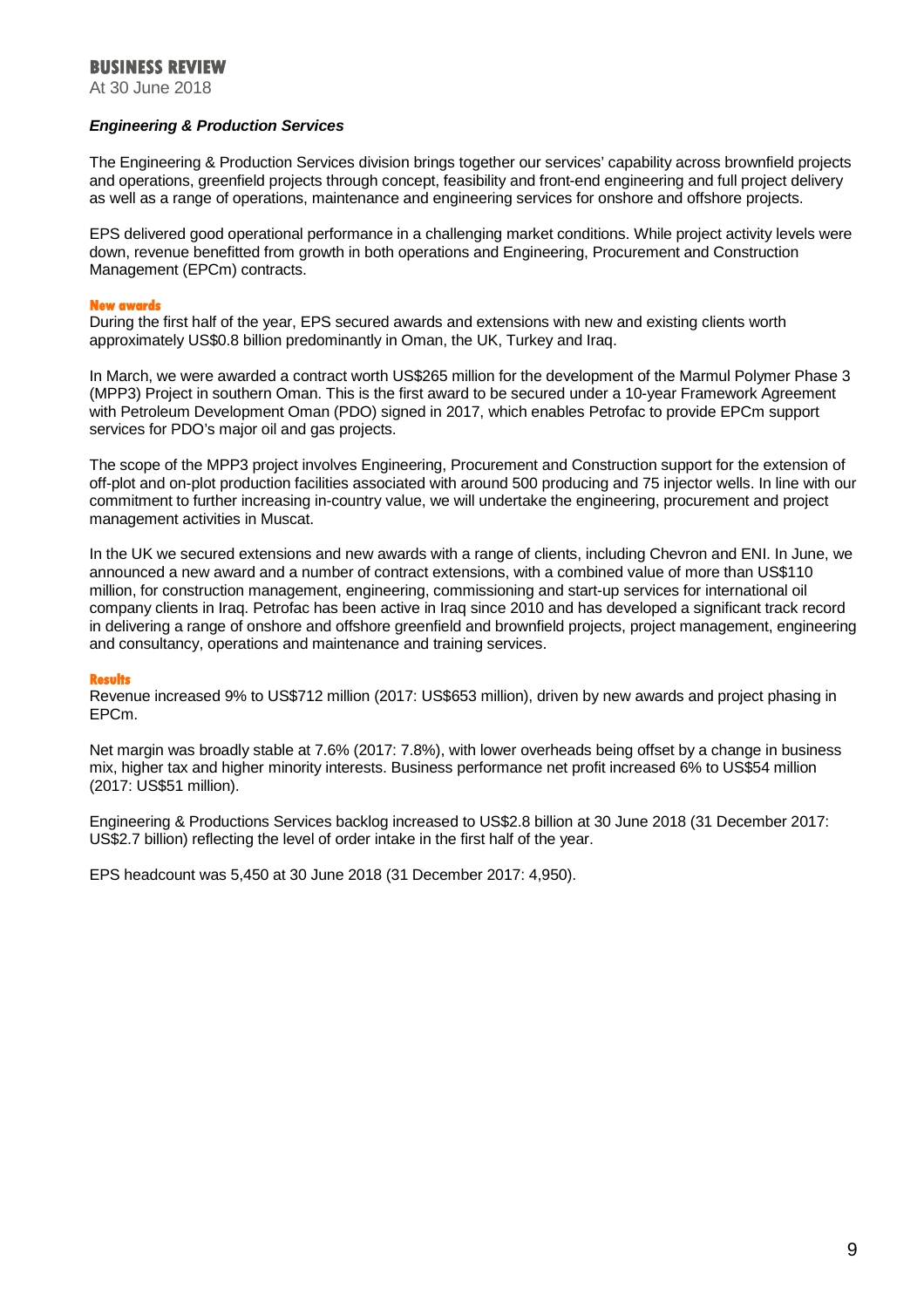# BUSINESS REVIEW

At 30 June 2018

### *Engineering & Production Services*

The Engineering & Production Services division brings together our services' capability across brownfield projects and operations, greenfield projects through concept, feasibility and front-end engineering and full project delivery as well as a range of operations, maintenance and engineering services for onshore and offshore projects.

EPS delivered good operational performance in a challenging market conditions. While project activity levels were down, revenue benefitted from growth in both operations and Engineering, Procurement and Construction Management (EPCm) contracts.

#### New awards

During the first half of the year, EPS secured awards and extensions with new and existing clients worth approximately US$0.8 billion predominantly in Oman, the UK, Turkey and Iraq.

In March, we were awarded a contract worth US$265 million for the development of the Marmul Polymer Phase 3 (MPP3) Project in southern Oman. This is the first award to be secured under a 10-year Framework Agreement with Petroleum Development Oman (PDO) signed in 2017, which enables Petrofac to provide EPCm support services for PDO's major oil and gas projects.

The scope of the MPP3 project involves Engineering, Procurement and Construction support for the extension of off-plot and on-plot production facilities associated with around 500 producing and 75 injector wells. In line with our commitment to further increasing in-country value, we will undertake the engineering, procurement and project management activities in Muscat.

In the UK we secured extensions and new awards with a range of clients, including Chevron and ENI. In June, we announced a new award and a number of contract extensions, with a combined value of more than US$110 million, for construction management, engineering, commissioning and start-up services for international oil company clients in Iraq. Petrofac has been active in Iraq since 2010 and has developed a significant track record in delivering a range of onshore and offshore greenfield and brownfield projects, project management, engineering and consultancy, operations and maintenance and training services.

#### Results

Revenue increased 9% to US$712 million (2017: US$653 million), driven by new awards and project phasing in EPCm.

Net margin was broadly stable at 7.6% (2017: 7.8%), with lower overheads being offset by a change in business mix, higher tax and higher minority interests. Business performance net profit increased 6% to US$54 million (2017: US$51 million).

Engineering & Productions Services backlog increased to US$2.8 billion at 30 June 2018 (31 December 2017: US$2.7 billion) reflecting the level of order intake in the first half of the year.

EPS headcount was 5,450 at 30 June 2018 (31 December 2017: 4,950).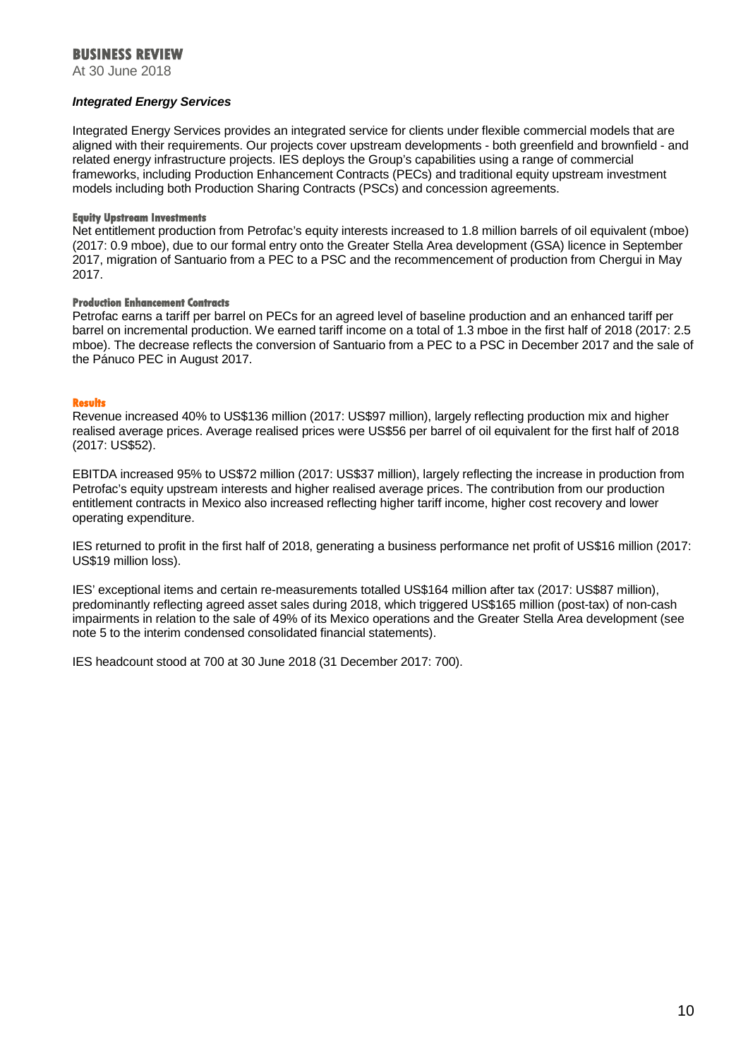# BUSINESS REVIEW

At 30 June 2018

***Integrated Energy Services***

Integrated Energy Services provides an integrated service for clients under flexible commercial models that are aligned with their requirements. Our projects cover upstream developments - both greenfield and brownfield - and related energy infrastructure projects. IES deploys the Group's capabilities using a range of commercial frameworks, including Production Enhancement Contracts (PECs) and traditional equity upstream investment models including both Production Sharing Contracts (PSCs) and concession agreements.

#### Equity Upstream Investments

Net entitlement production from Petrofac's equity interests increased to 1.8 million barrels of oil equivalent (mboe) (2017: 0.9 mboe), due to our formal entry onto the Greater Stella Area development (GSA) licence in September 2017, migration of Santuario from a PEC to a PSC and the recommencement of production from Chergui in May 2017.

#### Production Enhancement Contracts

Petrofac earns a tariff per barrel on PECs for an agreed level of baseline production and an enhanced tariff per barrel on incremental production. We earned tariff income on a total of 1.3 mboe in the first half of 2018 (2017: 2.5 mboe). The decrease reflects the conversion of Santuario from a PEC to a PSC in December 2017 and the sale of the Pánuco PEC in August 2017.

#### Results

Revenue increased 40% to US$136 million (2017: US$97 million), largely reflecting production mix and higher realised average prices. Average realised prices were US$56 per barrel of oil equivalent for the first half of 2018 (2017: US$52).

EBITDA increased 95% to US$72 million (2017: US$37 million), largely reflecting the increase in production from Petrofac's equity upstream interests and higher realised average prices. The contribution from our production entitlement contracts in Mexico also increased reflecting higher tariff income, higher cost recovery and lower operating expenditure.

IES returned to profit in the first half of 2018, generating a business performance net profit of US$16 million (2017: US$19 million loss).

IES' exceptional items and certain re-measurements totalled US$164 million after tax (2017: US$87 million), predominantly reflecting agreed asset sales during 2018, which triggered US$165 million (post-tax) of non-cash impairments in relation to the sale of 49% of its Mexico operations and the Greater Stella Area development (see note 5 to the interim condensed consolidated financial statements).

IES headcount stood at 700 at 30 June 2018 (31 December 2017: 700).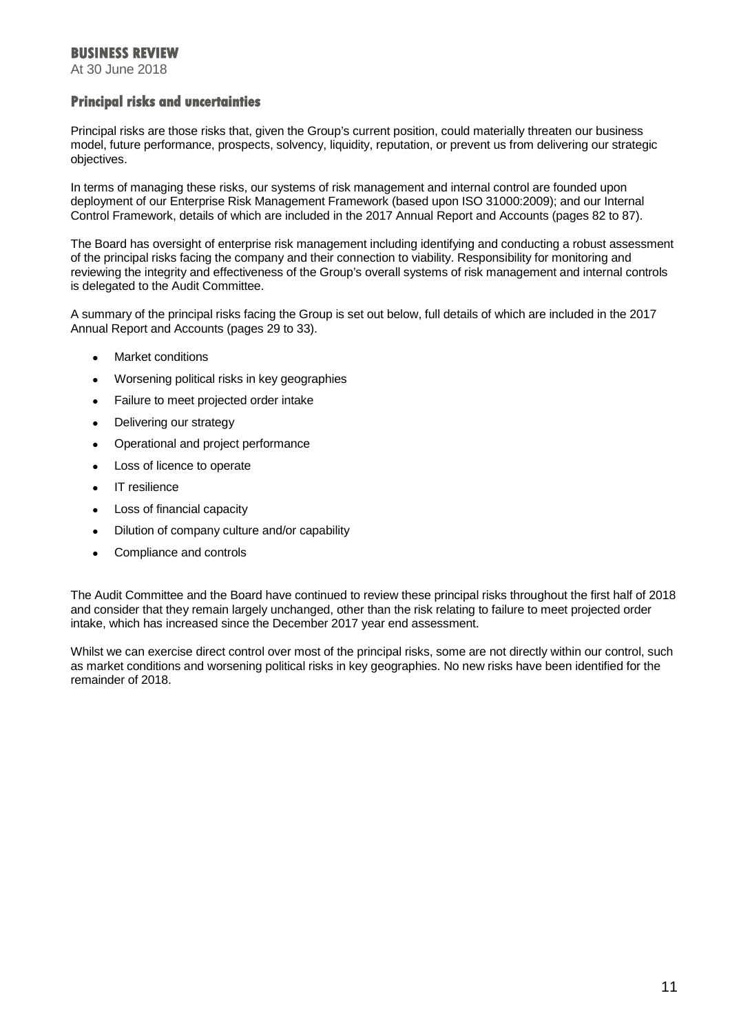# BUSINESS REVIEW

At 30 June 2018

## Principal risks and uncertainties

Principal risks are those risks that, given the Group's current position, could materially threaten our business model, future performance, prospects, solvency, liquidity, reputation, or prevent us from delivering our strategic objectives.

In terms of managing these risks, our systems of risk management and internal control are founded upon deployment of our Enterprise Risk Management Framework (based upon ISO 31000:2009); and our Internal Control Framework, details of which are included in the 2017 Annual Report and Accounts (pages 82 to 87).

The Board has oversight of enterprise risk management including identifying and conducting a robust assessment of the principal risks facing the company and their connection to viability. Responsibility for monitoring and reviewing the integrity and effectiveness of the Group's overall systems of risk management and internal controls is delegated to the Audit Committee.

A summary of the principal risks facing the Group is set out below, full details of which are included in the 2017 Annual Report and Accounts (pages 29 to 33).

- Market conditions
- Worsening political risks in key geographies
- Failure to meet projected order intake
- Delivering our strategy
- Operational and project performance
- Loss of licence to operate
- IT resilience
- Loss of financial capacity
- Dilution of company culture and/or capability
- Compliance and controls

The Audit Committee and the Board have continued to review these principal risks throughout the first half of 2018 and consider that they remain largely unchanged, other than the risk relating to failure to meet projected order intake, which has increased since the December 2017 year end assessment.

Whilst we can exercise direct control over most of the principal risks, some are not directly within our control, such as market conditions and worsening political risks in key geographies. No new risks have been identified for the remainder of 2018.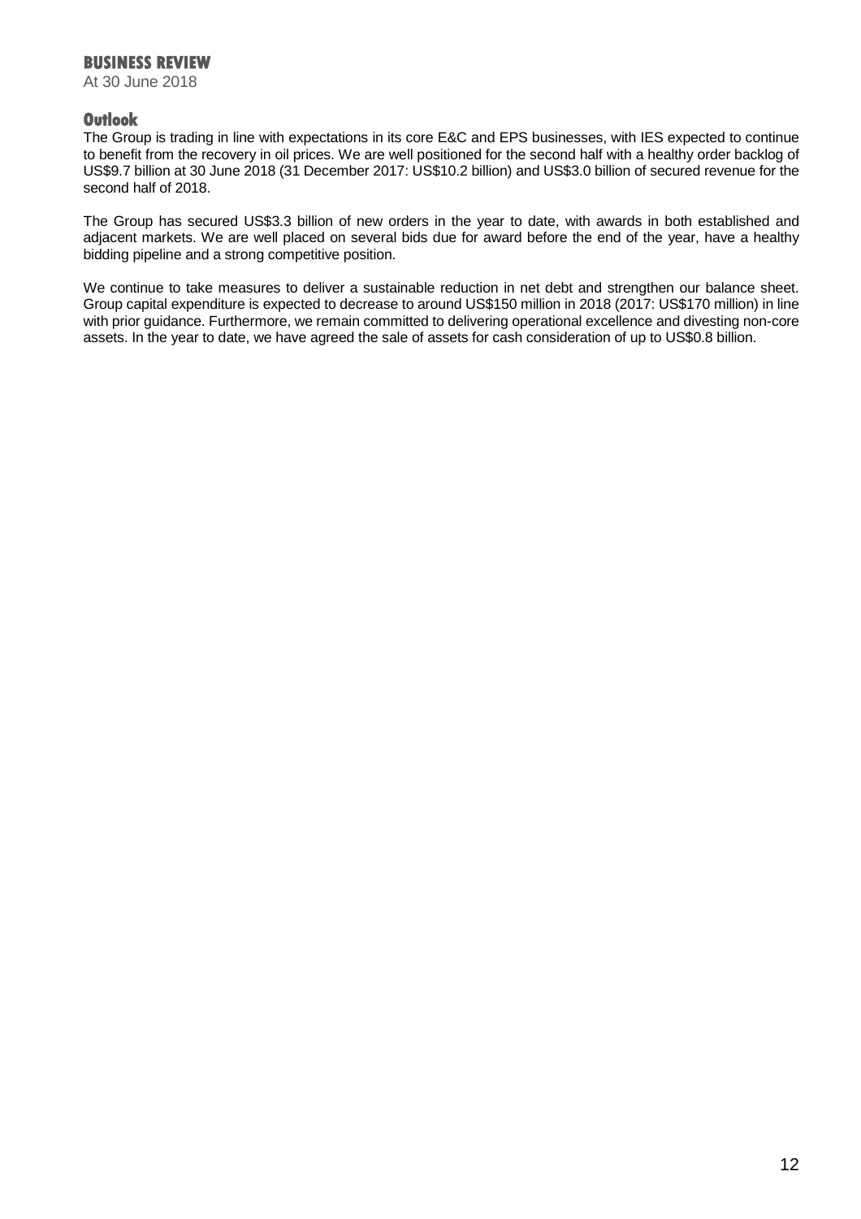# BUSINESS REVIEW

At 30 June 2018

## Outlook

The Group is trading in line with expectations in its core E&C and EPS businesses, with IES expected to continue to benefit from the recovery in oil prices. We are well positioned for the second half with a healthy order backlog of US$9.7 billion at 30 June 2018 (31 December 2017: US$10.2 billion) and US$3.0 billion of secured revenue for the second half of 2018.

The Group has secured US$3.3 billion of new orders in the year to date, with awards in both established and adjacent markets. We are well placed on several bids due for award before the end of the year, have a healthy bidding pipeline and a strong competitive position.

We continue to take measures to deliver a sustainable reduction in net debt and strengthen our balance sheet. Group capital expenditure is expected to decrease to around US$150 million in 2018 (2017: US$170 million) in line with prior guidance. Furthermore, we remain committed to delivering operational excellence and divesting non-core assets. In the year to date, we have agreed the sale of assets for cash consideration of up to US$0.8 billion.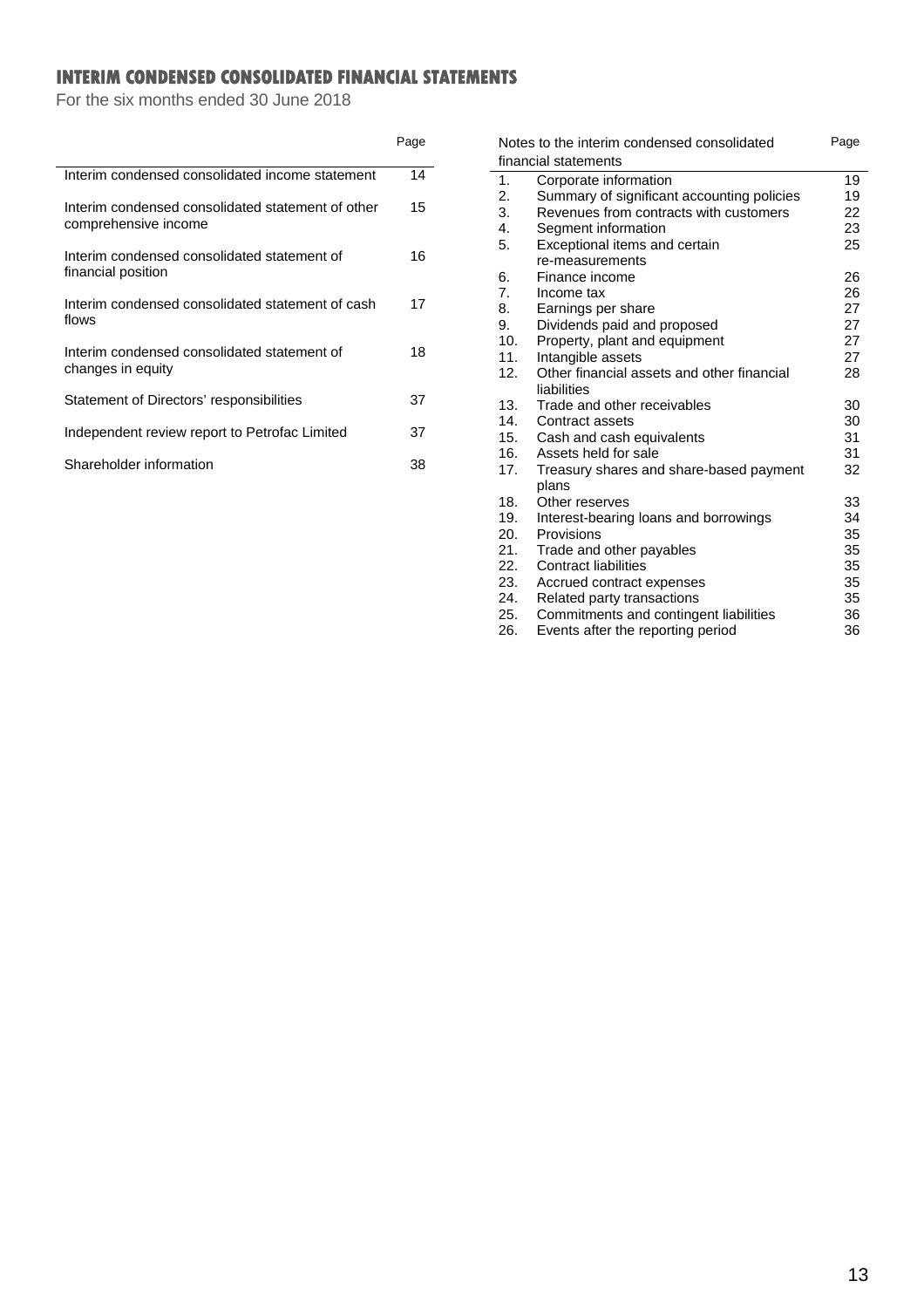# INTERIM CONDENSED CONSOLIDATED FINANCIAL STATEMENTS

For the six months ended 30 June 2018

| | Page |
|---|---|
| Interim condensed consolidated income statement | 14 |
| Interim condensed consolidated statement of other comprehensive income | 15 |
| Interim condensed consolidated statement of financial position | 16 |
| Interim condensed consolidated statement of cash flows | 17 |
| Interim condensed consolidated statement of changes in equity | 18 |
| Statement of Directors' responsibilities | 37 |
| Independent review report to Petrofac Limited | 37 |
| Shareholder information | 38 |

| Notes to the interim condensed consolidated financial statements | | Page |
|---|---|---|
| 1. | Corporate information | 19 |
| 2. | Summary of significant accounting policies | 19 |
| 3. | Revenues from contracts with customers | 22 |
| 4. | Segment information | 23 |
| 5. | Exceptional items and certain re-measurements | 25 |
| 6. | Finance income | 26 |
| 7. | Income tax | 26 |
| 8. | Earnings per share | 27 |
| 9. | Dividends paid and proposed | 27 |
| 10. | Property, plant and equipment | 27 |
| 11. | Intangible assets | 27 |
| 12. | Other financial assets and other financial liabilities | 28 |
| 13. | Trade and other receivables | 30 |
| 14. | Contract assets | 30 |
| 15. | Cash and cash equivalents | 31 |
| 16. | Assets held for sale | 31 |
| 17. | Treasury shares and share-based payment plans | 32 |
| 18. | Other reserves | 33 |
| 19. | Interest-bearing loans and borrowings | 34 |
| 20. | Provisions | 35 |
| 21. | Trade and other payables | 35 |
| 22. | Contract liabilities | 35 |
| 23. | Accrued contract expenses | 35 |
| 24. | Related party transactions | 35 |
| 25. | Commitments and contingent liabilities | 36 |
| 26. | Events after the reporting period | 36 |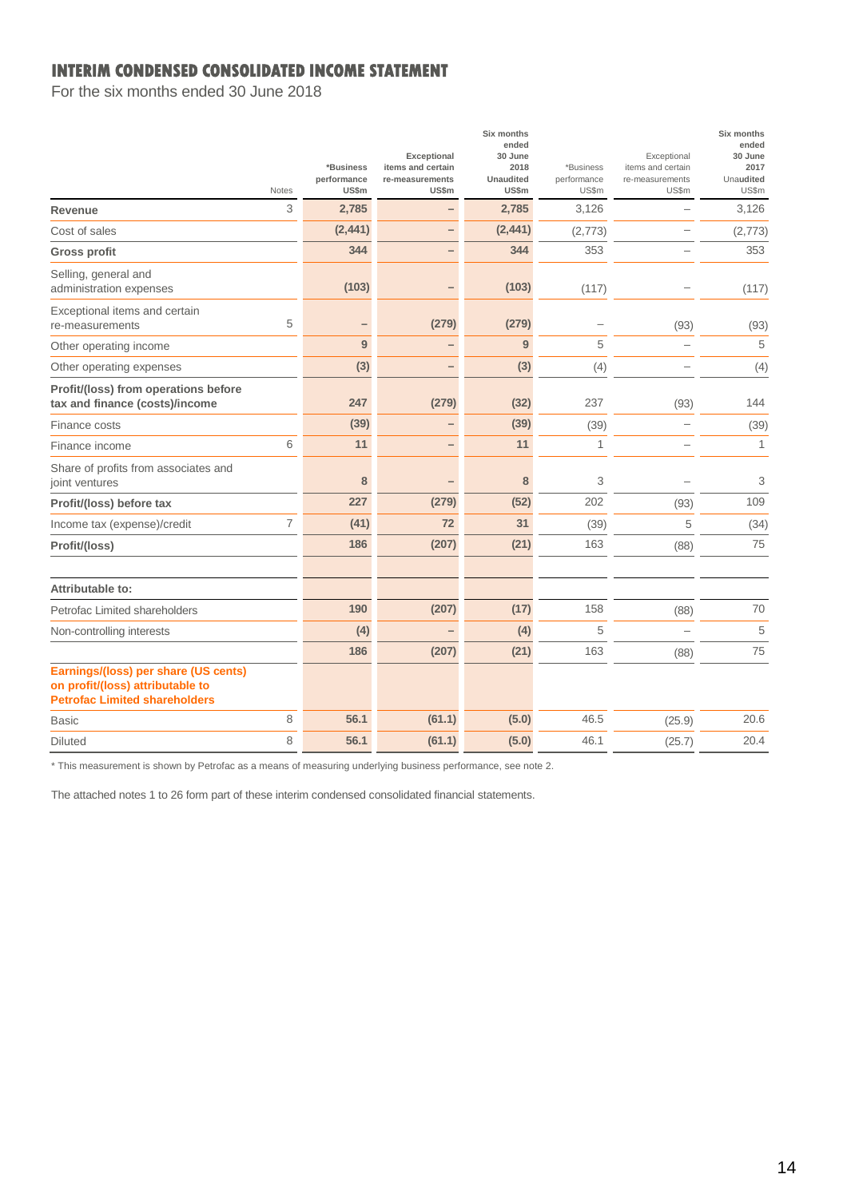## INTERIM CONDENSED CONSOLIDATED INCOME STATEMENT

For the six months ended 30 June 2018

| | Notes | *Business performance US$m | Exceptional items and certain re-measurements US$m | Six months ended 30 June 2018 Unaudited US$m | *Business performance US$m | Exceptional items and certain re-measurements US$m | Six months ended 30 June 2017 Unaudited US$m |
|---|---|---|---|---|---|---|---|
| **Revenue** | 3 | **2,785** | – | **2,785** | 3,126 | – | 3,126 |
| Cost of sales | | **(2,441)** | – | **(2,441)** | (2,773) | – | (2,773) |
| **Gross profit** | | **344** | – | **344** | 353 | – | 353 |
| Selling, general and administration expenses | | **(103)** | – | **(103)** | (117) | – | (117) |
| Exceptional items and certain re-measurements | 5 | – | **(279)** | **(279)** | – | (93) | (93) |
| Other operating income | | **9** | – | **9** | 5 | – | 5 |
| Other operating expenses | | **(3)** | – | **(3)** | (4) | – | (4) |
| **Profit/(loss) from operations before tax and finance (costs)/income** | | **247** | **(279)** | **(32)** | 237 | (93) | 144 |
| Finance costs | | **(39)** | – | **(39)** | (39) | – | (39) |
| Finance income | 6 | **11** | – | **11** | 1 | – | 1 |
| Share of profits from associates and joint ventures | | **8** | – | **8** | 3 | – | 3 |
| **Profit/(loss) before tax** | | **227** | **(279)** | **(52)** | 202 | (93) | 109 |
| Income tax (expense)/credit | 7 | **(41)** | **72** | **31** | (39) | 5 | (34) |
| **Profit/(loss)** | | **186** | **(207)** | **(21)** | 163 | (88) | 75 |
| | | | | | | | |
| **Attributable to:** | | | | | | | |
| Petrofac Limited shareholders | | **190** | **(207)** | **(17)** | 158 | (88) | 70 |
| Non-controlling interests | | **(4)** | – | **(4)** | 5 | – | 5 |
| | | **186** | **(207)** | **(21)** | 163 | (88) | 75 |
| **Earnings/(loss) per share (US cents) on profit/(loss) attributable to Petrofac Limited shareholders** | | | | | | | |
| Basic | 8 | **56.1** | **(61.1)** | **(5.0)** | 46.5 | (25.9) | 20.6 |
| Diluted | 8 | **56.1** | **(61.1)** | **(5.0)** | 46.1 | (25.7) | 20.4 |

* This measurement is shown by Petrofac as a means of measuring underlying business performance, see note 2.

The attached notes 1 to 26 form part of these interim condensed consolidated financial statements.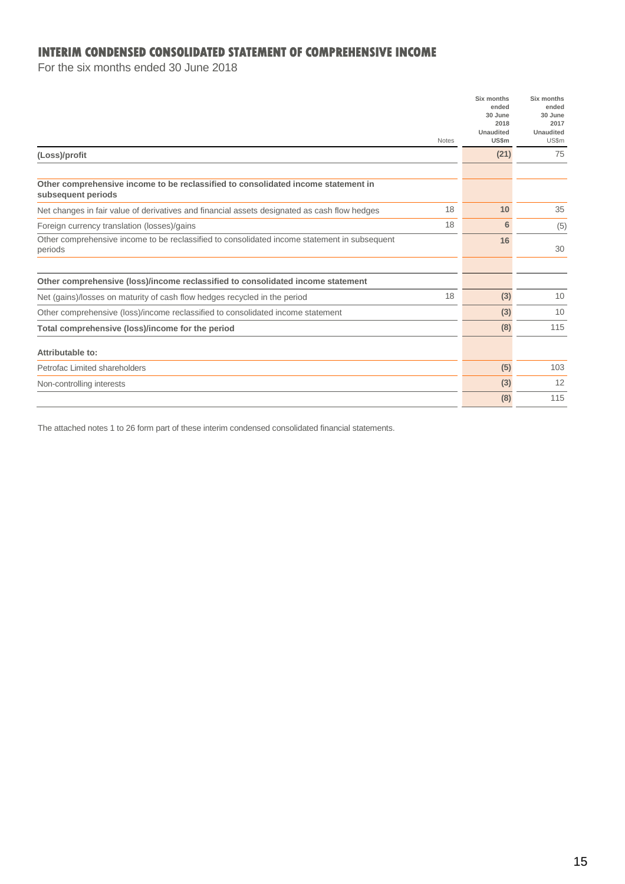# INTERIM CONDENSED CONSOLIDATED STATEMENT OF COMPREHENSIVE INCOME

For the six months ended 30 June 2018

| | Notes | Six months ended 30 June 2018 Unaudited US$m | Six months ended 30 June 2017 Unaudited US$m |
|---|---|---|---|
| **(Loss)/profit** | | **(21)** | 75 |
| | | | |
| **Other comprehensive income to be reclassified to consolidated income statement in subsequent periods** | | | |
| Net changes in fair value of derivatives and financial assets designated as cash flow hedges | 18 | **10** | 35 |
| Foreign currency translation (losses)/gains | 18 | **6** | (5) |
| Other comprehensive income to be reclassified to consolidated income statement in subsequent periods | | **16** | 30 |
| | | | |
| **Other comprehensive (loss)/income reclassified to consolidated income statement** | | | |
| Net (gains)/losses on maturity of cash flow hedges recycled in the period | 18 | **(3)** | 10 |
| Other comprehensive (loss)/income reclassified to consolidated income statement | | **(3)** | 10 |
| **Total comprehensive (loss)/income for the period** | | **(8)** | 115 |
| | | | |
| **Attributable to:** | | | |
| Petrofac Limited shareholders | | **(5)** | 103 |
| Non-controlling interests | | **(3)** | 12 |
| | | **(8)** | 115 |

The attached notes 1 to 26 form part of these interim condensed consolidated financial statements.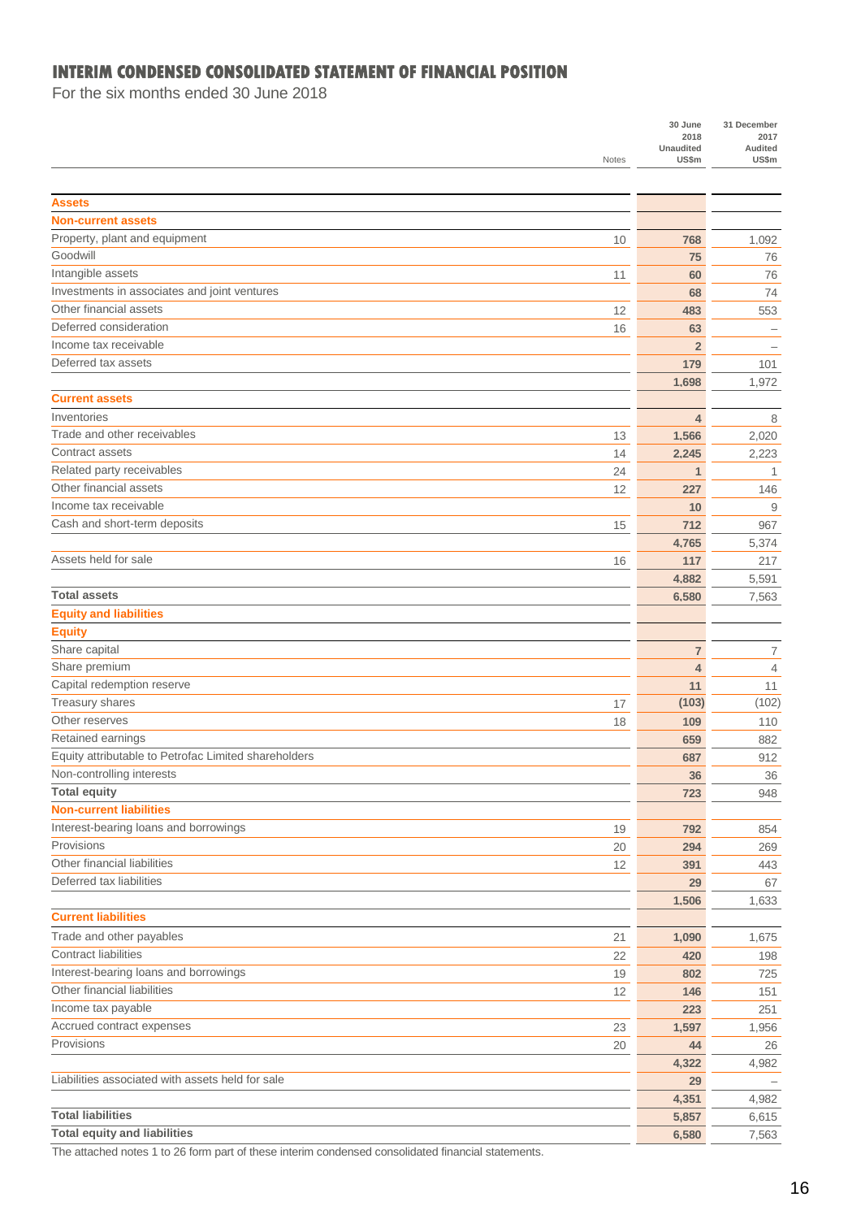## INTERIM CONDENSED CONSOLIDATED STATEMENT OF FINANCIAL POSITION

For the six months ended 30 June 2018

| | Notes | 30 June 2018 Unaudited US$m | 31 December 2017 Audited US$m |
|---|---|---|---|
| **Assets** | | | |
| **Non-current assets** | | | |
| Property, plant and equipment | 10 | **768** | 1,092 |
| Goodwill | | **75** | 76 |
| Intangible assets | 11 | **60** | 76 |
| Investments in associates and joint ventures | | **68** | 74 |
| Other financial assets | 12 | **483** | 553 |
| Deferred consideration | 16 | **63** | – |
| Income tax receivable | | **2** | – |
| Deferred tax assets | | **179** | 101 |
| | | **1,698** | 1,972 |
| **Current assets** | | | |
| Inventories | | **4** | 8 |
| Trade and other receivables | 13 | **1,566** | 2,020 |
| Contract assets | 14 | **2,245** | 2,223 |
| Related party receivables | 24 | **1** | 1 |
| Other financial assets | 12 | **227** | 146 |
| Income tax receivable | | **10** | 9 |
| Cash and short-term deposits | 15 | **712** | 967 |
| | | **4,765** | 5,374 |
| Assets held for sale | 16 | **117** | 217 |
| | | **4,882** | 5,591 |
| **Total assets** | | **6,580** | 7,563 |
| **Equity and liabilities** | | | |
| **Equity** | | | |
| Share capital | | **7** | 7 |
| Share premium | | **4** | 4 |
| Capital redemption reserve | | **11** | 11 |
| Treasury shares | 17 | **(103)** | (102) |
| Other reserves | 18 | **109** | 110 |
| Retained earnings | | **659** | 882 |
| Equity attributable to Petrofac Limited shareholders | | **687** | 912 |
| Non-controlling interests | | **36** | 36 |
| **Total equity** | | **723** | 948 |
| **Non-current liabilities** | | | |
| Interest-bearing loans and borrowings | 19 | **792** | 854 |
| Provisions | 20 | **294** | 269 |
| Other financial liabilities | 12 | **391** | 443 |
| Deferred tax liabilities | | **29** | 67 |
| | | **1,506** | 1,633 |
| **Current liabilities** | | | |
| Trade and other payables | 21 | **1,090** | 1,675 |
| Contract liabilities | 22 | **420** | 198 |
| Interest-bearing loans and borrowings | 19 | **802** | 725 |
| Other financial liabilities | 12 | **146** | 151 |
| Income tax payable | | **223** | 251 |
| Accrued contract expenses | 23 | **1,597** | 1,956 |
| Provisions | 20 | **44** | 26 |
| | | **4,322** | 4,982 |
| Liabilities associated with assets held for sale | | **29** | – |
| | | **4,351** | 4,982 |
| **Total liabilities** | | **5,857** | 6,615 |
| **Total equity and liabilities** | | **6,580** | 7,563 |

The attached notes 1 to 26 form part of these interim condensed consolidated financial statements.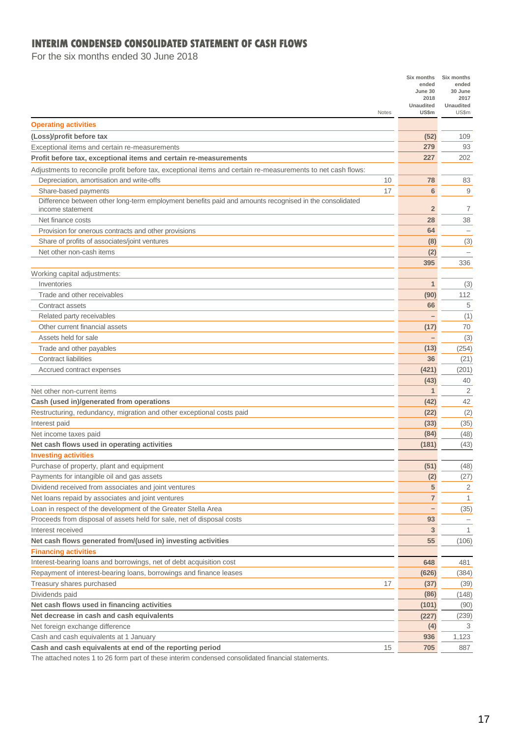# INTERIM CONDENSED CONSOLIDATED STATEMENT OF CASH FLOWS

For the six months ended 30 June 2018

| | Notes | Six months ended June 30 2018 Unaudited US$m | Six months ended 30 June 2017 Unaudited US$m |
|---|---|---|---|
| **Operating activities** | | | |
| **(Loss)/profit before tax** | | **(52)** | 109 |
| Exceptional items and certain re-measurements | | **279** | 93 |
| **Profit before tax, exceptional items and certain re-measurements** | | **227** | 202 |
| Adjustments to reconcile profit before tax, exceptional items and certain re-measurements to net cash flows: | | | |
| Depreciation, amortisation and write-offs | 10 | **78** | 83 |
| Share-based payments | 17 | **6** | 9 |
| Difference between other long-term employment benefits paid and amounts recognised in the consolidated income statement | | **2** | 7 |
| Net finance costs | | **28** | 38 |
| Provision for onerous contracts and other provisions | | **64** | – |
| Share of profits of associates/joint ventures | | **(8)** | (3) |
| Net other non-cash items | | **(2)** | – |
| | | **395** | 336 |
| Working capital adjustments: | | | |
| Inventories | | **1** | (3) |
| Trade and other receivables | | **(90)** | 112 |
| Contract assets | | **66** | 5 |
| Related party receivables | | **–** | (1) |
| Other current financial assets | | **(17)** | 70 |
| Assets held for sale | | **–** | (3) |
| Trade and other payables | | **(13)** | (254) |
| Contract liabilities | | **36** | (21) |
| Accrued contract expenses | | **(421)** | (201) |
| | | **(43)** | 40 |
| Net other non-current items | | **1** | 2 |
| **Cash (used in)/generated from operations** | | **(42)** | 42 |
| Restructuring, redundancy, migration and other exceptional costs paid | | **(22)** | (2) |
| Interest paid | | **(33)** | (35) |
| Net income taxes paid | | **(84)** | (48) |
| **Net cash flows used in operating activities** | | **(181)** | (43) |
| **Investing activities** | | | |
| Purchase of property, plant and equipment | | **(51)** | (48) |
| Payments for intangible oil and gas assets | | **(2)** | (27) |
| Dividend received from associates and joint ventures | | **5** | 2 |
| Net loans repaid by associates and joint ventures | | **7** | 1 |
| Loan in respect of the development of the Greater Stella Area | | **–** | (35) |
| Proceeds from disposal of assets held for sale, net of disposal costs | | **93** | – |
| Interest received | | **3** | 1 |
| **Net cash flows generated from/(used in) investing activities** | | **55** | (106) |
| **Financing activities** | | | |
| Interest-bearing loans and borrowings, net of debt acquisition cost | | **648** | 481 |
| Repayment of interest-bearing loans, borrowings and finance leases | | **(626)** | (384) |
| Treasury shares purchased | 17 | **(37)** | (39) |
| Dividends paid | | **(86)** | (148) |
| **Net cash flows used in financing activities** | | **(101)** | (90) |
| **Net decrease in cash and cash equivalents** | | **(227)** | (239) |
| Net foreign exchange difference | | **(4)** | 3 |
| Cash and cash equivalents at 1 January | | **936** | 1,123 |
| **Cash and cash equivalents at end of the reporting period** | 15 | **705** | 887 |

The attached notes 1 to 26 form part of these interim condensed consolidated financial statements.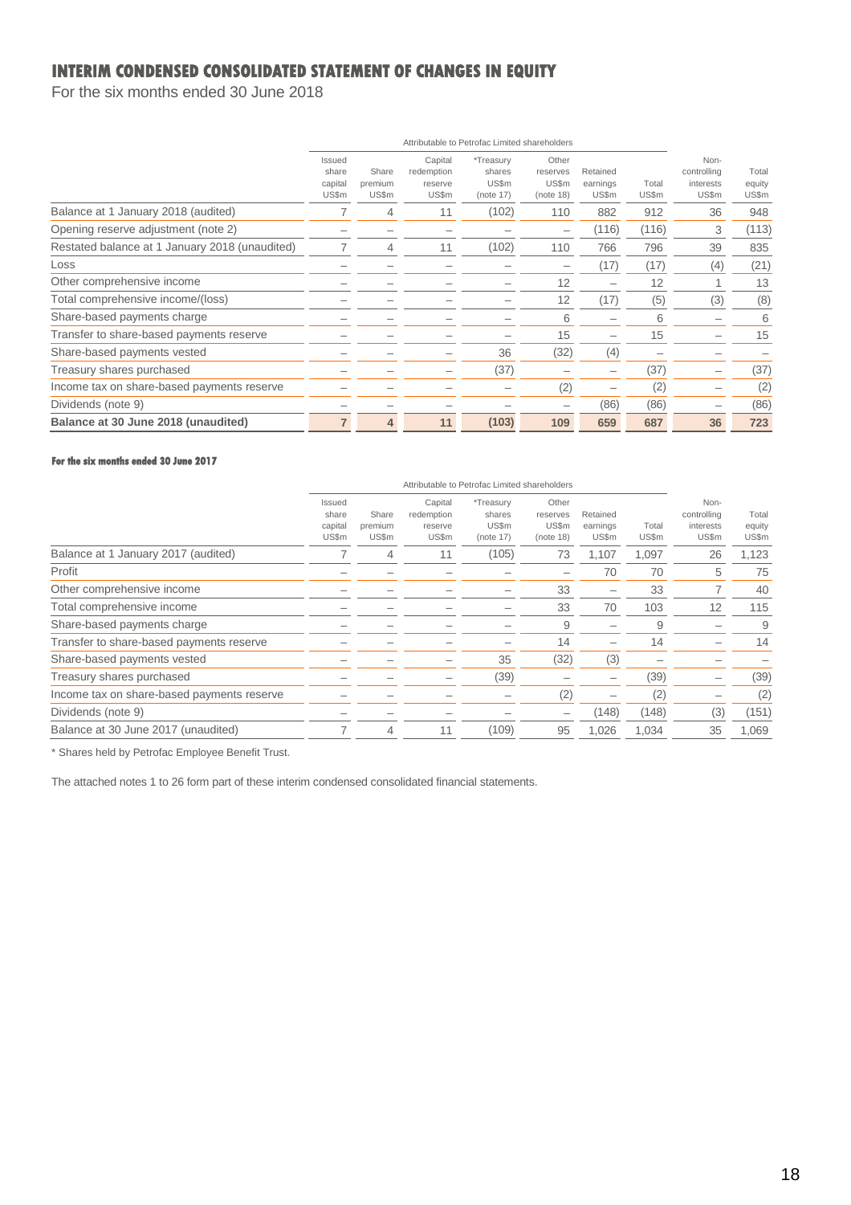# INTERIM CONDENSED CONSOLIDATED STATEMENT OF CHANGES IN EQUITY

For the six months ended 30 June 2018

| | Attributable to Petrofac Limited shareholders | | | | | | | | |
|---|---|---|---|---|---|---|---|---|---|
| | Issued share capital US$m | Share premium US$m | Capital redemption reserve US$m | *Treasury shares US$m (note 17) | Other reserves US$m (note 18) | Retained earnings US$m | Total US$m | Non-controlling interests US$m | Total equity US$m |
| Balance at 1 January 2018 (audited) | 7 | 4 | 11 | (102) | 110 | 882 | 912 | 36 | 948 |
| Opening reserve adjustment (note 2) | – | – | – | – | – | (116) | (116) | 3 | (113) |
| Restated balance at 1 January 2018 (unaudited) | 7 | 4 | 11 | (102) | 110 | 766 | 796 | 39 | 835 |
| Loss | – | – | – | – | – | (17) | (17) | (4) | (21) |
| Other comprehensive income | – | – | – | – | 12 | – | 12 | 1 | 13 |
| Total comprehensive income/(loss) | – | – | – | – | 12 | (17) | (5) | (3) | (8) |
| Share-based payments charge | – | – | – | – | 6 | – | 6 | – | 6 |
| Transfer to share-based payments reserve | – | – | – | – | 15 | – | 15 | – | 15 |
| Share-based payments vested | – | – | – | 36 | (32) | (4) | – | – | – |
| Treasury shares purchased | – | – | – | (37) | – | – | (37) | – | (37) |
| Income tax on share-based payments reserve | – | – | – | – | (2) | – | (2) | – | (2) |
| Dividends (note 9) | – | – | – | – | – | (86) | (86) | – | (86) |
| **Balance at 30 June 2018 (unaudited)** | **7** | **4** | **11** | **(103)** | **109** | **659** | **687** | **36** | **723** |

**For the six months ended 30 June 2017**

| | Attributable to Petrofac Limited shareholders | | | | | | | | |
|---|---|---|---|---|---|---|---|---|---|
| | Issued share capital US$m | Share premium US$m | Capital redemption reserve US$m | *Treasury shares US$m (note 17) | Other reserves US$m (note 18) | Retained earnings US$m | Total US$m | Non-controlling interests US$m | Total equity US$m |
| Balance at 1 January 2017 (audited) | 7 | 4 | 11 | (105) | 73 | 1,107 | 1,097 | 26 | 1,123 |
| Profit | – | – | – | – | – | 70 | 70 | 5 | 75 |
| Other comprehensive income | – | – | – | – | 33 | – | 33 | 7 | 40 |
| Total comprehensive income | – | – | – | – | 33 | 70 | 103 | 12 | 115 |
| Share-based payments charge | – | – | – | – | 9 | – | 9 | – | 9 |
| Transfer to share-based payments reserve | – | – | – | – | 14 | – | 14 | – | 14 |
| Share-based payments vested | – | – | – | 35 | (32) | (3) | – | – | – |
| Treasury shares purchased | – | – | – | (39) | – | – | (39) | – | (39) |
| Income tax on share-based payments reserve | – | – | – | – | (2) | – | (2) | – | (2) |
| Dividends (note 9) | – | – | – | – | – | (148) | (148) | (3) | (151) |
| Balance at 30 June 2017 (unaudited) | 7 | 4 | 11 | (109) | 95 | 1,026 | 1,034 | 35 | 1,069 |

* Shares held by Petrofac Employee Benefit Trust.

The attached notes 1 to 26 form part of these interim condensed consolidated financial statements.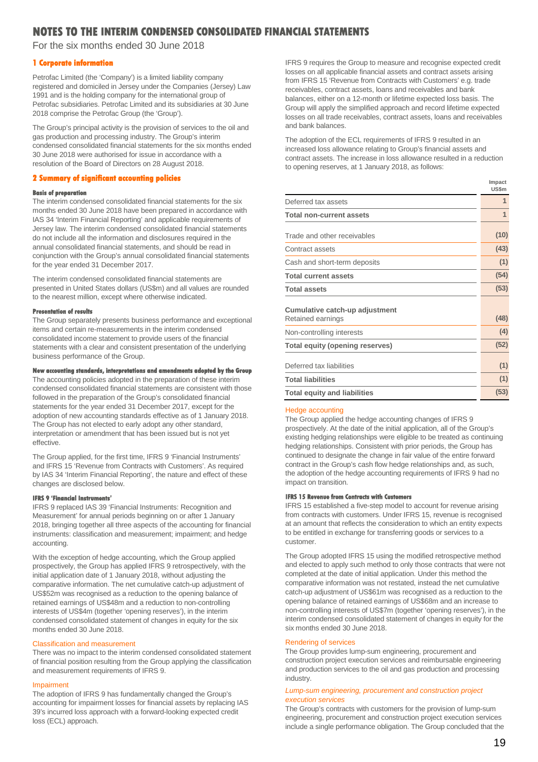# NOTES TO THE INTERIM CONDENSED CONSOLIDATED FINANCIAL STATEMENTS

For the six months ended 30 June 2018

## 1 Corporate information

Petrofac Limited (the 'Company') is a limited liability company registered and domiciled in Jersey under the Companies (Jersey) Law 1991 and is the holding company for the international group of Petrofac subsidiaries. Petrofac Limited and its subsidiaries at 30 June 2018 comprise the Petrofac Group (the 'Group').

The Group's principal activity is the provision of services to the oil and gas production and processing industry. The Group's interim condensed consolidated financial statements for the six months ended 30 June 2018 were authorised for issue in accordance with a resolution of the Board of Directors on 28 August 2018.

## 2 Summary of significant accounting policies

#### Basis of preparation

The interim condensed consolidated financial statements for the six months ended 30 June 2018 have been prepared in accordance with IAS 34 'Interim Financial Reporting' and applicable requirements of Jersey law. The interim condensed consolidated financial statements do not include all the information and disclosures required in the annual consolidated financial statements, and should be read in conjunction with the Group's annual consolidated financial statements for the year ended 31 December 2017.

The interim condensed consolidated financial statements are presented in United States dollars (US$m) and all values are rounded to the nearest million, except where otherwise indicated.

#### Presentation of results

The Group separately presents business performance and exceptional items and certain re-measurements in the interim condensed consolidated income statement to provide users of the financial statements with a clear and consistent presentation of the underlying business performance of the Group.

#### New accounting standards, interpretations and amendments adopted by the Group

The accounting policies adopted in the preparation of these interim condensed consolidated financial statements are consistent with those followed in the preparation of the Group's consolidated financial statements for the year ended 31 December 2017, except for the adoption of new accounting standards effective as of 1 January 2018. The Group has not elected to early adopt any other standard, interpretation or amendment that has been issued but is not yet effective.

The Group applied, for the first time, IFRS 9 'Financial Instruments' and IFRS 15 'Revenue from Contracts with Customers'. As required by IAS 34 'Interim Financial Reporting', the nature and effect of these changes are disclosed below.

#### IFRS 9 'Financial Instruments'

IFRS 9 replaced IAS 39 'Financial Instruments: Recognition and Measurement' for annual periods beginning on or after 1 January 2018, bringing together all three aspects of the accounting for financial instruments: classification and measurement; impairment; and hedge accounting.

With the exception of hedge accounting, which the Group applied prospectively, the Group has applied IFRS 9 retrospectively, with the initial application date of 1 January 2018, without adjusting the comparative information. The net cumulative catch-up adjustment of US$52m was recognised as a reduction to the opening balance of retained earnings of US$48m and a reduction to non-controlling interests of US$4m (together 'opening reserves'), in the interim condensed consolidated statement of changes in equity for the six months ended 30 June 2018.

##### Classification and measurement

There was no impact to the interim condensed consolidated statement of financial position resulting from the Group applying the classification and measurement requirements of IFRS 9.

##### Impairment

The adoption of IFRS 9 has fundamentally changed the Group's accounting for impairment losses for financial assets by replacing IAS 39's incurred loss approach with a forward-looking expected credit loss (ECL) approach.

IFRS 9 requires the Group to measure and recognise expected credit losses on all applicable financial assets and contract assets arising from IFRS 15 'Revenue from Contracts with Customers' e.g. trade receivables, contract assets, loans and receivables and bank balances, either on a 12-month or lifetime expected loss basis. The Group will apply the simplified approach and record lifetime expected losses on all trade receivables, contract assets, loans and receivables and bank balances.

The adoption of the ECL requirements of IFRS 9 resulted in an increased loss allowance relating to Group's financial assets and contract assets. The increase in loss allowance resulted in a reduction to opening reserves, at 1 January 2018, as follows:

| | Impact US$m |
|---|---|
| Deferred tax assets | 1 |
| **Total non-current assets** | **1** |
| Trade and other receivables | (10) |
| Contract assets | (43) |
| Cash and short-term deposits | (1) |
| **Total current assets** | **(54)** |
| **Total assets** | **(53)** |
| **Cumulative catch-up adjustment** | |
| Retained earnings | (48) |
| Non-controlling interests | (4) |
| **Total equity (opening reserves)** | **(52)** |
| Deferred tax liabilities | (1) |
| **Total liabilities** | **(1)** |
| **Total equity and liabilities** | **(53)** |

##### Hedge accounting

The Group applied the hedge accounting changes of IFRS 9 prospectively. At the date of the initial application, all of the Group's existing hedging relationships were eligible to be treated as continuing hedging relationships. Consistent with prior periods, the Group has continued to designate the change in fair value of the entire forward contract in the Group's cash flow hedge relationships and, as such, the adoption of the hedge accounting requirements of IFRS 9 had no impact on transition.

#### IFRS 15 Revenue from Contracts with Customers

IFRS 15 established a five-step model to account for revenue arising from contracts with customers. Under IFRS 15, revenue is recognised at an amount that reflects the consideration to which an entity expects to be entitled in exchange for transferring goods or services to a customer.

The Group adopted IFRS 15 using the modified retrospective method and elected to apply such method to only those contracts that were not completed at the date of initial application. Under this method the comparative information was not restated, instead the net cumulative catch-up adjustment of US$61m was recognised as a reduction to the opening balance of retained earnings of US$68m and an increase to non-controlling interests of US$7m (together 'opening reserves'), in the interim condensed consolidated statement of changes in equity for the six months ended 30 June 2018.

##### Rendering of services

The Group provides lump-sum engineering, procurement and construction project execution services and reimbursable engineering and production services to the oil and gas production and processing industry.

*Lump-sum engineering, procurement and construction project execution services*

The Group's contracts with customers for the provision of lump-sum engineering, procurement and construction project execution services include a single performance obligation. The Group concluded that the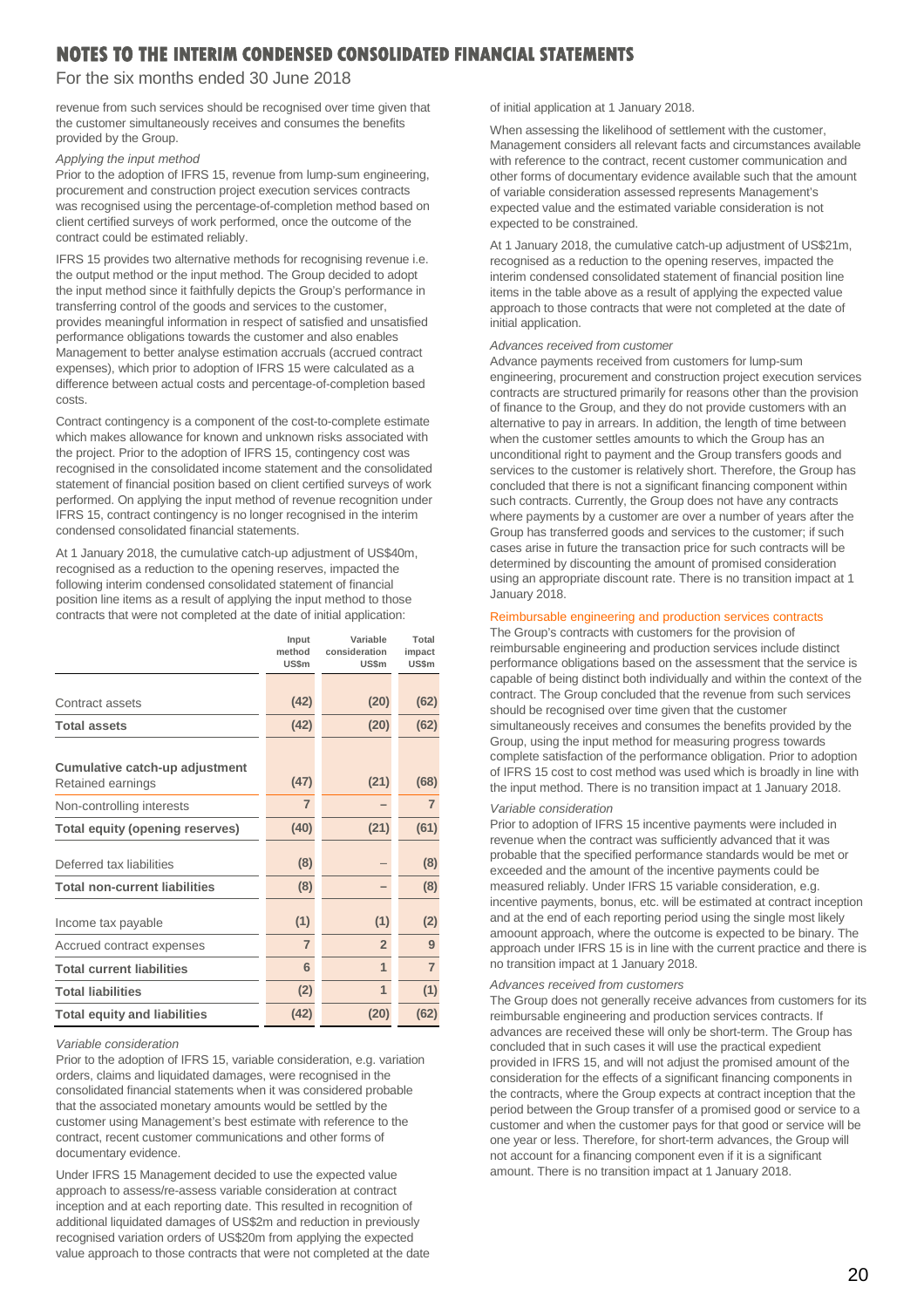# NOTES TO THE INTERIM CONDENSED CONSOLIDATED FINANCIAL STATEMENTS

For the six months ended 30 June 2018

revenue from such services should be recognised over time given that the customer simultaneously receives and consumes the benefits provided by the Group.

*Applying the input method*

Prior to the adoption of IFRS 15, revenue from lump-sum engineering, procurement and construction project execution services contracts was recognised using the percentage-of-completion method based on client certified surveys of work performed, once the outcome of the contract could be estimated reliably.

IFRS 15 provides two alternative methods for recognising revenue i.e. the output method or the input method. The Group decided to adopt the input method since it faithfully depicts the Group's performance in transferring control of the goods and services to the customer, provides meaningful information in respect of satisfied and unsatisfied performance obligations towards the customer and also enables Management to better analyse estimation accruals (accrued contract expenses), which prior to adoption of IFRS 15 were calculated as a difference between actual costs and percentage-of-completion based costs.

Contract contingency is a component of the cost-to-complete estimate which makes allowance for known and unknown risks associated with the project. Prior to the adoption of IFRS 15, contingency cost was recognised in the consolidated income statement and the consolidated statement of financial position based on client certified surveys of work performed. On applying the input method of revenue recognition under IFRS 15, contract contingency is no longer recognised in the interim condensed consolidated financial statements.

At 1 January 2018, the cumulative catch-up adjustment of US$40m, recognised as a reduction to the opening reserves, impacted the following interim condensed consolidated statement of financial position line items as a result of applying the input method to those contracts that were not completed at the date of initial application:

| | Input method US$m | Variable consideration US$m | Total impact US$m |
|---|---|---|---|
| Contract assets | (42) | (20) | (62) |
| **Total assets** | **(42)** | **(20)** | **(62)** |
| **Cumulative catch-up adjustment** | | | |
| Retained earnings | (47) | (21) | (68) |
| Non-controlling interests | 7 | – | 7 |
| **Total equity (opening reserves)** | **(40)** | **(21)** | **(61)** |
| Deferred tax liabilities | (8) | – | (8) |
| **Total non-current liabilities** | **(8)** | **–** | **(8)** |
| Income tax payable | (1) | (1) | (2) |
| Accrued contract expenses | 7 | 2 | 9 |
| **Total current liabilities** | **6** | **1** | **7** |
| **Total liabilities** | **(2)** | **1** | **(1)** |
| **Total equity and liabilities** | **(42)** | **(20)** | **(62)** |

*Variable consideration*

Prior to the adoption of IFRS 15, variable consideration, e.g. variation orders, claims and liquidated damages, were recognised in the consolidated financial statements when it was considered probable that the associated monetary amounts would be settled by the customer using Management's best estimate with reference to the contract, recent customer communications and other forms of documentary evidence.

Under IFRS 15 Management decided to use the expected value approach to assess/re-assess variable consideration at contract inception and at each reporting date. This resulted in recognition of additional liquidated damages of US$2m and reduction in previously recognised variation orders of US$20m from applying the expected value approach to those contracts that were not completed at the date of initial application at 1 January 2018.

When assessing the likelihood of settlement with the customer, Management considers all relevant facts and circumstances available with reference to the contract, recent customer communication and other forms of documentary evidence available such that the amount of variable consideration assessed represents Management's expected value and the estimated variable consideration is not expected to be constrained.

At 1 January 2018, the cumulative catch-up adjustment of US$21m, recognised as a reduction to the opening reserves, impacted the interim condensed consolidated statement of financial position line items in the table above as a result of applying the expected value approach to those contracts that were not completed at the date of initial application.

*Advances received from customer*

Advance payments received from customers for lump-sum engineering, procurement and construction project execution services contracts are structured primarily for reasons other than the provision of finance to the Group, and they do not provide customers with an alternative to pay in arrears. In addition, the length of time between when the customer settles amounts to which the Group has an unconditional right to payment and the Group transfers goods and services to the customer is relatively short. Therefore, the Group has concluded that there is not a significant financing component within such contracts. Currently, the Group does not have any contracts where payments by a customer are over a number of years after the Group has transferred goods and services to the customer; if such cases arise in future the transaction price for such contracts will be determined by discounting the amount of promised consideration using an appropriate discount rate. There is no transition impact at 1 January 2018.

## Reimbursable engineering and production services contracts

The Group's contracts with customers for the provision of reimbursable engineering and production services include distinct performance obligations based on the assessment that the service is capable of being distinct both individually and within the context of the contract. The Group concluded that the revenue from such services should be recognised over time given that the customer simultaneously receives and consumes the benefits provided by the Group, using the input method for measuring progress towards complete satisfaction of the performance obligation. Prior to adoption of IFRS 15 cost to cost method was used which is broadly in line with the input method. There is no transition impact at 1 January 2018.

*Variable consideration*

Prior to adoption of IFRS 15 incentive payments were included in revenue when the contract was sufficiently advanced that it was probable that the specified performance standards would be met or exceeded and the amount of the incentive payments could be measured reliably. Under IFRS 15 variable consideration, e.g. incentive payments, bonus, etc. will be estimated at contract inception and at the end of each reporting period using the single most likely amoount approach, where the outcome is expected to be binary. The approach under IFRS 15 is in line with the current practice and there is no transition impact at 1 January 2018.

*Advances received from customers*

The Group does not generally receive advances from customers for its reimbursable engineering and production services contracts. If advances are received these will only be short-term. The Group has concluded that in such cases it will use the practical expedient provided in IFRS 15, and will not adjust the promised amount of the consideration for the effects of a significant financing components in the contracts, where the Group expects at contract inception that the period between the Group transfer of a promised good or service to a customer and when the customer pays for that good or service will be one year or less. Therefore, for short-term advances, the Group will not account for a financing component even if it is a significant amount. There is no transition impact at 1 January 2018.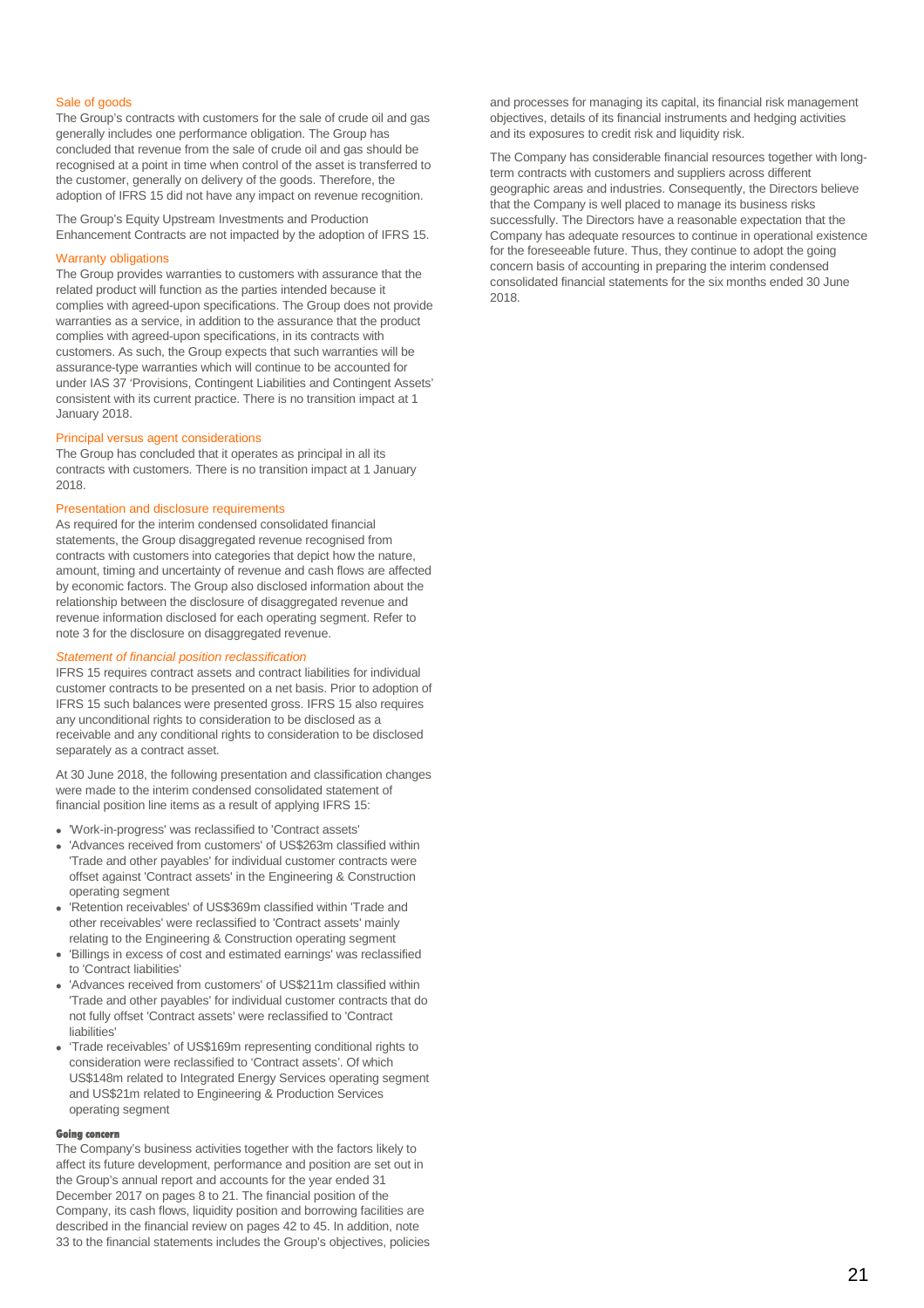### Sale of goods

The Group's contracts with customers for the sale of crude oil and gas generally includes one performance obligation. The Group has concluded that revenue from the sale of crude oil and gas should be recognised at a point in time when control of the asset is transferred to the customer, generally on delivery of the goods. Therefore, the adoption of IFRS 15 did not have any impact on revenue recognition.

The Group's Equity Upstream Investments and Production Enhancement Contracts are not impacted by the adoption of IFRS 15.

### Warranty obligations

The Group provides warranties to customers with assurance that the related product will function as the parties intended because it complies with agreed-upon specifications. The Group does not provide warranties as a service, in addition to the assurance that the product complies with agreed-upon specifications, in its contracts with customers. As such, the Group expects that such warranties will be assurance-type warranties which will continue to be accounted for under IAS 37 'Provisions, Contingent Liabilities and Contingent Assets' consistent with its current practice. There is no transition impact at 1 January 2018.

### Principal versus agent considerations

The Group has concluded that it operates as principal in all its contracts with customers. There is no transition impact at 1 January 2018.

### Presentation and disclosure requirements

As required for the interim condensed consolidated financial statements, the Group disaggregated revenue recognised from contracts with customers into categories that depict how the nature, amount, timing and uncertainty of revenue and cash flows are affected by economic factors. The Group also disclosed information about the relationship between the disclosure of disaggregated revenue and revenue information disclosed for each operating segment. Refer to note 3 for the disclosure on disaggregated revenue.

### *Statement of financial position reclassification*

IFRS 15 requires contract assets and contract liabilities for individual customer contracts to be presented on a net basis. Prior to adoption of IFRS 15 such balances were presented gross. IFRS 15 also requires any unconditional rights to consideration to be disclosed as a receivable and any conditional rights to consideration to be disclosed separately as a contract asset.

At 30 June 2018, the following presentation and classification changes were made to the interim condensed consolidated statement of financial position line items as a result of applying IFRS 15:

- 'Work-in-progress' was reclassified to 'Contract assets'
- 'Advances received from customers' of US$263m classified within 'Trade and other payables' for individual customer contracts were offset against 'Contract assets' in the Engineering & Construction operating segment
- 'Retention receivables' of US$369m classified within 'Trade and other receivables' were reclassified to 'Contract assets' mainly relating to the Engineering & Construction operating segment
- 'Billings in excess of cost and estimated earnings' was reclassified to 'Contract liabilities'
- 'Advances received from customers' of US$211m classified within 'Trade and other payables' for individual customer contracts that do not fully offset 'Contract assets' were reclassified to 'Contract liabilities'
- 'Trade receivables' of US$169m representing conditional rights to consideration were reclassified to 'Contract assets'. Of which US$148m related to Integrated Energy Services operating segment and US$21m related to Engineering & Production Services operating segment

#### **Going concern**

The Company's business activities together with the factors likely to affect its future development, performance and position are set out in the Group's annual report and accounts for the year ended 31 December 2017 on pages 8 to 21. The financial position of the Company, its cash flows, liquidity position and borrowing facilities are described in the financial review on pages 42 to 45. In addition, note 33 to the financial statements includes the Group's objectives, policies and processes for managing its capital, its financial risk management objectives, details of its financial instruments and hedging activities and its exposures to credit risk and liquidity risk.

The Company has considerable financial resources together with long-term contracts with customers and suppliers across different geographic areas and industries. Consequently, the Directors believe that the Company is well placed to manage its business risks successfully. The Directors have a reasonable expectation that the Company has adequate resources to continue in operational existence for the foreseeable future. Thus, they continue to adopt the going concern basis of accounting in preparing the interim condensed consolidated financial statements for the six months ended 30 June 2018.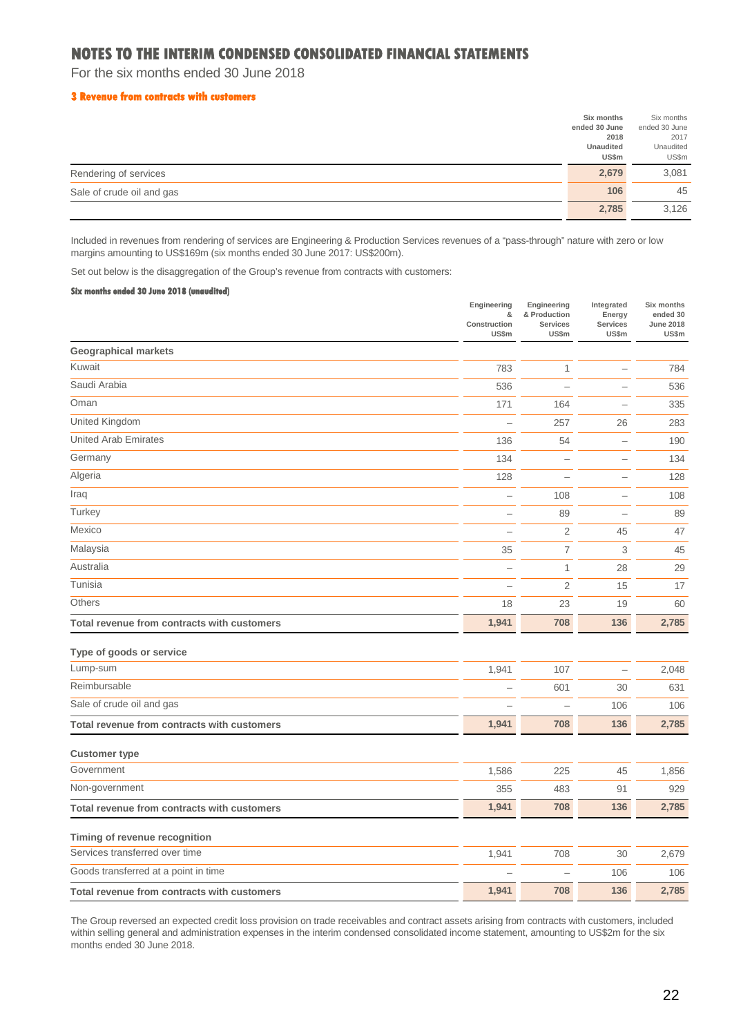# NOTES TO THE INTERIM CONDENSED CONSOLIDATED FINANCIAL STATEMENTS

For the six months ended 30 June 2018

### 3 Revenue from contracts with customers

| | Six months ended 30 June 2018 Unaudited US$m | Six months ended 30 June 2017 Unaudited US$m |
|---|---|---|
| Rendering of services | 2,679 | 3,081 |
| Sale of crude oil and gas | 106 | 45 |
| | 2,785 | 3,126 |

Included in revenues from rendering of services are Engineering & Production Services revenues of a "pass-through" nature with zero or low margins amounting to US$169m (six months ended 30 June 2017: US$200m).

Set out below is the disaggregation of the Group's revenue from contracts with customers:

**Six months ended 30 June 2018 (unaudited)**

| | Engineering & Construction US$m | Engineering & Production Services US$m | Integrated Energy Services US$m | Six months ended 30 June 2018 US$m |
|---|---|---|---|---|
| **Geographical markets** | | | | |
| Kuwait | 783 | 1 | – | 784 |
| Saudi Arabia | 536 | – | – | 536 |
| Oman | 171 | 164 | – | 335 |
| United Kingdom | – | 257 | 26 | 283 |
| United Arab Emirates | 136 | 54 | – | 190 |
| Germany | 134 | – | – | 134 |
| Algeria | 128 | – | – | 128 |
| Iraq | – | 108 | – | 108 |
| Turkey | – | 89 | – | 89 |
| Mexico | – | 2 | 45 | 47 |
| Malaysia | 35 | 7 | 3 | 45 |
| Australia | – | 1 | 28 | 29 |
| Tunisia | – | 2 | 15 | 17 |
| Others | 18 | 23 | 19 | 60 |
| **Total revenue from contracts with customers** | **1,941** | **708** | **136** | **2,785** |
| **Type of goods or service** | | | | |
| Lump-sum | 1,941 | 107 | – | 2,048 |
| Reimbursable | – | 601 | 30 | 631 |
| Sale of crude oil and gas | – | – | 106 | 106 |
| **Total revenue from contracts with customers** | **1,941** | **708** | **136** | **2,785** |
| **Customer type** | | | | |
| Government | 1,586 | 225 | 45 | 1,856 |
| Non-government | 355 | 483 | 91 | 929 |
| **Total revenue from contracts with customers** | **1,941** | **708** | **136** | **2,785** |
| **Timing of revenue recognition** | | | | |
| Services transferred over time | 1,941 | 708 | 30 | 2,679 |
| Goods transferred at a point in time | – | – | 106 | 106 |
| **Total revenue from contracts with customers** | **1,941** | **708** | **136** | **2,785** |

The Group reversed an expected credit loss provision on trade receivables and contract assets arising from contracts with customers, included within selling general and administration expenses in the interim condensed consolidated income statement, amounting to US$2m for the six months ended 30 June 2018.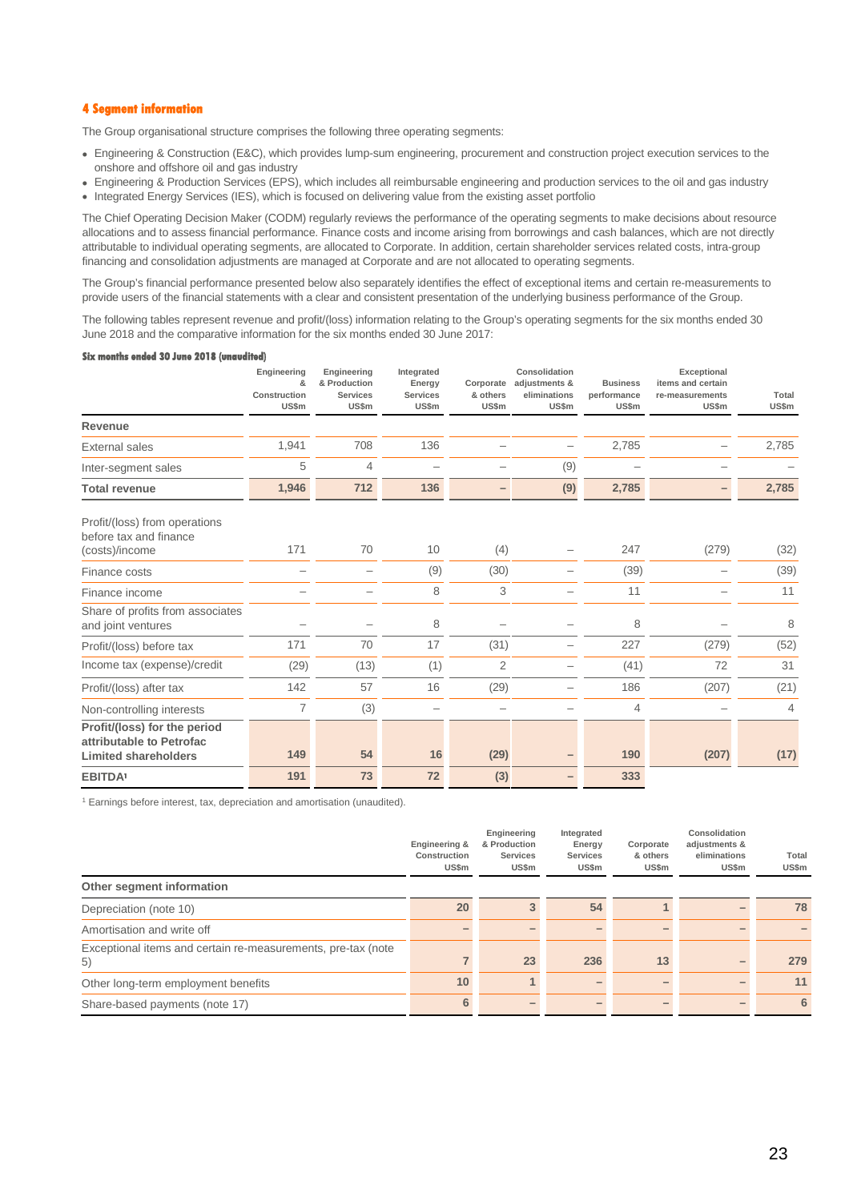## 4 Segment information

The Group organisational structure comprises the following three operating segments:

- Engineering & Construction (E&C), which provides lump-sum engineering, procurement and construction project execution services to the onshore and offshore oil and gas industry
- Engineering & Production Services (EPS), which includes all reimbursable engineering and production services to the oil and gas industry
- Integrated Energy Services (IES), which is focused on delivering value from the existing asset portfolio

The Chief Operating Decision Maker (CODM) regularly reviews the performance of the operating segments to make decisions about resource allocations and to assess financial performance. Finance costs and income arising from borrowings and cash balances, which are not directly attributable to individual operating segments, are allocated to Corporate. In addition, certain shareholder services related costs, intra-group financing and consolidation adjustments are managed at Corporate and are not allocated to operating segments.

The Group's financial performance presented below also separately identifies the effect of exceptional items and certain re-measurements to provide users of the financial statements with a clear and consistent presentation of the underlying business performance of the Group.

The following tables represent revenue and profit/(loss) information relating to the Group's operating segments for the six months ended 30 June 2018 and the comparative information for the six months ended 30 June 2017:

**Six months ended 30 June 2018 (unaudited)**

| | Engineering & Construction US$m | Engineering & Production Services US$m | Integrated Energy Services US$m | Corporate & others US$m | Consolidation adjustments & eliminations US$m | Business performance US$m | Exceptional items and certain re-measurements US$m | Total US$m |
|---|---|---|---|---|---|---|---|---|
| **Revenue** | | | | | | | | |
| External sales | 1,941 | 708 | 136 | – | – | 2,785 | – | 2,785 |
| Inter-segment sales | 5 | 4 | – | – | (9) | – | – | – |
| **Total revenue** | **1,946** | **712** | **136** | **–** | **(9)** | **2,785** | **–** | **2,785** |
| Profit/(loss) from operations before tax and finance (costs)/income | 171 | 70 | 10 | (4) | – | 247 | (279) | (32) |
| Finance costs | – | – | (9) | (30) | – | (39) | – | (39) |
| Finance income | – | – | 8 | 3 | – | 11 | – | 11 |
| Share of profits from associates and joint ventures | – | – | 8 | – | – | 8 | – | 8 |
| Profit/(loss) before tax | 171 | 70 | 17 | (31) | – | 227 | (279) | (52) |
| Income tax (expense)/credit | (29) | (13) | (1) | 2 | – | (41) | 72 | 31 |
| Profit/(loss) after tax | 142 | 57 | 16 | (29) | – | 186 | (207) | (21) |
| Non-controlling interests | 7 | (3) | – | – | – | 4 | – | 4 |
| **Profit/(loss) for the period attributable to Petrofac Limited shareholders** | **149** | **54** | **16** | **(29)** | **–** | **190** | **(207)** | **(17)** |
| **EBITDA[1]** | **191** | **73** | **72** | **(3)** | **–** | **333** | | |

[1] Earnings before interest, tax, depreciation and amortisation (unaudited).

| | Engineering & Construction US$m | Engineering & Production Services US$m | Integrated Energy Services US$m | Corporate & others US$m | Consolidation adjustments & eliminations US$m | Total US$m |
|---|---|---|---|---|---|---|
| **Other segment information** | | | | | | |
| Depreciation (note 10) | 20 | 3 | 54 | 1 | – | 78 |
| Amortisation and write off | – | – | – | – | – | – |
| Exceptional items and certain re-measurements, pre-tax (note 5) | 7 | 23 | 236 | 13 | – | 279 |
| Other long-term employment benefits | 10 | 1 | – | – | – | 11 |
| Share-based payments (note 17) | 6 | – | – | – | – | 6 |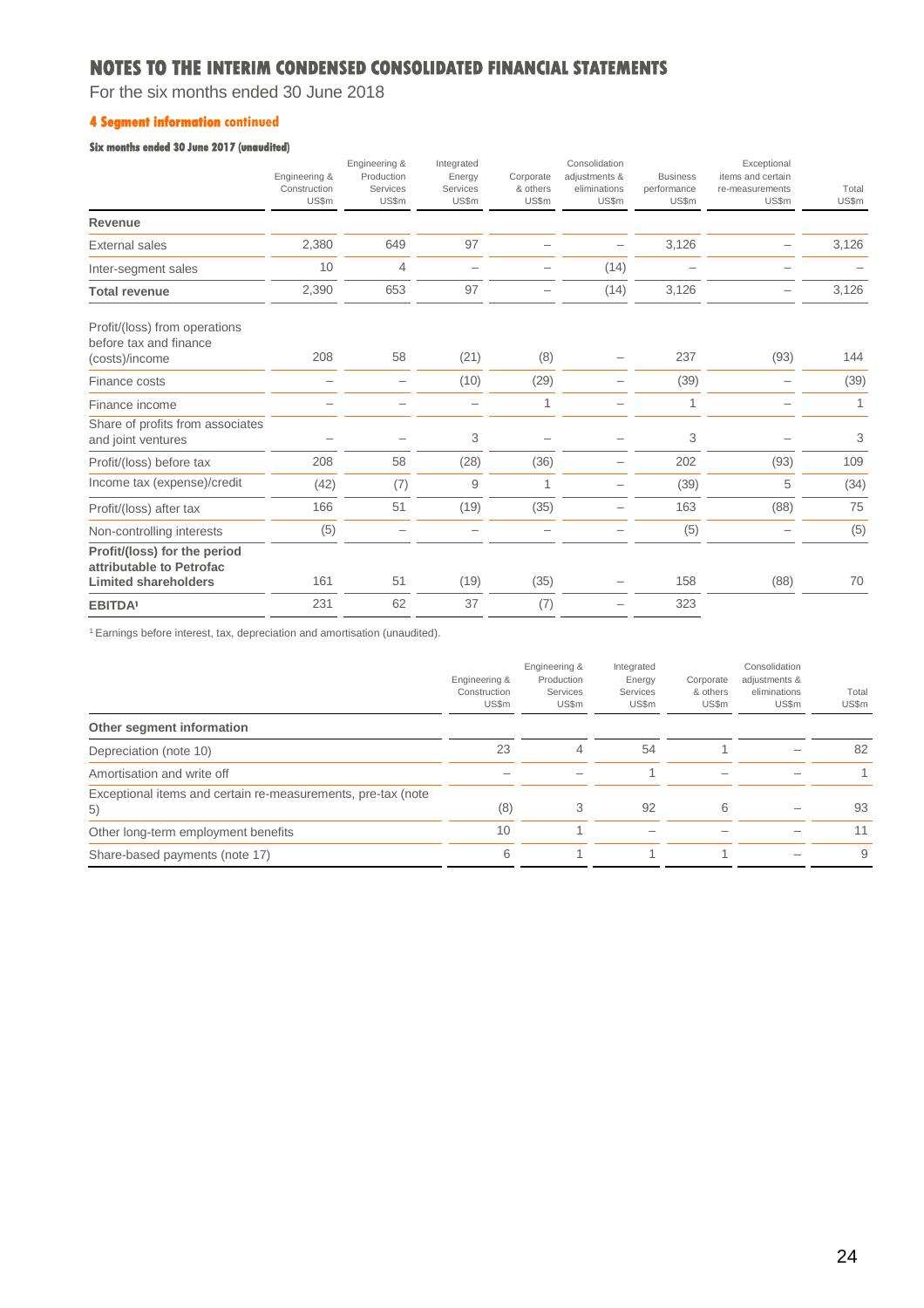# NOTES TO THE INTERIM CONDENSED CONSOLIDATED FINANCIAL STATEMENTS

For the six months ended 30 June 2018

## 4 Segment information continued

### Six months ended 30 June 2017 (unaudited)

| | Engineering & Construction US$m | Engineering & Production Services US$m | Integrated Energy Services US$m | Corporate & others US$m | Consolidation adjustments & eliminations US$m | Business performance US$m | Exceptional items and certain re-measurements US$m | Total US$m |
|---|---|---|---|---|---|---|---|---|
| **Revenue** | | | | | | | | |
| External sales | 2,380 | 649 | 97 | – | – | 3,126 | – | 3,126 |
| Inter-segment sales | 10 | 4 | – | – | (14) | – | – | – |
| **Total revenue** | 2,390 | 653 | 97 | – | (14) | 3,126 | – | 3,126 |
| Profit/(loss) from operations before tax and finance (costs)/income | 208 | 58 | (21) | (8) | – | 237 | (93) | 144 |
| Finance costs | – | – | (10) | (29) | – | (39) | – | (39) |
| Finance income | – | – | – | 1 | – | 1 | – | 1 |
| Share of profits from associates and joint ventures | – | – | 3 | – | – | 3 | – | 3 |
| Profit/(loss) before tax | 208 | 58 | (28) | (36) | – | 202 | (93) | 109 |
| Income tax (expense)/credit | (42) | (7) | 9 | 1 | – | (39) | 5 | (34) |
| Profit/(loss) after tax | 166 | 51 | (19) | (35) | – | 163 | (88) | 75 |
| Non-controlling interests | (5) | – | – | – | – | (5) | – | (5) |
| **Profit/(loss) for the period attributable to Petrofac Limited shareholders** | 161 | 51 | (19) | (35) | – | 158 | (88) | 70 |
| **EBITDA**[1] | 231 | 62 | 37 | (7) | – | 323 | | |

[1] Earnings before interest, tax, depreciation and amortisation (unaudited).

| | Engineering & Construction US$m | Engineering & Production Services US$m | Integrated Energy Services US$m | Corporate & others US$m | Consolidation adjustments & eliminations US$m | Total US$m |
|---|---|---|---|---|---|---|
| **Other segment information** | | | | | | |
| Depreciation (note 10) | 23 | 4 | 54 | 1 | – | 82 |
| Amortisation and write off | – | – | 1 | – | – | 1 |
| Exceptional items and certain re-measurements, pre-tax (note 5) | (8) | 3 | 92 | 6 | – | 93 |
| Other long-term employment benefits | 10 | 1 | – | – | – | 11 |
| Share-based payments (note 17) | 6 | 1 | 1 | 1 | – | 9 |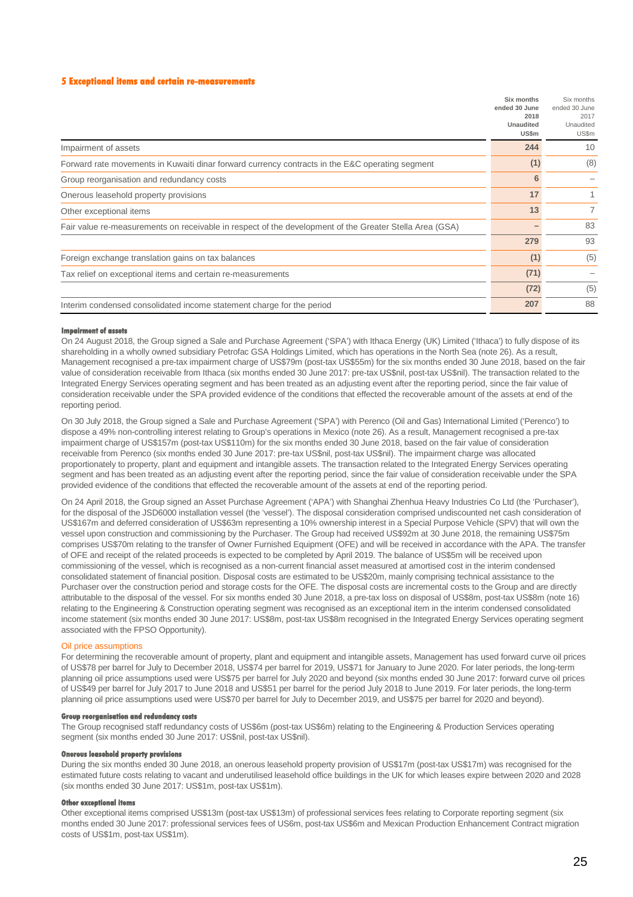## 5 Exceptional items and certain re-measurements

| | Six months ended 30 June 2018 Unaudited US$m | Six months ended 30 June 2017 Unaudited US$m |
|---|---|---|
| Impairment of assets | 244 | 10 |
| Forward rate movements in Kuwaiti dinar forward currency contracts in the E&C operating segment | (1) | (8) |
| Group reorganisation and redundancy costs | 6 | – |
| Onerous leasehold property provisions | 17 | 1 |
| Other exceptional items | 13 | 7 |
| Fair value re-measurements on receivable in respect of the development of the Greater Stella Area (GSA) | – | 83 |
| | 279 | 93 |
| Foreign exchange translation gains on tax balances | (1) | (5) |
| Tax relief on exceptional items and certain re-measurements | (71) | – |
| | (72) | (5) |
| Interim condensed consolidated income statement charge for the period | 207 | 88 |

#### Impairment of assets

On 24 August 2018, the Group signed a Sale and Purchase Agreement ('SPA') with Ithaca Energy (UK) Limited ('Ithaca') to fully dispose of its shareholding in a wholly owned subsidiary Petrofac GSA Holdings Limited, which has operations in the North Sea (note 26). As a result, Management recognised a pre-tax impairment charge of US$79m (post-tax US$55m) for the six months ended 30 June 2018, based on the fair value of consideration receivable from Ithaca (six months ended 30 June 2017: pre-tax US$nil, post-tax US$nil). The transaction related to the Integrated Energy Services operating segment and has been treated as an adjusting event after the reporting period, since the fair value of consideration receivable under the SPA provided evidence of the conditions that effected the recoverable amount of the assets at end of the reporting period.

On 30 July 2018, the Group signed a Sale and Purchase Agreement ('SPA') with Perenco (Oil and Gas) International Limited ('Perenco') to dispose a 49% non-controlling interest relating to Group's operations in Mexico (note 26). As a result, Management recognised a pre-tax impairment charge of US$157m (post-tax US$110m) for the six months ended 30 June 2018, based on the fair value of consideration receivable from Perenco (six months ended 30 June 2017: pre-tax US$nil, post-tax US$nil). The impairment charge was allocated proportionately to property, plant and equipment and intangible assets. The transaction related to the Integrated Energy Services operating segment and has been treated as an adjusting event after the reporting period, since the fair value of consideration receivable under the SPA provided evidence of the conditions that effected the recoverable amount of the assets at end of the reporting period.

On 24 April 2018, the Group signed an Asset Purchase Agreement ('APA') with Shanghai Zhenhua Heavy Industries Co Ltd (the 'Purchaser'), for the disposal of the JSD6000 installation vessel (the 'vessel'). The disposal consideration comprised undiscounted net cash consideration of US$167m and deferred consideration of US$63m representing a 10% ownership interest in a Special Purpose Vehicle (SPV) that will own the vessel upon construction and commissioning by the Purchaser. The Group had received US$92m at 30 June 2018, the remaining US$75m comprises US$70m relating to the transfer of Owner Furnished Equipment (OFE) and will be received in accordance with the APA. The transfer of OFE and receipt of the related proceeds is expected to be completed by April 2019. The balance of US$5m will be received upon commissioning of the vessel, which is recognised as a non-current financial asset measured at amortised cost in the interim condensed consolidated statement of financial position. Disposal costs are estimated to be US$20m, mainly comprising technical assistance to the Purchaser over the construction period and storage costs for the OFE. The disposal costs are incremental costs to the Group and are directly attributable to the disposal of the vessel. For six months ended 30 June 2018, a pre-tax loss on disposal of US$8m, post-tax US$8m (note 16) relating to the Engineering & Construction operating segment was recognised as an exceptional item in the interim condensed consolidated income statement (six months ended 30 June 2017: US$8m, post-tax US$8m recognised in the Integrated Energy Services operating segment associated with the FPSO Opportunity).

#### Oil price assumptions

For determining the recoverable amount of property, plant and equipment and intangible assets, Management has used forward curve oil prices of US$78 per barrel for July to December 2018, US$74 per barrel for 2019, US$71 for January to June 2020. For later periods, the long-term planning oil price assumptions used were US$75 per barrel for July 2020 and beyond (six months ended 30 June 2017: forward curve oil prices of US$49 per barrel for July 2017 to June 2018 and US$51 per barrel for the period July 2018 to June 2019. For later periods, the long-term planning oil price assumptions used were US$70 per barrel for July to December 2019, and US$75 per barrel for 2020 and beyond).

#### Group reorganisation and redundancy costs

The Group recognised staff redundancy costs of US$6m (post-tax US$6m) relating to the Engineering & Production Services operating segment (six months ended 30 June 2017: US$nil, post-tax US$nil).

#### Onerous leasehold property provisions

During the six months ended 30 June 2018, an onerous leasehold property provision of US$17m (post-tax US$17m) was recognised for the estimated future costs relating to vacant and underutilised leasehold office buildings in the UK for which leases expire between 2020 and 2028 (six months ended 30 June 2017: US$1m, post-tax US$1m).

#### Other exceptional items

Other exceptional items comprised US$13m (post-tax US$13m) of professional services fees relating to Corporate reporting segment (six months ended 30 June 2017: professional services fees of US6m, post-tax US$6m and Mexican Production Enhancement Contract migration costs of US$1m, post-tax US$1m).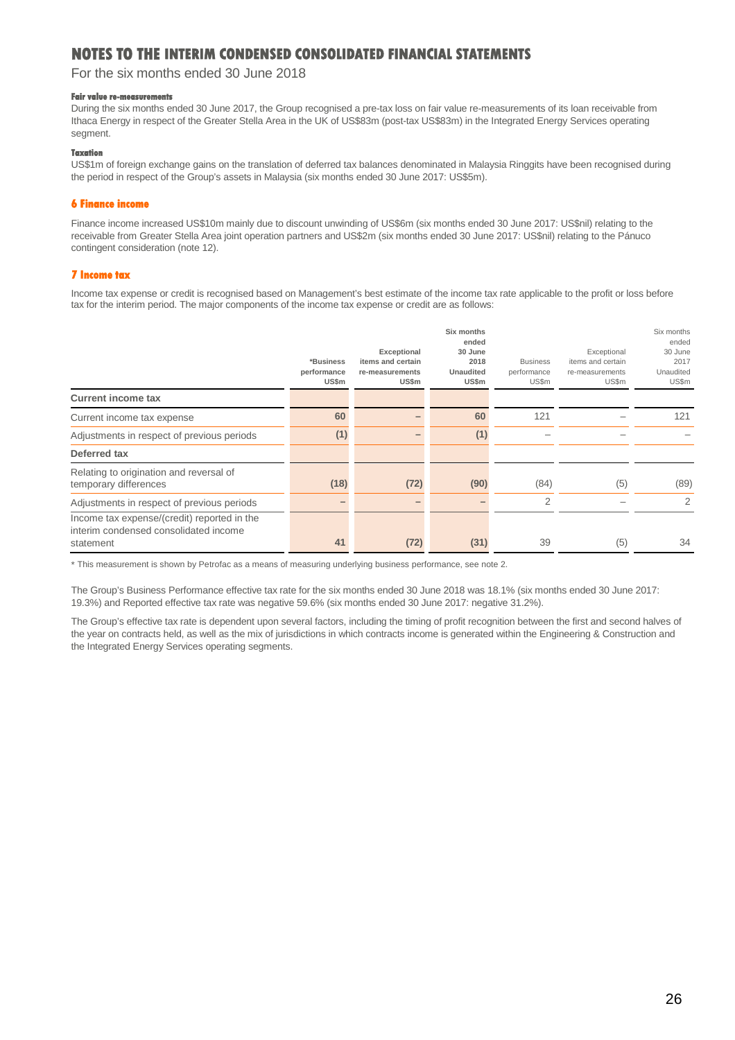# NOTES TO THE INTERIM CONDENSED CONSOLIDATED FINANCIAL STATEMENTS

For the six months ended 30 June 2018

#### Fair value re-measurements

During the six months ended 30 June 2017, the Group recognised a pre-tax loss on fair value re-measurements of its loan receivable from Ithaca Energy in respect of the Greater Stella Area in the UK of US$83m (post-tax US$83m) in the Integrated Energy Services operating segment.

#### Taxation

US$1m of foreign exchange gains on the translation of deferred tax balances denominated in Malaysia Ringgits have been recognised during the period in respect of the Group's assets in Malaysia (six months ended 30 June 2017: US$5m).

## 6 Finance income

Finance income increased US$10m mainly due to discount unwinding of US$6m (six months ended 30 June 2017: US$nil) relating to the receivable from Greater Stella Area joint operation partners and US$2m (six months ended 30 June 2017: US$nil) relating to the Pánuco contingent consideration (note 12).

## 7 Income tax

Income tax expense or credit is recognised based on Management's best estimate of the income tax rate applicable to the profit or loss before tax for the interim period. The major components of the income tax expense or credit are as follows:

| | *Business performance US$m | Exceptional items and certain re-measurements US$m | Six months ended 30 June 2018 Unaudited US$m | Business performance US$m | Exceptional items and certain re-measurements US$m | Six months ended 30 June 2017 Unaudited US$m |
|---|---|---|---|---|---|---|
| **Current income tax** | | | | | | |
| Current income tax expense | 60 | – | 60 | 121 | – | 121 |
| Adjustments in respect of previous periods | (1) | – | (1) | – | – | – |
| **Deferred tax** | | | | | | |
| Relating to origination and reversal of temporary differences | (18) | (72) | (90) | (84) | (5) | (89) |
| Adjustments in respect of previous periods | – | – | – | 2 | – | 2 |
| Income tax expense/(credit) reported in the interim condensed consolidated income statement | 41 | (72) | (31) | 39 | (5) | 34 |

* This measurement is shown by Petrofac as a means of measuring underlying business performance, see note 2.

The Group's Business Performance effective tax rate for the six months ended 30 June 2018 was 18.1% (six months ended 30 June 2017: 19.3%) and Reported effective tax rate was negative 59.6% (six months ended 30 June 2017: negative 31.2%).

The Group's effective tax rate is dependent upon several factors, including the timing of profit recognition between the first and second halves of the year on contracts held, as well as the mix of jurisdictions in which contracts income is generated within the Engineering & Construction and the Integrated Energy Services operating segments.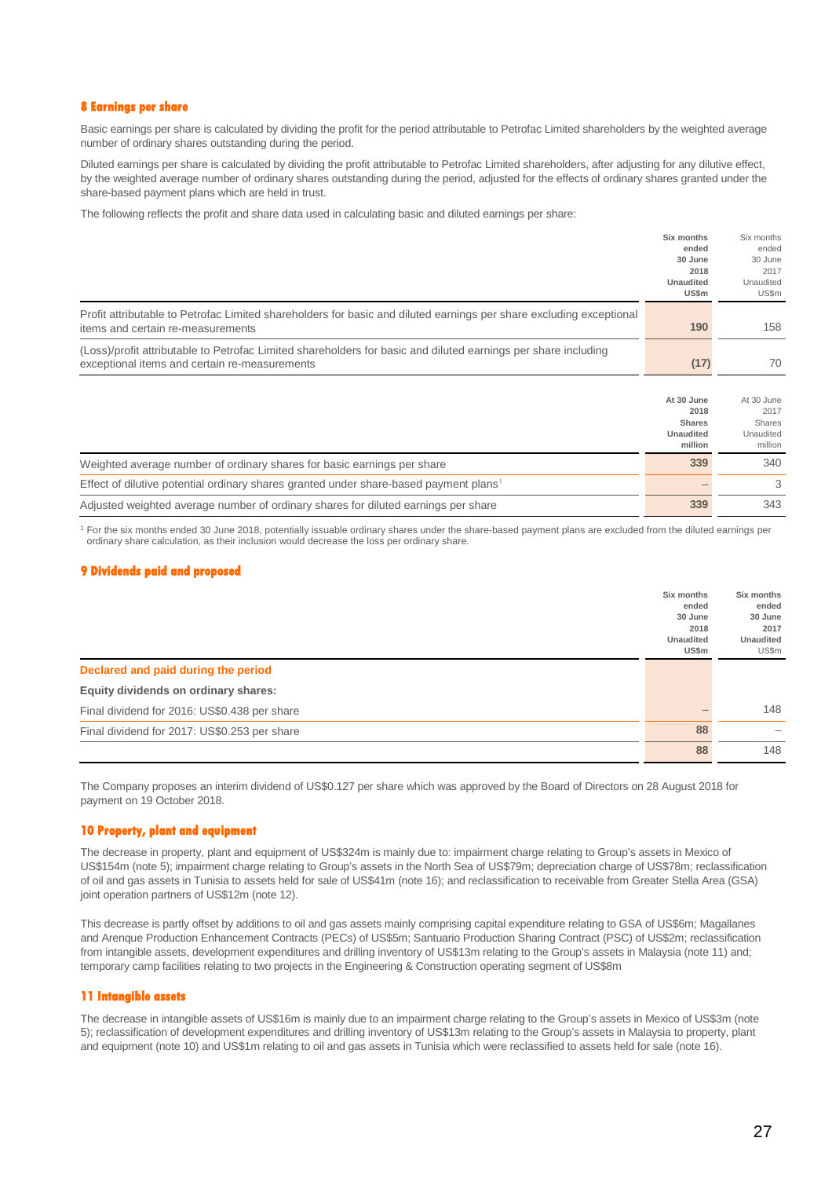## 8 Earnings per share

Basic earnings per share is calculated by dividing the profit for the period attributable to Petrofac Limited shareholders by the weighted average number of ordinary shares outstanding during the period.

Diluted earnings per share is calculated by dividing the profit attributable to Petrofac Limited shareholders, after adjusting for any dilutive effect, by the weighted average number of ordinary shares outstanding during the period, adjusted for the effects of ordinary shares granted under the share-based payment plans which are held in trust.

The following reflects the profit and share data used in calculating basic and diluted earnings per share:

| | **Six months ended 30 June 2018 Unaudited US$m** | Six months ended 30 June 2017 Unaudited US$m |
|---|---|---|
| Profit attributable to Petrofac Limited shareholders for basic and diluted earnings per share excluding exceptional items and certain re-measurements | **190** | 158 |
| (Loss)/profit attributable to Petrofac Limited shareholders for basic and diluted earnings per share including exceptional items and certain re-measurements | **(17)** | 70 |

| | **At 30 June 2018 Shares Unaudited million** | At 30 June 2017 Shares Unaudited million |
|---|---|---|
| Weighted average number of ordinary shares for basic earnings per share | **339** | 340 |
| Effect of dilutive potential ordinary shares granted under share-based payment plans[1] | **–** | 3 |
| Adjusted weighted average number of ordinary shares for diluted earnings per share | **339** | 343 |

[1] For the six months ended 30 June 2018, potentially issuable ordinary shares under the share-based payment plans are excluded from the diluted earnings per ordinary share calculation, as their inclusion would decrease the loss per ordinary share.

## 9 Dividends paid and proposed

| | **Six months ended 30 June 2018 Unaudited US$m** | **Six months ended 30 June 2017 Unaudited** US$m |
|---|---|---|
| **Declared and paid during the period** | | |
| **Equity dividends on ordinary shares:** | | |
| Final dividend for 2016: US$0.438 per share | **–** | 148 |
| Final dividend for 2017: US$0.253 per share | **88** | – |
| | **88** | 148 |

The Company proposes an interim dividend of US$0.127 per share which was approved by the Board of Directors on 28 August 2018 for payment on 19 October 2018.

## 10 Property, plant and equipment

The decrease in property, plant and equipment of US$324m is mainly due to: impairment charge relating to Group's assets in Mexico of US$154m (note 5); impairment charge relating to Group's assets in the North Sea of US$79m; depreciation charge of US$78m; reclassification of oil and gas assets in Tunisia to assets held for sale of US$41m (note 16); and reclassification to receivable from Greater Stella Area (GSA) joint operation partners of US$12m (note 12).

This decrease is partly offset by additions to oil and gas assets mainly comprising capital expenditure relating to GSA of US$6m; Magallanes and Arenque Production Enhancement Contracts (PECs) of US$5m; Santuario Production Sharing Contract (PSC) of US$2m; reclassification from intangible assets, development expenditures and drilling inventory of US$13m relating to the Group's assets in Malaysia (note 11) and; temporary camp facilities relating to two projects in the Engineering & Construction operating segment of US$8m

## 11 Intangible assets

The decrease in intangible assets of US$16m is mainly due to an impairment charge relating to the Group's assets in Mexico of US$3m (note 5); reclassification of development expenditures and drilling inventory of US$13m relating to the Group's assets in Malaysia to property, plant and equipment (note 10) and US$1m relating to oil and gas assets in Tunisia which were reclassified to assets held for sale (note 16).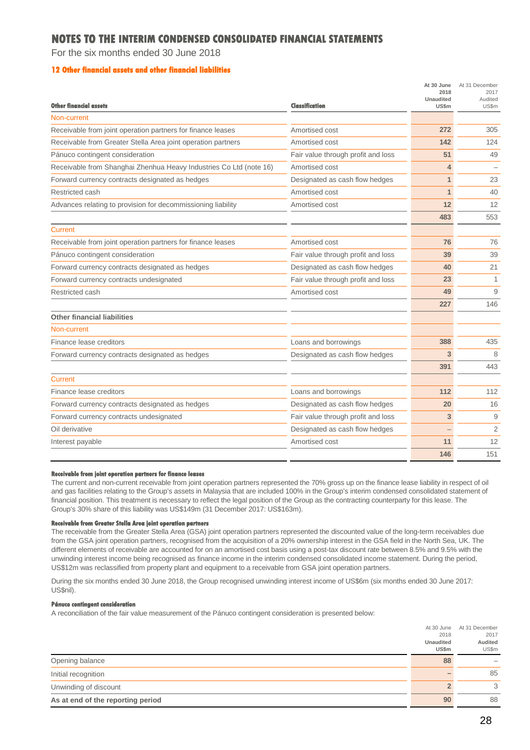# NOTES TO THE INTERIM CONDENSED CONSOLIDATED FINANCIAL STATEMENTS

For the six months ended 30 June 2018

## 12 Other financial assets and other financial liabilities

| Other financial assets | Classification | At 30 June 2018 Unaudited US$m | At 31 December 2017 Audited US$m |
|---|---|---|---|
| Non-current | | | |
| Receivable from joint operation partners for finance leases | Amortised cost | 272 | 305 |
| Receivable from Greater Stella Area joint operation partners | Amortised cost | 142 | 124 |
| Pánuco contingent consideration | Fair value through profit and loss | 51 | 49 |
| Receivable from Shanghai Zhenhua Heavy Industries Co Ltd (note 16) | Amortised cost | 4 | – |
| Forward currency contracts designated as hedges | Designated as cash flow hedges | 1 | 23 |
| Restricted cash | Amortised cost | 1 | 40 |
| Advances relating to provision for decommissioning liability | Amortised cost | 12 | 12 |
| | | 483 | 553 |
| Current | | | |
| Receivable from joint operation partners for finance leases | Amortised cost | 76 | 76 |
| Pánuco contingent consideration | Fair value through profit and loss | 39 | 39 |
| Forward currency contracts designated as hedges | Designated as cash flow hedges | 40 | 21 |
| Forward currency contracts undesignated | Fair value through profit and loss | 23 | 1 |
| Restricted cash | Amortised cost | 49 | 9 |
| | | 227 | 146 |
| **Other financial liabilities** | | | |
| Non-current | | | |
| Finance lease creditors | Loans and borrowings | 388 | 435 |
| Forward currency contracts designated as hedges | Designated as cash flow hedges | 3 | 8 |
| | | 391 | 443 |
| Current | | | |
| Finance lease creditors | Loans and borrowings | 112 | 112 |
| Forward currency contracts designated as hedges | Designated as cash flow hedges | 20 | 16 |
| Forward currency contracts undesignated | Fair value through profit and loss | 3 | 9 |
| Oil derivative | Designated as cash flow hedges | – | 2 |
| Interest payable | Amortised cost | 11 | 12 |
| | | 146 | 151 |

#### Receivable from joint operation partners for finance leases

The current and non-current receivable from joint operation partners represented the 70% gross up on the finance lease liability in respect of oil and gas facilities relating to the Group's assets in Malaysia that are included 100% in the Group's interim condensed consolidated statement of financial position. This treatment is necessary to reflect the legal position of the Group as the contracting counterparty for this lease. The Group's 30% share of this liability was US$149m (31 December 2017: US$163m).

#### Receivable from Greater Stella Area joint operation partners

The receivable from the Greater Stella Area (GSA) joint operation partners represented the discounted value of the long-term receivables due from the GSA joint operation partners, recognised from the acquisition of a 20% ownership interest in the GSA field in the North Sea, UK. The different elements of receivable are accounted for on an amortised cost basis using a post-tax discount rate between 8.5% and 9.5% with the unwinding interest income being recognised as finance income in the interim condensed consolidated income statement. During the period, US$12m was reclassified from property plant and equipment to a receivable from GSA joint operation partners.

During the six months ended 30 June 2018, the Group recognised unwinding interest income of US$6m (six months ended 30 June 2017: US$nil).

#### Pánuco contingent consideration

A reconciliation of the fair value measurement of the Pánuco contingent consideration is presented below:

| | At 30 June 2018 Unaudited US$m | At 31 December 2017 Audited US$m |
|---|---|---|
| Opening balance | 88 | – |
| Initial recognition | – | 85 |
| Unwinding of discount | 2 | 3 |
| **As at end of the reporting period** | 90 | 88 |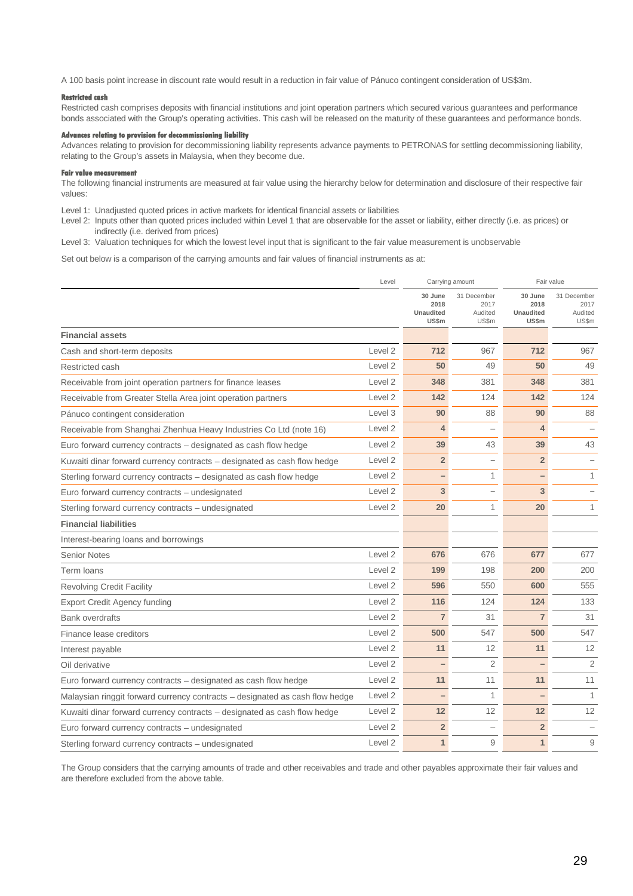A 100 basis point increase in discount rate would result in a reduction in fair value of Pánuco contingent consideration of US$3m.

#### Restricted cash

Restricted cash comprises deposits with financial institutions and joint operation partners which secured various guarantees and performance bonds associated with the Group's operating activities. This cash will be released on the maturity of these guarantees and performance bonds.

#### Advances relating to provision for decommissioning liability

Advances relating to provision for decommissioning liability represents advance payments to PETRONAS for settling decommissioning liability, relating to the Group's assets in Malaysia, when they become due.

#### Fair value measurement

The following financial instruments are measured at fair value using the hierarchy below for determination and disclosure of their respective fair values:

Level 1: Unadjusted quoted prices in active markets for identical financial assets or liabilities

Level 2: Inputs other than quoted prices included within Level 1 that are observable for the asset or liability, either directly (i.e. as prices) or indirectly (i.e. derived from prices)

Level 3: Valuation techniques for which the lowest level input that is significant to the fair value measurement is unobservable

Set out below is a comparison of the carrying amounts and fair values of financial instruments as at:

| | Level | Carrying amount | | Fair value | |
|---|---|---|---|---|---|
| | | **30 June 2018 Unaudited US$m** | 31 December 2017 Audited US$m | **30 June 2018 Unaudited US$m** | 31 December 2017 Audited US$m |
| **Financial assets** | | | | | |
| Cash and short-term deposits | Level 2 | **712** | 967 | **712** | 967 |
| Restricted cash | Level 2 | **50** | 49 | **50** | 49 |
| Receivable from joint operation partners for finance leases | Level 2 | **348** | 381 | **348** | 381 |
| Receivable from Greater Stella Area joint operation partners | Level 2 | **142** | 124 | **142** | 124 |
| Pánuco contingent consideration | Level 3 | **90** | 88 | **90** | 88 |
| Receivable from Shanghai Zhenhua Heavy Industries Co Ltd (note 16) | Level 2 | **4** | – | **4** | – |
| Euro forward currency contracts – designated as cash flow hedge | Level 2 | **39** | 43 | **39** | 43 |
| Kuwaiti dinar forward currency contracts – designated as cash flow hedge | Level 2 | **2** | – | **2** | – |
| Sterling forward currency contracts – designated as cash flow hedge | Level 2 | **–** | 1 | **–** | 1 |
| Euro forward currency contracts – undesignated | Level 2 | **3** | – | **3** | – |
| Sterling forward currency contracts – undesignated | Level 2 | **20** | 1 | **20** | 1 |
| **Financial liabilities** | | | | | |
| Interest-bearing loans and borrowings | | | | | |
| Senior Notes | Level 2 | **676** | 676 | **677** | 677 |
| Term loans | Level 2 | **199** | 198 | **200** | 200 |
| Revolving Credit Facility | Level 2 | **596** | 550 | **600** | 555 |
| Export Credit Agency funding | Level 2 | **116** | 124 | **124** | 133 |
| Bank overdrafts | Level 2 | **7** | 31 | **7** | 31 |
| Finance lease creditors | Level 2 | **500** | 547 | **500** | 547 |
| Interest payable | Level 2 | **11** | 12 | **11** | 12 |
| Oil derivative | Level 2 | **–** | 2 | **–** | 2 |
| Euro forward currency contracts – designated as cash flow hedge | Level 2 | **11** | 11 | **11** | 11 |
| Malaysian ringgit forward currency contracts – designated as cash flow hedge | Level 2 | **–** | 1 | **–** | 1 |
| Kuwaiti dinar forward currency contracts – designated as cash flow hedge | Level 2 | **12** | 12 | **12** | 12 |
| Euro forward currency contracts – undesignated | Level 2 | **2** | – | **2** | – |
| Sterling forward currency contracts – undesignated | Level 2 | **1** | 9 | **1** | 9 |

The Group considers that the carrying amounts of trade and other receivables and trade and other payables approximate their fair values and are therefore excluded from the above table.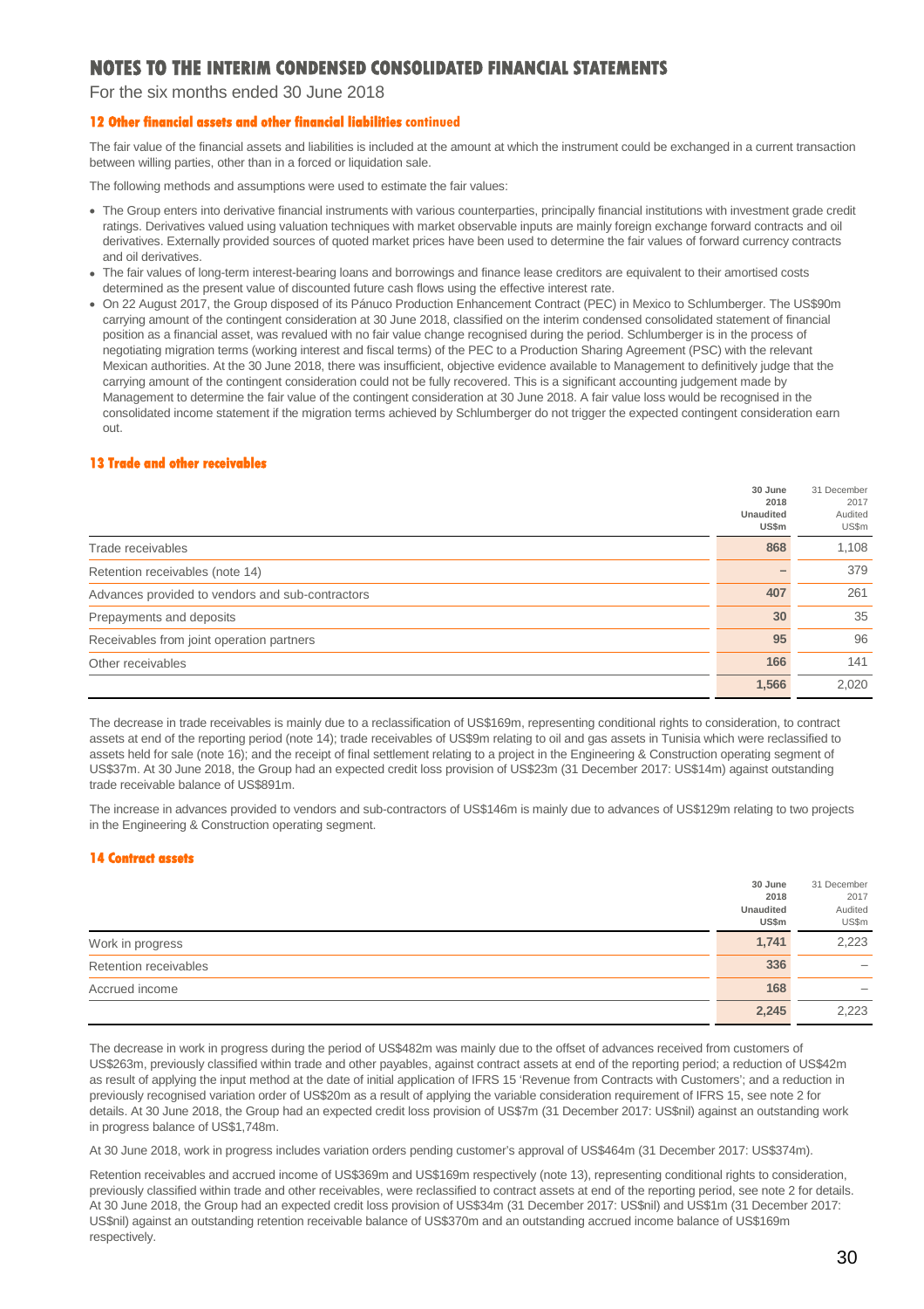# NOTES TO THE INTERIM CONDENSED CONSOLIDATED FINANCIAL STATEMENTS

For the six months ended 30 June 2018

### 12 Other financial assets and other financial liabilities continued

The fair value of the financial assets and liabilities is included at the amount at which the instrument could be exchanged in a current transaction between willing parties, other than in a forced or liquidation sale.

The following methods and assumptions were used to estimate the fair values:

- The Group enters into derivative financial instruments with various counterparties, principally financial institutions with investment grade credit ratings. Derivatives valued using valuation techniques with market observable inputs are mainly foreign exchange forward contracts and oil derivatives. Externally provided sources of quoted market prices have been used to determine the fair values of forward currency contracts and oil derivatives.
- The fair values of long-term interest-bearing loans and borrowings and finance lease creditors are equivalent to their amortised costs determined as the present value of discounted future cash flows using the effective interest rate.
- On 22 August 2017, the Group disposed of its Pánuco Production Enhancement Contract (PEC) in Mexico to Schlumberger. The US$90m carrying amount of the contingent consideration at 30 June 2018, classified on the interim condensed consolidated statement of financial position as a financial asset, was revalued with no fair value change recognised during the period. Schlumberger is in the process of negotiating migration terms (working interest and fiscal terms) of the PEC to a Production Sharing Agreement (PSC) with the relevant Mexican authorities. At the 30 June 2018, there was insufficient, objective evidence available to Management to definitively judge that the carrying amount of the contingent consideration could not be fully recovered. This is a significant accounting judgement made by Management to determine the fair value of the contingent consideration at 30 June 2018. A fair value loss would be recognised in the consolidated income statement if the migration terms achieved by Schlumberger do not trigger the expected contingent consideration earn out.

### 13 Trade and other receivables

| | 30 June 2018 Unaudited US$m | 31 December 2017 Audited US$m |
|---|---|---|
| Trade receivables | **868** | 1,108 |
| Retention receivables (note 14) | **–** | 379 |
| Advances provided to vendors and sub-contractors | **407** | 261 |
| Prepayments and deposits | **30** | 35 |
| Receivables from joint operation partners | **95** | 96 |
| Other receivables | **166** | 141 |
| | **1,566** | 2,020 |

The decrease in trade receivables is mainly due to a reclassification of US$169m, representing conditional rights to consideration, to contract assets at end of the reporting period (note 14); trade receivables of US$9m relating to oil and gas assets in Tunisia which were reclassified to assets held for sale (note 16); and the receipt of final settlement relating to a project in the Engineering & Construction operating segment of US$37m. At 30 June 2018, the Group had an expected credit loss provision of US$23m (31 December 2017: US$14m) against outstanding trade receivable balance of US$891m.

The increase in advances provided to vendors and sub-contractors of US$146m is mainly due to advances of US$129m relating to two projects in the Engineering & Construction operating segment.

### 14 Contract assets

| | 30 June 2018 Unaudited US$m | 31 December 2017 Audited US$m |
|---|---|---|
| Work in progress | **1,741** | 2,223 |
| Retention receivables | **336** | – |
| Accrued income | **168** | – |
| | **2,245** | 2,223 |

The decrease in work in progress during the period of US$482m was mainly due to the offset of advances received from customers of US$263m, previously classified within trade and other payables, against contract assets at end of the reporting period; a reduction of US$42m as result of applying the input method at the date of initial application of IFRS 15 'Revenue from Contracts with Customers'; and a reduction in previously recognised variation order of US$20m as a result of applying the variable consideration requirement of IFRS 15, see note 2 for details. At 30 June 2018, the Group had an expected credit loss provision of US$7m (31 December 2017: US$nil) against an outstanding work in progress balance of US$1,748m.

At 30 June 2018, work in progress includes variation orders pending customer's approval of US$464m (31 December 2017: US$374m).

Retention receivables and accrued income of US$369m and US$169m respectively (note 13), representing conditional rights to consideration, previously classified within trade and other receivables, were reclassified to contract assets at end of the reporting period, see note 2 for details. At 30 June 2018, the Group had an expected credit loss provision of US$34m (31 December 2017: US$nil) and US$1m (31 December 2017: US$nil) against an outstanding retention receivable balance of US$370m and an outstanding accrued income balance of US$169m respectively.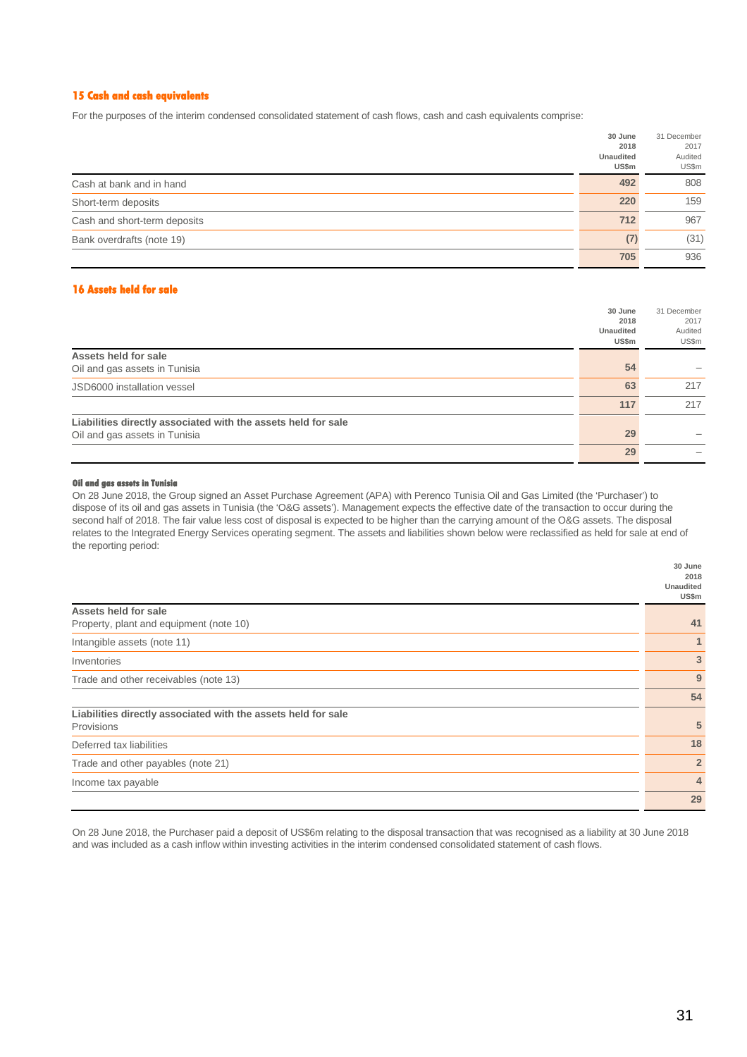## 15 Cash and cash equivalents

For the purposes of the interim condensed consolidated statement of cash flows, cash and cash equivalents comprise:

| | 30 June 2018 Unaudited US$m | 31 December 2017 Audited US$m |
|---|---|---|
| Cash at bank and in hand | **492** | 808 |
| Short-term deposits | **220** | 159 |
| Cash and short-term deposits | **712** | 967 |
| Bank overdrafts (note 19) | **(7)** | (31) |
| | **705** | 936 |

## 16 Assets held for sale

| | 30 June 2018 Unaudited US$m | 31 December 2017 Audited US$m |
|---|---|---|
| **Assets held for sale** | | |
| Oil and gas assets in Tunisia | **54** | – |
| JSD6000 installation vessel | **63** | 217 |
| | **117** | 217 |
| **Liabilities directly associated with the assets held for sale** | | |
| Oil and gas assets in Tunisia | **29** | – |
| | **29** | – |

#### Oil and gas assets in Tunisia

On 28 June 2018, the Group signed an Asset Purchase Agreement (APA) with Perenco Tunisia Oil and Gas Limited (the 'Purchaser') to dispose of its oil and gas assets in Tunisia (the 'O&G assets'). Management expects the effective date of the transaction to occur during the second half of 2018. The fair value less cost of disposal is expected to be higher than the carrying amount of the O&G assets. The disposal relates to the Integrated Energy Services operating segment. The assets and liabilities shown below were reclassified as held for sale at end of the reporting period:

| | 30 June 2018 Unaudited US$m |
|---|---|
| **Assets held for sale** | |
| Property, plant and equipment (note 10) | **41** |
| Intangible assets (note 11) | **1** |
| Inventories | **3** |
| Trade and other receivables (note 13) | **9** |
| | **54** |
| **Liabilities directly associated with the assets held for sale** | |
| Provisions | **5** |
| Deferred tax liabilities | **18** |
| Trade and other payables (note 21) | **2** |
| Income tax payable | **4** |
| | **29** |

On 28 June 2018, the Purchaser paid a deposit of US$6m relating to the disposal transaction that was recognised as a liability at 30 June 2018 and was included as a cash inflow within investing activities in the interim condensed consolidated statement of cash flows.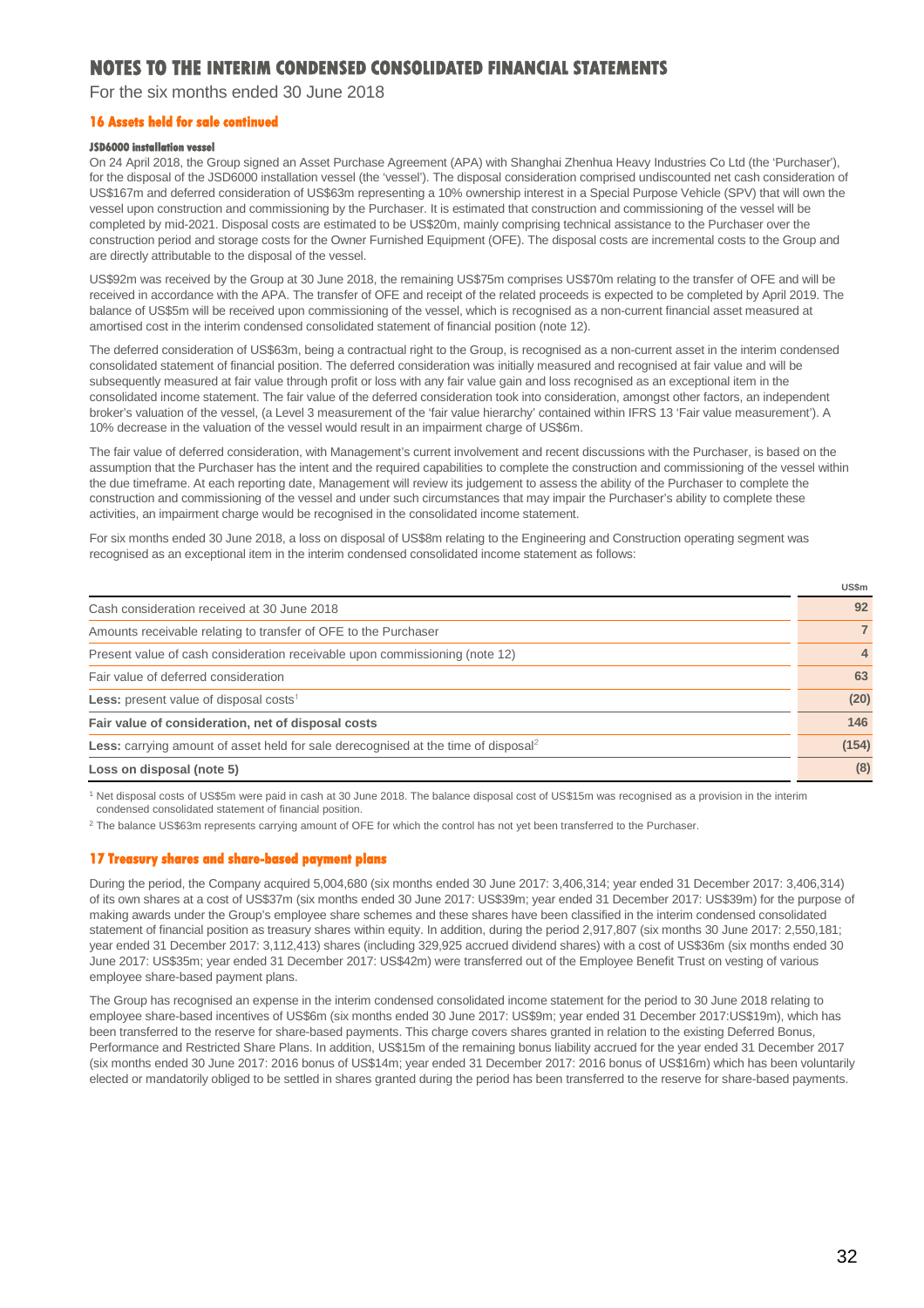# NOTES TO THE INTERIM CONDENSED CONSOLIDATED FINANCIAL STATEMENTS

For the six months ended 30 June 2018

## 16 Assets held for sale continued

### JSD6000 installation vessel

On 24 April 2018, the Group signed an Asset Purchase Agreement (APA) with Shanghai Zhenhua Heavy Industries Co Ltd (the 'Purchaser'), for the disposal of the JSD6000 installation vessel (the 'vessel'). The disposal consideration comprised undiscounted net cash consideration of US$167m and deferred consideration of US$63m representing a 10% ownership interest in a Special Purpose Vehicle (SPV) that will own the vessel upon construction and commissioning by the Purchaser. It is estimated that construction and commissioning of the vessel will be completed by mid-2021. Disposal costs are estimated to be US$20m, mainly comprising technical assistance to the Purchaser over the construction period and storage costs for the Owner Furnished Equipment (OFE). The disposal costs are incremental costs to the Group and are directly attributable to the disposal of the vessel.

US$92m was received by the Group at 30 June 2018, the remaining US$75m comprises US$70m relating to the transfer of OFE and will be received in accordance with the APA. The transfer of OFE and receipt of the related proceeds is expected to be completed by April 2019. The balance of US$5m will be received upon commissioning of the vessel, which is recognised as a non-current financial asset measured at amortised cost in the interim condensed consolidated statement of financial position (note 12).

The deferred consideration of US$63m, being a contractual right to the Group, is recognised as a non-current asset in the interim condensed consolidated statement of financial position. The deferred consideration was initially measured and recognised at fair value and will be subsequently measured at fair value through profit or loss with any fair value gain and loss recognised as an exceptional item in the consolidated income statement. The fair value of the deferred consideration took into consideration, amongst other factors, an independent broker's valuation of the vessel, (a Level 3 measurement of the 'fair value hierarchy' contained within IFRS 13 'Fair value measurement'). A 10% decrease in the valuation of the vessel would result in an impairment charge of US$6m.

The fair value of deferred consideration, with Management's current involvement and recent discussions with the Purchaser, is based on the assumption that the Purchaser has the intent and the required capabilities to complete the construction and commissioning of the vessel within the due timeframe. At each reporting date, Management will review its judgement to assess the ability of the Purchaser to complete the construction and commissioning of the vessel and under such circumstances that may impair the Purchaser's ability to complete these activities, an impairment charge would be recognised in the consolidated income statement.

For six months ended 30 June 2018, a loss on disposal of US$8m relating to the Engineering and Construction operating segment was recognised as an exceptional item in the interim condensed consolidated income statement as follows:

| | US$m |
|---|---|
| Cash consideration received at 30 June 2018 | 92 |
| Amounts receivable relating to transfer of OFE to the Purchaser | 7 |
| Present value of cash consideration receivable upon commissioning (note 12) | 4 |
| Fair value of deferred consideration | 63 |
| **Less:** present value of disposal costs[1] | (20) |
| **Fair value of consideration, net of disposal costs** | **146** |
| **Less:** carrying amount of asset held for sale derecognised at the time of disposal[2] | (154) |
| **Loss on disposal (note 5)** | **(8)** |

[1] Net disposal costs of US$5m were paid in cash at 30 June 2018. The balance disposal cost of US$15m was recognised as a provision in the interim condensed consolidated statement of financial position.

[2] The balance US$63m represents carrying amount of OFE for which the control has not yet been transferred to the Purchaser.

## 17 Treasury shares and share-based payment plans

During the period, the Company acquired 5,004,680 (six months ended 30 June 2017: 3,406,314; year ended 31 December 2017: 3,406,314) of its own shares at a cost of US$37m (six months ended 30 June 2017: US$39m; year ended 31 December 2017: US$39m) for the purpose of making awards under the Group's employee share schemes and these shares have been classified in the interim condensed consolidated statement of financial position as treasury shares within equity. In addition, during the period 2,917,807 (six months 30 June 2017: 2,550,181; year ended 31 December 2017: 3,112,413) shares (including 329,925 accrued dividend shares) with a cost of US$36m (six months ended 30 June 2017: US$35m; year ended 31 December 2017: US$42m) were transferred out of the Employee Benefit Trust on vesting of various employee share-based payment plans.

The Group has recognised an expense in the interim condensed consolidated income statement for the period to 30 June 2018 relating to employee share-based incentives of US$6m (six months ended 30 June 2017: US$9m; year ended 31 December 2017:US$19m), which has been transferred to the reserve for share-based payments. This charge covers shares granted in relation to the existing Deferred Bonus, Performance and Restricted Share Plans. In addition, US$15m of the remaining bonus liability accrued for the year ended 31 December 2017 (six months ended 30 June 2017: 2016 bonus of US$14m; year ended 31 December 2017: 2016 bonus of US$16m) which has been voluntarily elected or mandatorily obliged to be settled in shares granted during the period has been transferred to the reserve for share-based payments.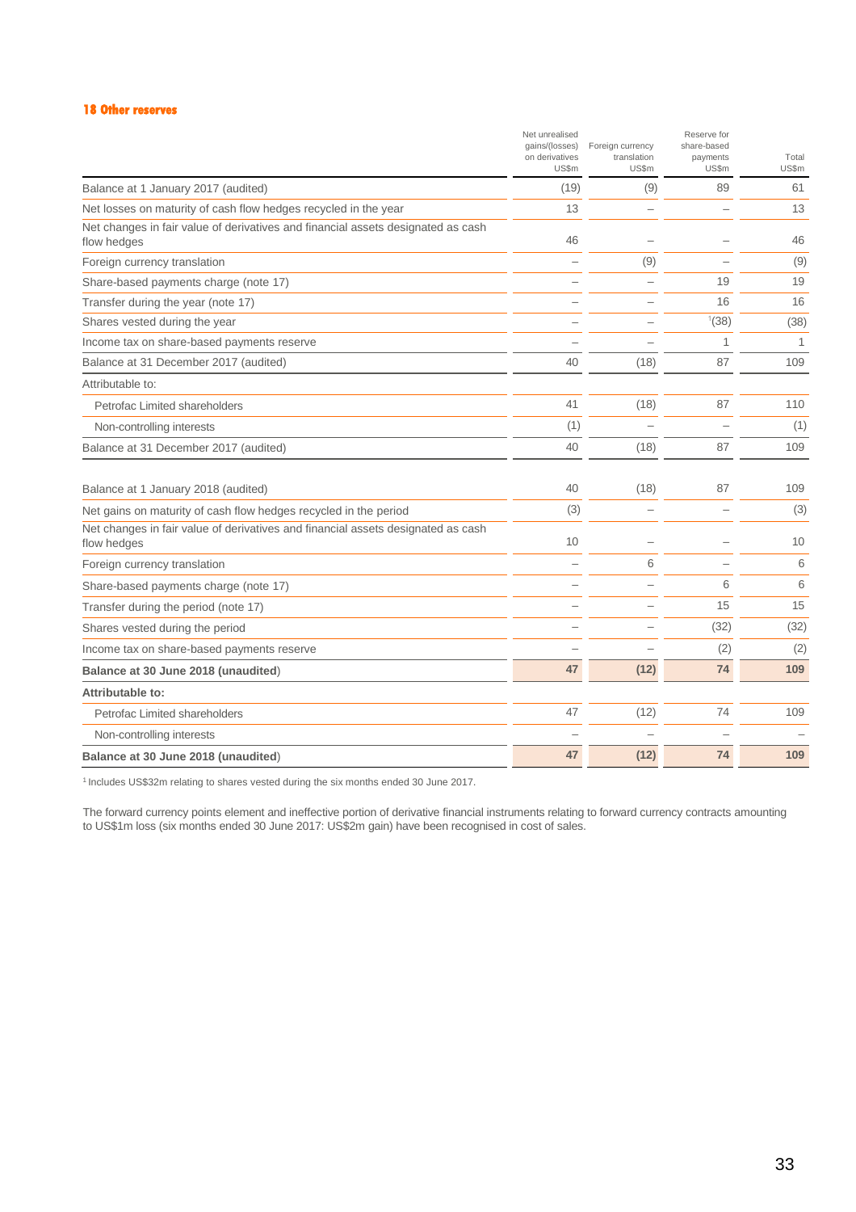## 18 Other reserves

| | Net unrealised gains/(losses) on derivatives US$m | Foreign currency translation US$m | Reserve for share-based payments US$m | Total US$m |
|---|---|---|---|---|
| Balance at 1 January 2017 (audited) | (19) | (9) | 89 | 61 |
| Net losses on maturity of cash flow hedges recycled in the year | 13 | – | – | 13 |
| Net changes in fair value of derivatives and financial assets designated as cash flow hedges | 46 | – | – | 46 |
| Foreign currency translation | – | (9) | – | (9) |
| Share-based payments charge (note 17) | – | – | 19 | 19 |
| Transfer during the year (note 17) | – | – | 16 | 16 |
| Shares vested during the year | – | – | [1](38) | (38) |
| Income tax on share-based payments reserve | – | – | 1 | 1 |
| Balance at 31 December 2017 (audited) | 40 | (18) | 87 | 109 |
| Attributable to: | | | | |
| Petrofac Limited shareholders | 41 | (18) | 87 | 110 |
| Non-controlling interests | (1) | – | – | (1) |
| Balance at 31 December 2017 (audited) | 40 | (18) | 87 | 109 |
| | | | | |
| Balance at 1 January 2018 (audited) | 40 | (18) | 87 | 109 |
| Net gains on maturity of cash flow hedges recycled in the period | (3) | – | – | (3) |
| Net changes in fair value of derivatives and financial assets designated as cash flow hedges | 10 | – | – | 10 |
| Foreign currency translation | – | 6 | – | 6 |
| Share-based payments charge (note 17) | – | – | 6 | 6 |
| Transfer during the period (note 17) | – | – | 15 | 15 |
| Shares vested during the period | – | – | (32) | (32) |
| Income tax on share-based payments reserve | – | – | (2) | (2) |
| **Balance at 30 June 2018 (unaudited)** | **47** | **(12)** | **74** | **109** |
| **Attributable to:** | | | | |
| Petrofac Limited shareholders | 47 | (12) | 74 | 109 |
| Non-controlling interests | – | – | – | – |
| **Balance at 30 June 2018 (unaudited)** | **47** | **(12)** | **74** | **109** |

[1] Includes US$32m relating to shares vested during the six months ended 30 June 2017.

The forward currency points element and ineffective portion of derivative financial instruments relating to forward currency contracts amounting to US$1m loss (six months ended 30 June 2017: US$2m gain) have been recognised in cost of sales.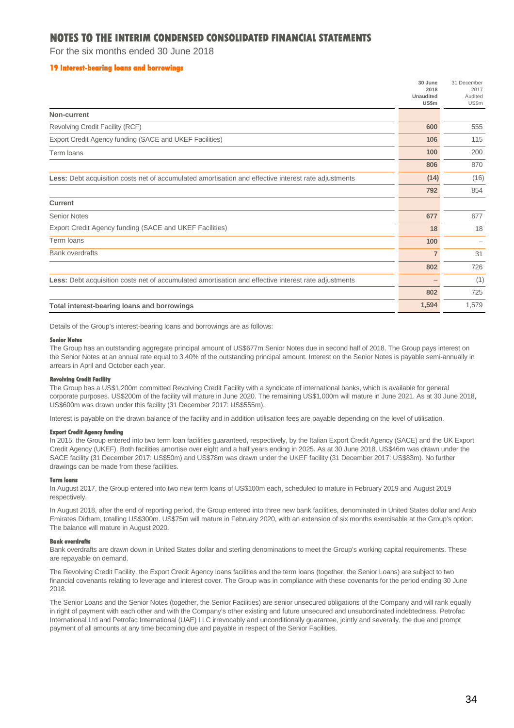# NOTES TO THE INTERIM CONDENSED CONSOLIDATED FINANCIAL STATEMENTS

For the six months ended 30 June 2018

## 19 Interest-bearing loans and borrowings

| | 30 June 2018 Unaudited US$m | 31 December 2017 Audited US$m |
|---|---|---|
| **Non-current** | | |
| Revolving Credit Facility (RCF) | 600 | 555 |
| Export Credit Agency funding (SACE and UKEF Facilities) | 106 | 115 |
| Term loans | 100 | 200 |
| | 806 | 870 |
| **Less:** Debt acquisition costs net of accumulated amortisation and effective interest rate adjustments | (14) | (16) |
| | 792 | 854 |
| **Current** | | |
| Senior Notes | 677 | 677 |
| Export Credit Agency funding (SACE and UKEF Facilities) | 18 | 18 |
| Term loans | 100 | – |
| Bank overdrafts | 7 | 31 |
| | 802 | 726 |
| **Less:** Debt acquisition costs net of accumulated amortisation and effective interest rate adjustments | – | (1) |
| | 802 | 725 |
| **Total interest-bearing loans and borrowings** | 1,594 | 1,579 |

Details of the Group's interest-bearing loans and borrowings are as follows:

#### Senior Notes

The Group has an outstanding aggregate principal amount of US$677m Senior Notes due in second half of 2018. The Group pays interest on the Senior Notes at an annual rate equal to 3.40% of the outstanding principal amount. Interest on the Senior Notes is payable semi-annually in arrears in April and October each year.

#### Revolving Credit Facility

The Group has a US$1,200m committed Revolving Credit Facility with a syndicate of international banks, which is available for general corporate purposes. US$200m of the facility will mature in June 2020. The remaining US$1,000m will mature in June 2021. As at 30 June 2018, US$600m was drawn under this facility (31 December 2017: US$555m).

Interest is payable on the drawn balance of the facility and in addition utilisation fees are payable depending on the level of utilisation.

#### Export Credit Agency funding

In 2015, the Group entered into two term loan facilities guaranteed, respectively, by the Italian Export Credit Agency (SACE) and the UK Export Credit Agency (UKEF). Both facilities amortise over eight and a half years ending in 2025. As at 30 June 2018, US$46m was drawn under the SACE facility (31 December 2017: US$50m) and US$78m was drawn under the UKEF facility (31 December 2017: US$83m). No further drawings can be made from these facilities.

#### Term loans

In August 2017, the Group entered into two new term loans of US$100m each, scheduled to mature in February 2019 and August 2019 respectively.

In August 2018, after the end of reporting period, the Group entered into three new bank facilities, denominated in United States dollar and Arab Emirates Dirham, totalling US$300m. US$75m will mature in February 2020, with an extension of six months exercisable at the Group's option. The balance will mature in August 2020.

#### Bank overdrafts

Bank overdrafts are drawn down in United States dollar and sterling denominations to meet the Group's working capital requirements. These are repayable on demand.

The Revolving Credit Facility, the Export Credit Agency loans facilities and the term loans (together, the Senior Loans) are subject to two financial covenants relating to leverage and interest cover. The Group was in compliance with these covenants for the period ending 30 June 2018.

The Senior Loans and the Senior Notes (together, the Senior Facilities) are senior unsecured obligations of the Company and will rank equally in right of payment with each other and with the Company's other existing and future unsecured and unsubordinated indebtedness. Petrofac International Ltd and Petrofac International (UAE) LLC irrevocably and unconditionally guarantee, jointly and severally, the due and prompt payment of all amounts at any time becoming due and payable in respect of the Senior Facilities.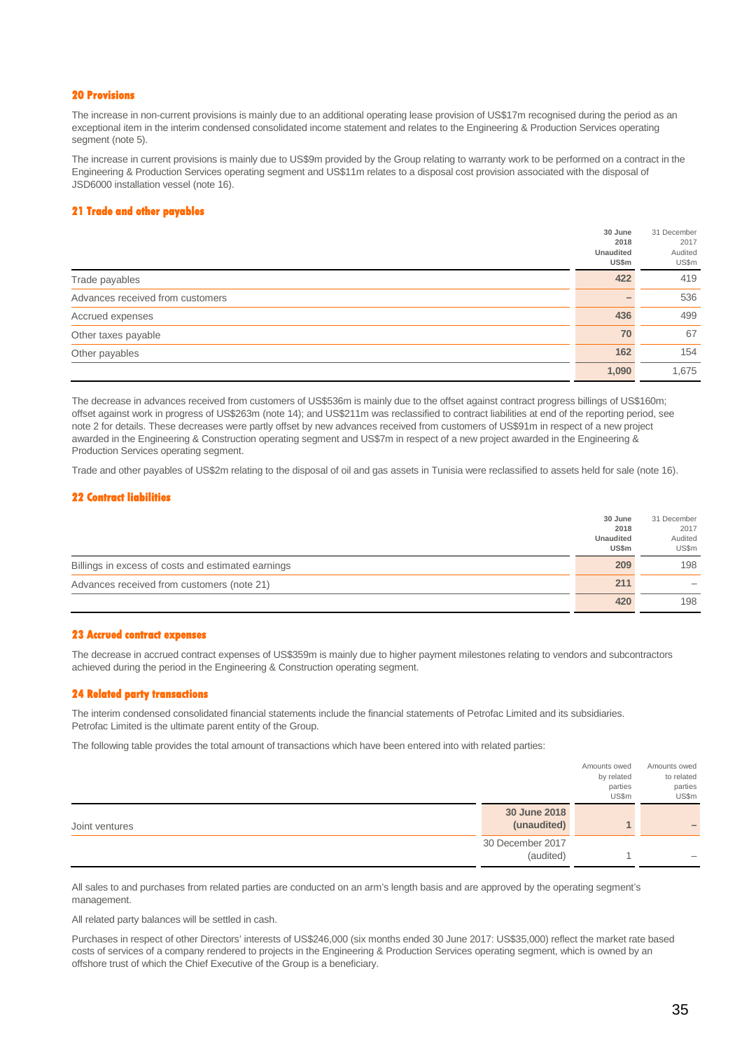## 20 Provisions

The increase in non-current provisions is mainly due to an additional operating lease provision of US$17m recognised during the period as an exceptional item in the interim condensed consolidated income statement and relates to the Engineering & Production Services operating segment (note 5).

The increase in current provisions is mainly due to US$9m provided by the Group relating to warranty work to be performed on a contract in the Engineering & Production Services operating segment and US$11m relates to a disposal cost provision associated with the disposal of JSD6000 installation vessel (note 16).

## 21 Trade and other payables

| | **30 June 2018 Unaudited US$m** | 31 December 2017 Audited US$m |
|---|---|---|
| Trade payables | **422** | 419 |
| Advances received from customers | **–** | 536 |
| Accrued expenses | **436** | 499 |
| Other taxes payable | **70** | 67 |
| Other payables | **162** | 154 |
| | **1,090** | 1,675 |

The decrease in advances received from customers of US$536m is mainly due to the offset against contract progress billings of US$160m; offset against work in progress of US$263m (note 14); and US$211m was reclassified to contract liabilities at end of the reporting period, see note 2 for details. These decreases were partly offset by new advances received from customers of US$91m in respect of a new project awarded in the Engineering & Construction operating segment and US$7m in respect of a new project awarded in the Engineering & Production Services operating segment.

Trade and other payables of US$2m relating to the disposal of oil and gas assets in Tunisia were reclassified to assets held for sale (note 16).

## 22 Contract liabilities

| | **30 June 2018 Unaudited US$m** | 31 December 2017 Audited US$m |
|---|---|---|
| Billings in excess of costs and estimated earnings | **209** | 198 |
| Advances received from customers (note 21) | **211** | – |
| | **420** | 198 |

## 23 Accrued contract expenses

The decrease in accrued contract expenses of US$359m is mainly due to higher payment milestones relating to vendors and subcontractors achieved during the period in the Engineering & Construction operating segment.

## 24 Related party transactions

The interim condensed consolidated financial statements include the financial statements of Petrofac Limited and its subsidiaries. Petrofac Limited is the ultimate parent entity of the Group.

The following table provides the total amount of transactions which have been entered into with related parties:

| | | Amounts owed by related parties US$m | Amounts owed to related parties US$m |
|---|---|---|---|
| Joint ventures | **30 June 2018 (unaudited)** | **1** | **–** |
| | 30 December 2017 (audited) | 1 | – |

All sales to and purchases from related parties are conducted on an arm's length basis and are approved by the operating segment's management.

All related party balances will be settled in cash.

Purchases in respect of other Directors' interests of US$246,000 (six months ended 30 June 2017: US$35,000) reflect the market rate based costs of services of a company rendered to projects in the Engineering & Production Services operating segment, which is owned by an offshore trust of which the Chief Executive of the Group is a beneficiary.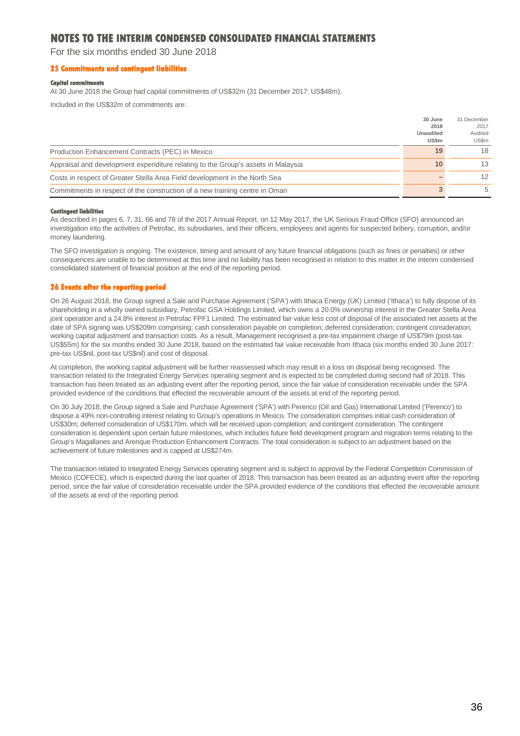# NOTES TO THE INTERIM CONDENSED CONSOLIDATED FINANCIAL STATEMENTS

For the six months ended 30 June 2018

## 25 Commitments and contingent liabilities

### Capital commitments

At 30 June 2018 the Group had capital commitments of US$32m (31 December 2017: US$48m).

Included in the US$32m of commitments are:

| | 30 June 2018 Unaudited US$m | 31 December 2017 Audited US$m |
|---|---|---|
| Production Enhancement Contracts (PEC) in Mexico | 19 | 18 |
| Appraisal and development expenditure relating to the Group's assets in Malaysia | 10 | 13 |
| Costs in respect of Greater Stella Area Field development in the North Sea | – | 12 |
| Commitments in respect of the construction of a new training centre in Oman | 3 | 5 |

### Contingent liabilities

As described in pages 6, 7, 31, 66 and 78 of the 2017 Annual Report, on 12 May 2017, the UK Serious Fraud Office (SFO) announced an investigation into the activities of Petrofac, its subsidiaries, and their officers, employees and agents for suspected bribery, corruption, and/or money laundering.

The SFO investigation is ongoing. The existence, timing and amount of any future financial obligations (such as fines or penalties) or other consequences are unable to be determined at this time and no liability has been recognised in relation to this matter in the interim condensed consolidated statement of financial position at the end of the reporting period.

## 26 Events after the reporting period

On 26 August 2018, the Group signed a Sale and Purchase Agreement ('SPA') with Ithaca Energy (UK) Limited ('Ithaca') to fully dispose of its shareholding in a wholly owned subsidiary, Petrofac GSA Holdings Limited, which owns a 20.0% ownership interest in the Greater Stella Area joint operation and a 24.8% interest in Petrofac FPF1 Limited. The estimated fair value less cost of disposal of the associated net assets at the date of SPA signing was US$209m comprising; cash consideration payable on completion; deferred consideration; contingent consideration; working capital adjustment and transaction costs. As a result, Management recognised a pre-tax impairment charge of US$79m (post-tax US$55m) for the six months ended 30 June 2018, based on the estimated fair value receivable from Ithaca (six months ended 30 June 2017: pre-tax US$nil, post-tax US$nil) and cost of disposal.

At completion, the working capital adjustment will be further reassessed which may result in a loss on disposal being recognised. The transaction related to the Integrated Energy Services operating segment and is expected to be completed during second half of 2018. This transaction has been treated as an adjusting event after the reporting period, since the fair value of consideration receivable under the SPA provided evidence of the conditions that effected the recoverable amount of the assets at end of the reporting period.

On 30 July 2018, the Group signed a Sale and Purchase Agreement ('SPA') with Perenco (Oil and Gas) International Limited ('Perenco') to dispose a 49% non-controlling interest relating to Group's operations in Mexico. The consideration comprises initial cash consideration of US$30m; deferred consideration of US$170m, which will be received upon completion; and contingent consideration. The contingent consideration is dependent upon certain future milestones, which includes future field development program and migration terms relating to the Group's Magallanes and Arenque Production Enhancement Contracts. The total consideration is subject to an adjustment based on the achievement of future milestones and is capped at US$274m.

The transaction related to Integrated Energy Services operating segment and is subject to approval by the Federal Competition Commission of Mexico (COFECE), which is expected during the last quarter of 2018. This transaction has been treated as an adjusting event after the reporting period, since the fair value of consideration receivable under the SPA provided evidence of the conditions that effected the recoverable amount of the assets at end of the reporting period.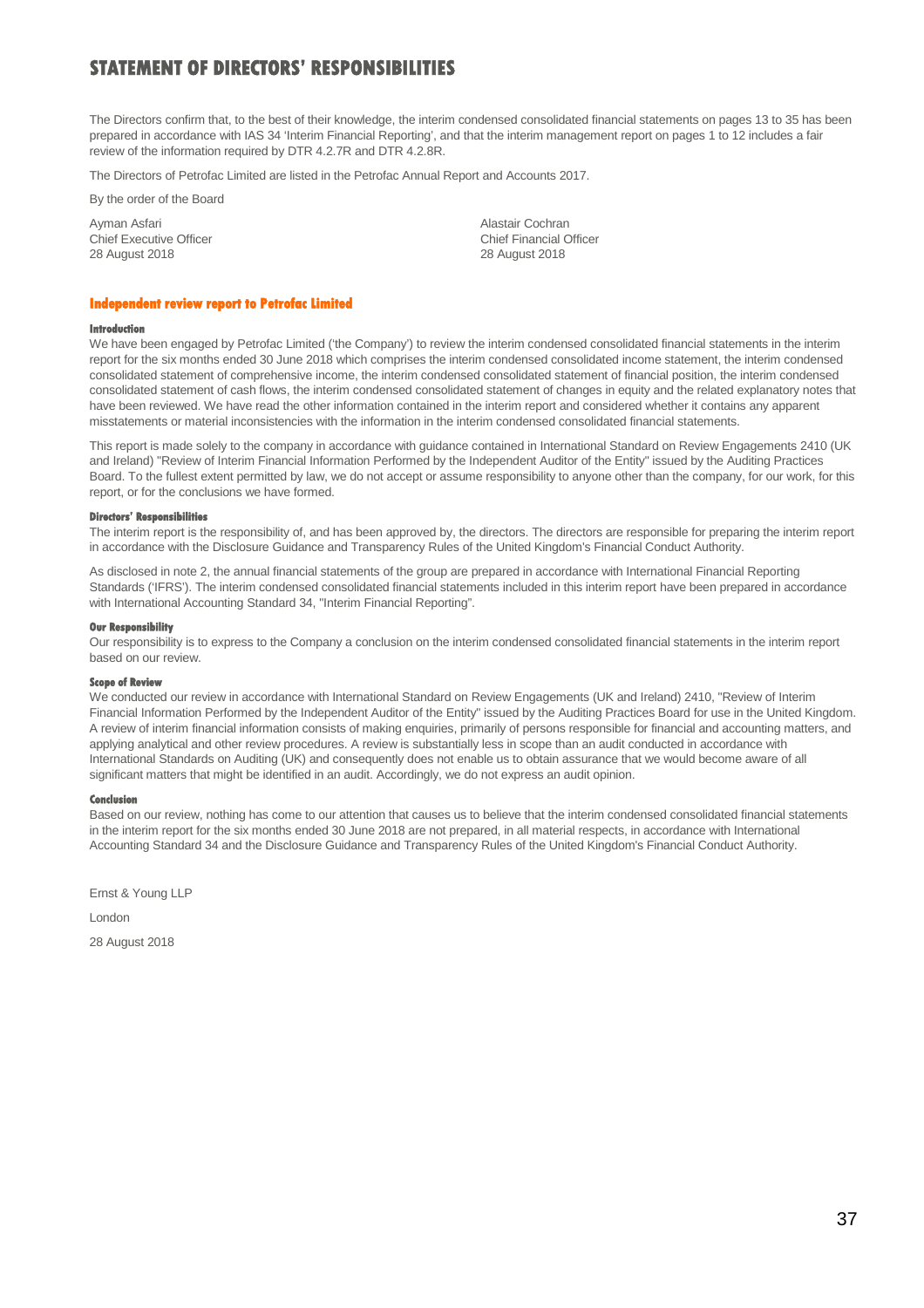# STATEMENT OF DIRECTORS' RESPONSIBILITIES

The Directors confirm that, to the best of their knowledge, the interim condensed consolidated financial statements on pages 13 to 35 has been prepared in accordance with IAS 34 'Interim Financial Reporting', and that the interim management report on pages 1 to 12 includes a fair review of the information required by DTR 4.2.7R and DTR 4.2.8R.

The Directors of Petrofac Limited are listed in the Petrofac Annual Report and Accounts 2017.

By the order of the Board

Ayman Asfari
Chief Executive Officer
28 August 2018

Alastair Cochran
Chief Financial Officer
28 August 2018

## Independent review report to Petrofac Limited

### Introduction

We have been engaged by Petrofac Limited ('the Company') to review the interim condensed consolidated financial statements in the interim report for the six months ended 30 June 2018 which comprises the interim condensed consolidated income statement, the interim condensed consolidated statement of comprehensive income, the interim condensed consolidated statement of financial position, the interim condensed consolidated statement of cash flows, the interim condensed consolidated statement of changes in equity and the related explanatory notes that have been reviewed. We have read the other information contained in the interim report and considered whether it contains any apparent misstatements or material inconsistencies with the information in the interim condensed consolidated financial statements.

This report is made solely to the company in accordance with guidance contained in International Standard on Review Engagements 2410 (UK and Ireland) "Review of Interim Financial Information Performed by the Independent Auditor of the Entity" issued by the Auditing Practices Board. To the fullest extent permitted by law, we do not accept or assume responsibility to anyone other than the company, for our work, for this report, or for the conclusions we have formed.

### Directors' Responsibilities

The interim report is the responsibility of, and has been approved by, the directors. The directors are responsible for preparing the interim report in accordance with the Disclosure Guidance and Transparency Rules of the United Kingdom's Financial Conduct Authority.

As disclosed in note 2, the annual financial statements of the group are prepared in accordance with International Financial Reporting Standards ('IFRS'). The interim condensed consolidated financial statements included in this interim report have been prepared in accordance with International Accounting Standard 34, "Interim Financial Reporting".

### Our Responsibility

Our responsibility is to express to the Company a conclusion on the interim condensed consolidated financial statements in the interim report based on our review.

### Scope of Review

We conducted our review in accordance with International Standard on Review Engagements (UK and Ireland) 2410, "Review of Interim Financial Information Performed by the Independent Auditor of the Entity" issued by the Auditing Practices Board for use in the United Kingdom. A review of interim financial information consists of making enquiries, primarily of persons responsible for financial and accounting matters, and applying analytical and other review procedures. A review is substantially less in scope than an audit conducted in accordance with International Standards on Auditing (UK) and consequently does not enable us to obtain assurance that we would become aware of all significant matters that might be identified in an audit. Accordingly, we do not express an audit opinion.

### Conclusion

Based on our review, nothing has come to our attention that causes us to believe that the interim condensed consolidated financial statements in the interim report for the six months ended 30 June 2018 are not prepared, in all material respects, in accordance with International Accounting Standard 34 and the Disclosure Guidance and Transparency Rules of the United Kingdom's Financial Conduct Authority.

Ernst & Young LLP

London

28 August 2018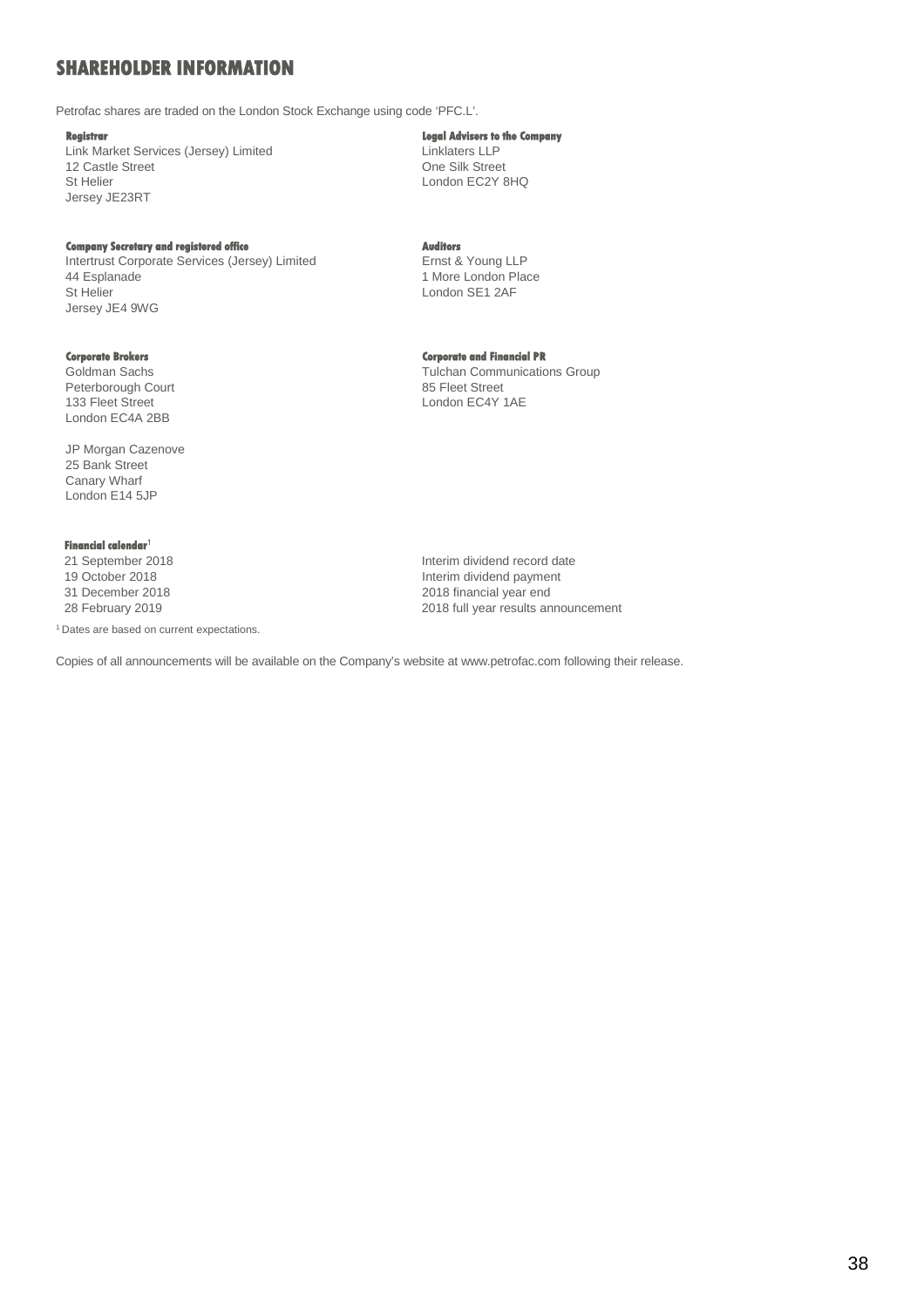# SHAREHOLDER INFORMATION

Petrofac shares are traded on the London Stock Exchange using code 'PFC.L'.

**Registrar**
Link Market Services (Jersey) Limited
12 Castle Street
St Helier
Jersey JE23RT

**Legal Advisors to the Company**
Linklaters LLP
One Silk Street
London EC2Y 8HQ

**Company Secretary and registered office**
Intertrust Corporate Services (Jersey) Limited
44 Esplanade
St Helier
Jersey JE4 9WG

**Auditors**
Ernst & Young LLP
1 More London Place
London SE1 2AF

**Corporate Brokers**
Goldman Sachs
Peterborough Court
133 Fleet Street
London EC4A 2BB

JP Morgan Cazenove
25 Bank Street
Canary Wharf
London E14 5JP

**Corporate and Financial PR**
Tulchan Communications Group
85 Fleet Street
London EC4Y 1AE

**Financial calendar**[1]

| | |
|---|---|
| 21 September 2018 | Interim dividend record date |
| 19 October 2018 | Interim dividend payment |
| 31 December 2018 | 2018 financial year end |
| 28 February 2019 | 2018 full year results announcement |

[1] Dates are based on current expectations.

Copies of all announcements will be available on the Company's website at www.petrofac.com following their release.